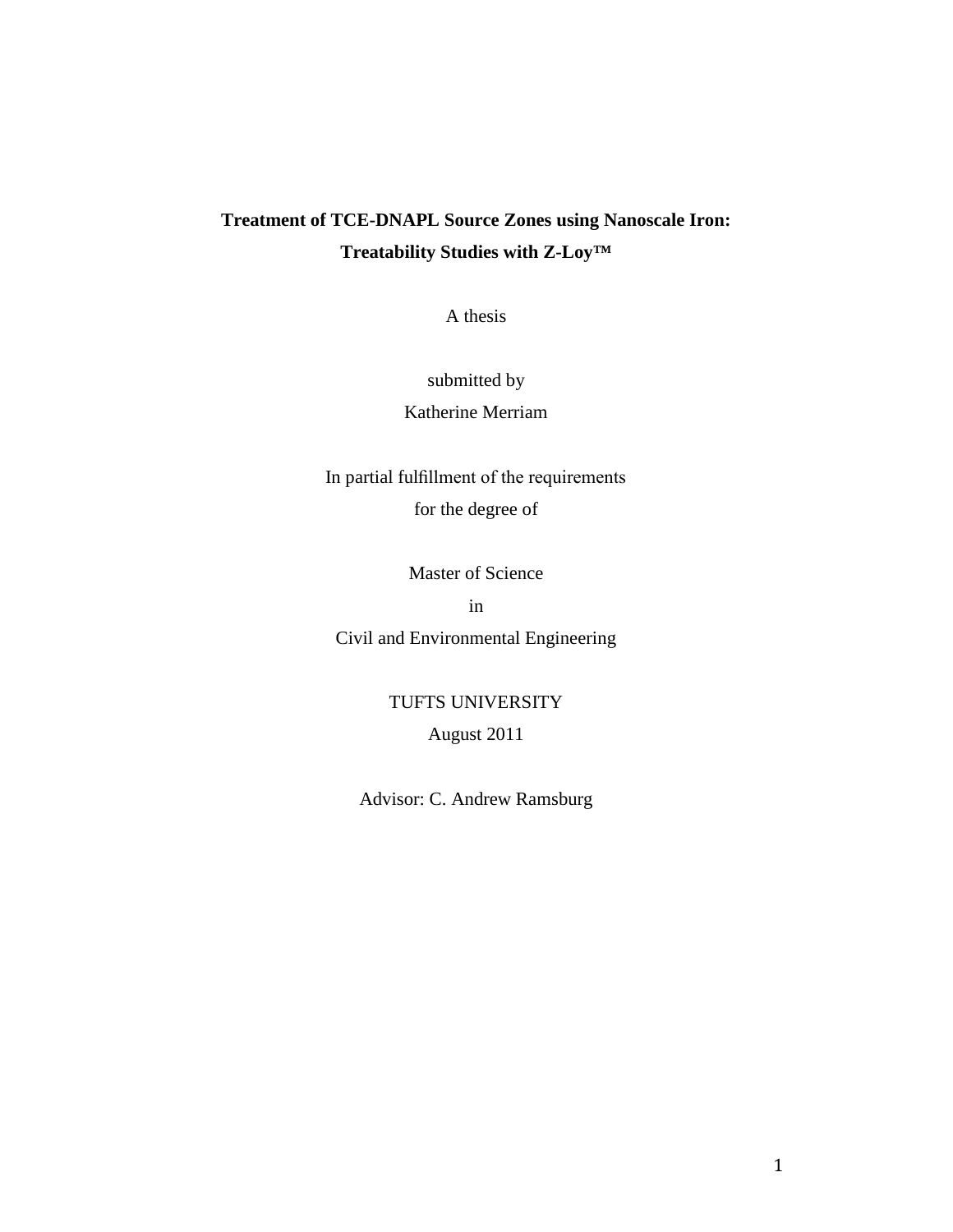# Treatment of TCE-DNAPL Source Zones using Nanoscale Iron: Treatability Studies with Z-Loy™

A thesis

submitted by

Katherine Merriam

In partial fulfillment of the requirements

for the degree of

Master of Science

in

Civil and Environmental Engineering

TUFTS UNIVERSITY

August 2011

Advisor: C. Andrew Ramsburg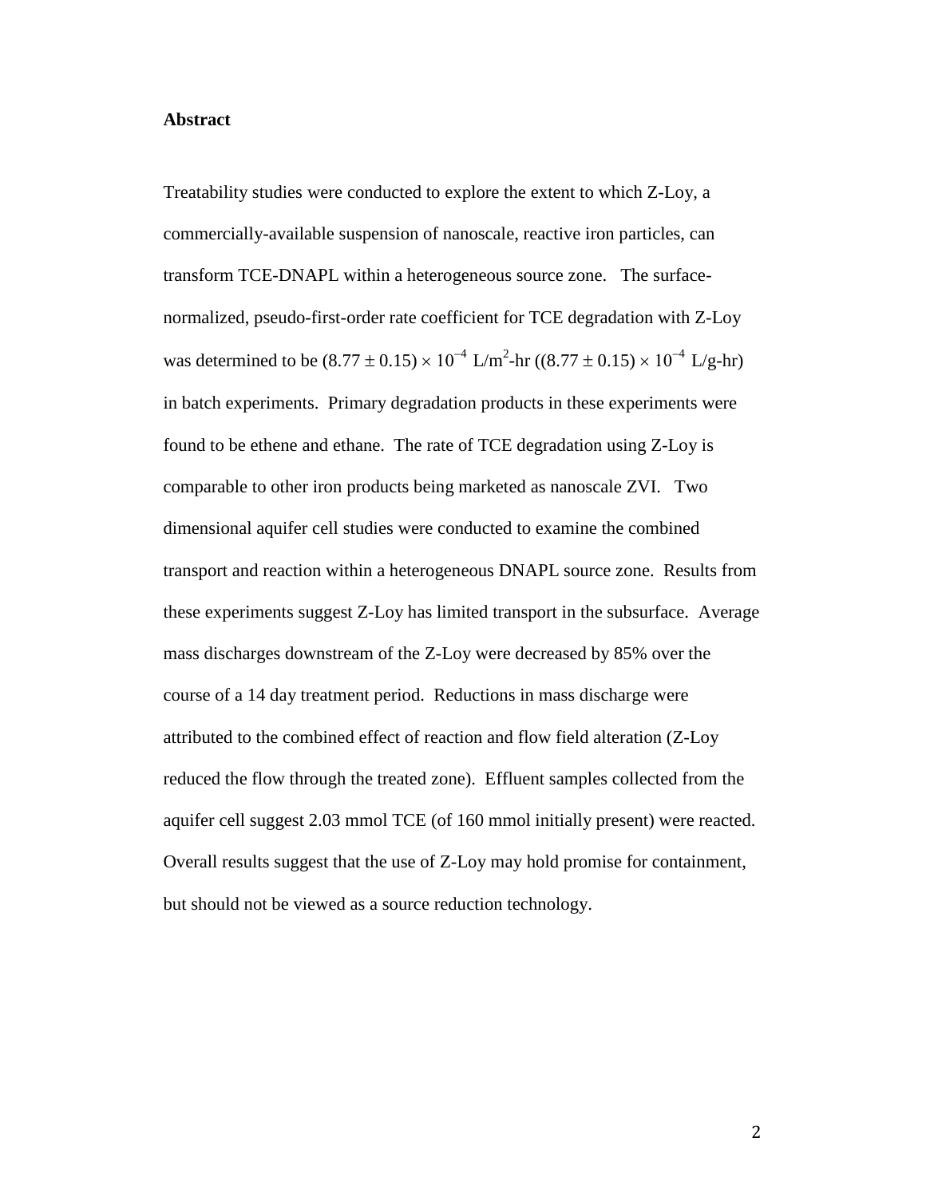**Abstract**

Treatability studies were conducted to explore the extent to which Z-Loy, a commercially-available suspension of nanoscale, reactive iron particles, can transform TCE-DNAPL within a heterogeneous source zone. The surface-normalized, pseudo-first-order rate coefficient for TCE degradation with Z-Loy was determined to be $(8.77 \pm 0.15) \times 10^{-4}$ L/m$^2$-hr ($(8.77 \pm 0.15) \times 10^{-4}$ L/g-hr) in batch experiments. Primary degradation products in these experiments were found to be ethene and ethane. The rate of TCE degradation using Z-Loy is comparable to other iron products being marketed as nanoscale ZVI. Two dimensional aquifer cell studies were conducted to examine the combined transport and reaction within a heterogeneous DNAPL source zone. Results from these experiments suggest Z-Loy has limited transport in the subsurface. Average mass discharges downstream of the Z-Loy were decreased by 85% over the course of a 14 day treatment period. Reductions in mass discharge were attributed to the combined effect of reaction and flow field alteration (Z-Loy reduced the flow through the treated zone). Effluent samples collected from the aquifer cell suggest 2.03 mmol TCE (of 160 mmol initially present) were reacted. Overall results suggest that the use of Z-Loy may hold promise for containment, but should not be viewed as a source reduction technology.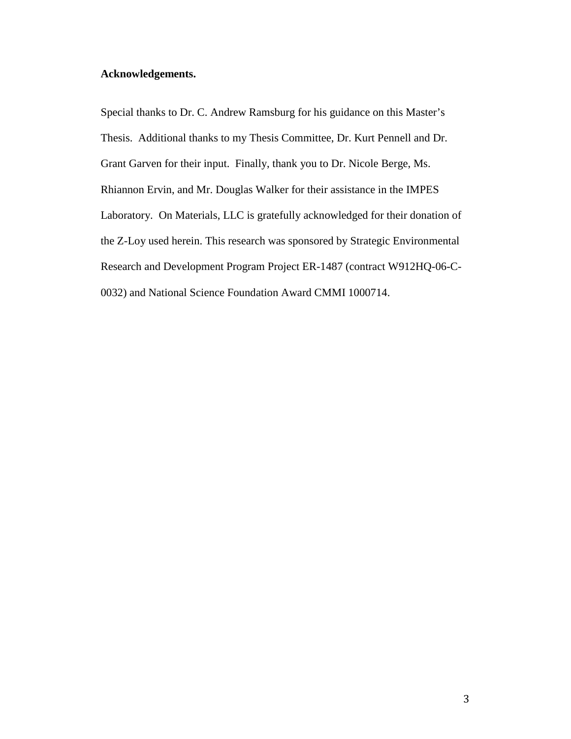**Acknowledgements.**

Special thanks to Dr. C. Andrew Ramsburg for his guidance on this Master's Thesis. Additional thanks to my Thesis Committee, Dr. Kurt Pennell and Dr. Grant Garven for their input. Finally, thank you to Dr. Nicole Berge, Ms. Rhiannon Ervin, and Mr. Douglas Walker for their assistance in the IMPES Laboratory. On Materials, LLC is gratefully acknowledged for their donation of the Z-Loy used herein. This research was sponsored by Strategic Environmental Research and Development Program Project ER-1487 (contract W912HQ-06-C-0032) and National Science Foundation Award CMMI 1000714.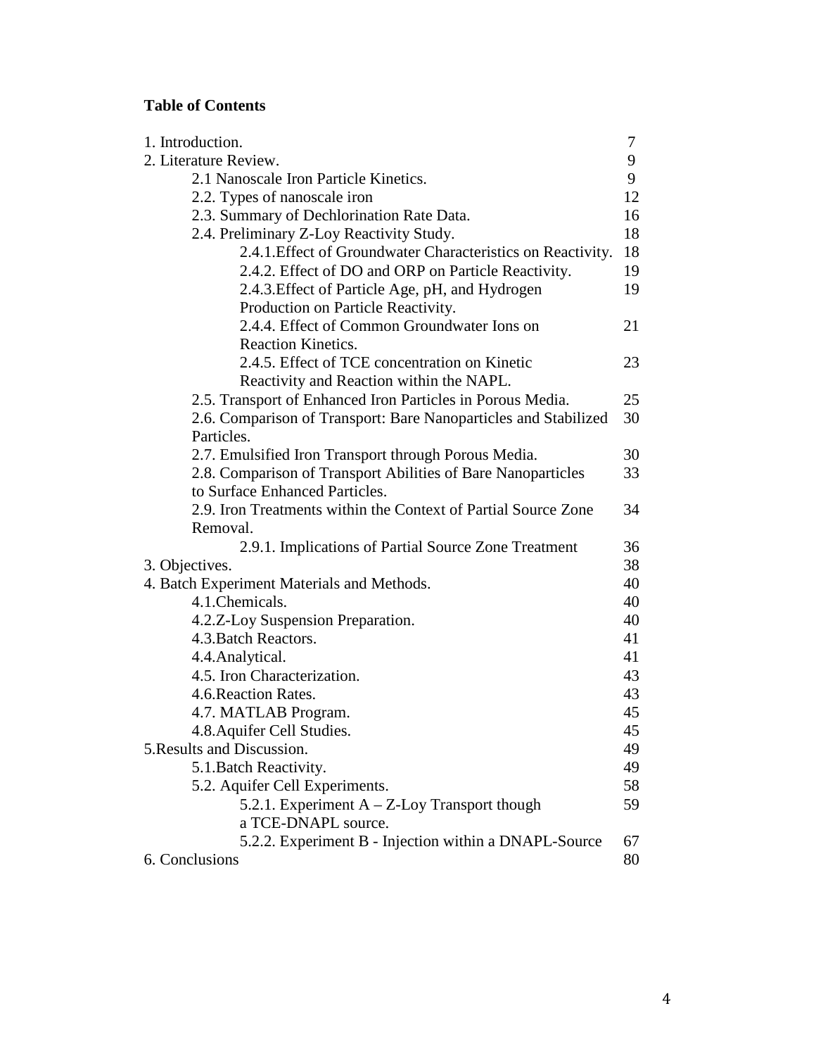**Table of Contents**

| | |
|---|---|
| 1. Introduction. | 7 |
| 2. Literature Review. | 9 |
| &nbsp;&nbsp;&nbsp;&nbsp;2.1 Nanoscale Iron Particle Kinetics. | 9 |
| &nbsp;&nbsp;&nbsp;&nbsp;2.2. Types of nanoscale iron | 12 |
| &nbsp;&nbsp;&nbsp;&nbsp;2.3. Summary of Dechlorination Rate Data. | 16 |
| &nbsp;&nbsp;&nbsp;&nbsp;2.4. Preliminary Z-Loy Reactivity Study. | 18 |
| &nbsp;&nbsp;&nbsp;&nbsp;&nbsp;&nbsp;&nbsp;&nbsp;2.4.1.Effect of Groundwater Characteristics on Reactivity. | 18 |
| &nbsp;&nbsp;&nbsp;&nbsp;&nbsp;&nbsp;&nbsp;&nbsp;2.4.2. Effect of DO and ORP on Particle Reactivity. | 19 |
| &nbsp;&nbsp;&nbsp;&nbsp;&nbsp;&nbsp;&nbsp;&nbsp;2.4.3.Effect of Particle Age, pH, and Hydrogen Production on Particle Reactivity. | 19 |
| &nbsp;&nbsp;&nbsp;&nbsp;&nbsp;&nbsp;&nbsp;&nbsp;2.4.4. Effect of Common Groundwater Ions on Reaction Kinetics. | 21 |
| &nbsp;&nbsp;&nbsp;&nbsp;&nbsp;&nbsp;&nbsp;&nbsp;2.4.5. Effect of TCE concentration on Kinetic Reactivity and Reaction within the NAPL. | 23 |
| &nbsp;&nbsp;&nbsp;&nbsp;2.5. Transport of Enhanced Iron Particles in Porous Media. | 25 |
| &nbsp;&nbsp;&nbsp;&nbsp;2.6. Comparison of Transport: Bare Nanoparticles and Stabilized Particles. | 30 |
| &nbsp;&nbsp;&nbsp;&nbsp;2.7. Emulsified Iron Transport through Porous Media. | 30 |
| &nbsp;&nbsp;&nbsp;&nbsp;2.8. Comparison of Transport Abilities of Bare Nanoparticles to Surface Enhanced Particles. | 33 |
| &nbsp;&nbsp;&nbsp;&nbsp;2.9. Iron Treatments within the Context of Partial Source Zone Removal. | 34 |
| &nbsp;&nbsp;&nbsp;&nbsp;&nbsp;&nbsp;&nbsp;&nbsp;2.9.1. Implications of Partial Source Zone Treatment | 36 |
| 3. Objectives. | 38 |
| 4. Batch Experiment Materials and Methods. | 40 |
| &nbsp;&nbsp;&nbsp;&nbsp;4.1.Chemicals. | 40 |
| &nbsp;&nbsp;&nbsp;&nbsp;4.2.Z-Loy Suspension Preparation. | 40 |
| &nbsp;&nbsp;&nbsp;&nbsp;4.3.Batch Reactors. | 41 |
| &nbsp;&nbsp;&nbsp;&nbsp;4.4.Analytical. | 41 |
| &nbsp;&nbsp;&nbsp;&nbsp;4.5. Iron Characterization. | 43 |
| &nbsp;&nbsp;&nbsp;&nbsp;4.6.Reaction Rates. | 43 |
| &nbsp;&nbsp;&nbsp;&nbsp;4.7. MATLAB Program. | 45 |
| &nbsp;&nbsp;&nbsp;&nbsp;4.8.Aquifer Cell Studies. | 45 |
| 5.Results and Discussion. | 49 |
| &nbsp;&nbsp;&nbsp;&nbsp;5.1.Batch Reactivity. | 49 |
| &nbsp;&nbsp;&nbsp;&nbsp;5.2. Aquifer Cell Experiments. | 58 |
| &nbsp;&nbsp;&nbsp;&nbsp;&nbsp;&nbsp;&nbsp;&nbsp;5.2.1. Experiment A – Z-Loy Transport though a TCE-DNAPL source. | 59 |
| &nbsp;&nbsp;&nbsp;&nbsp;&nbsp;&nbsp;&nbsp;&nbsp;5.2.2. Experiment B - Injection within a DNAPL-Source | 67 |
| 6. Conclusions | 80 |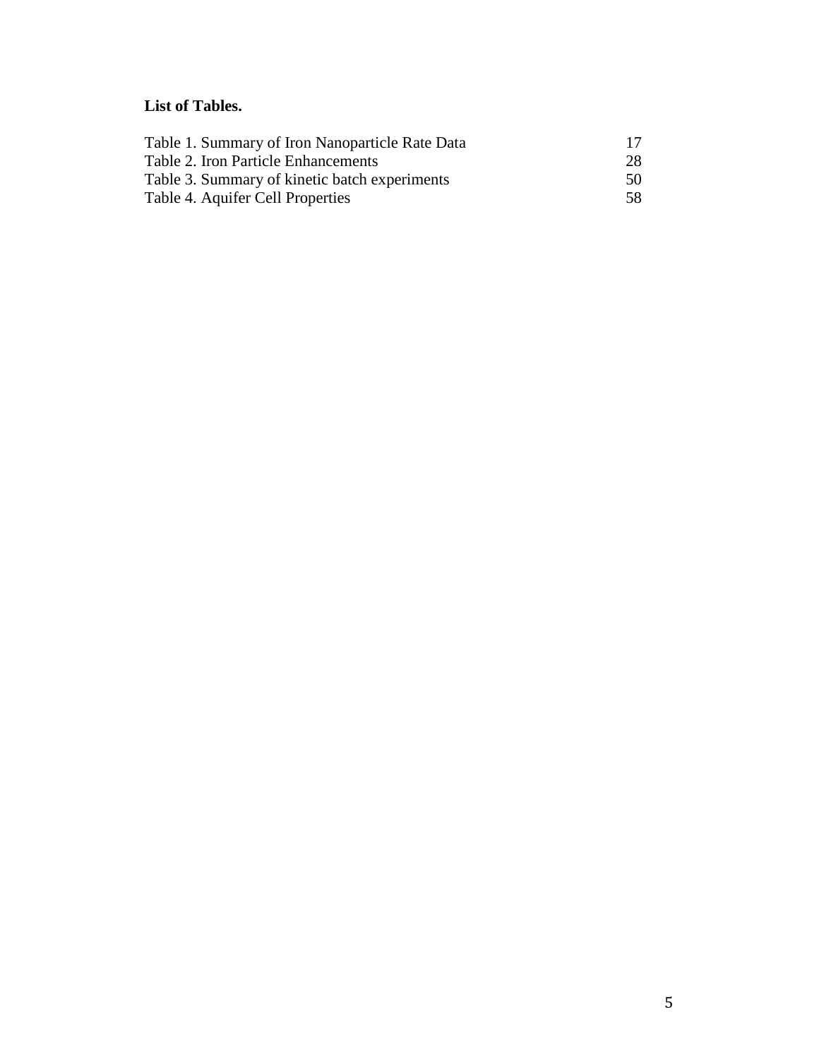**List of Tables.**

| | |
|---|---|
| Table 1. Summary of Iron Nanoparticle Rate Data | 17 |
| Table 2. Iron Particle Enhancements | 28 |
| Table 3. Summary of kinetic batch experiments | 50 |
| Table 4. Aquifer Cell Properties | 58 |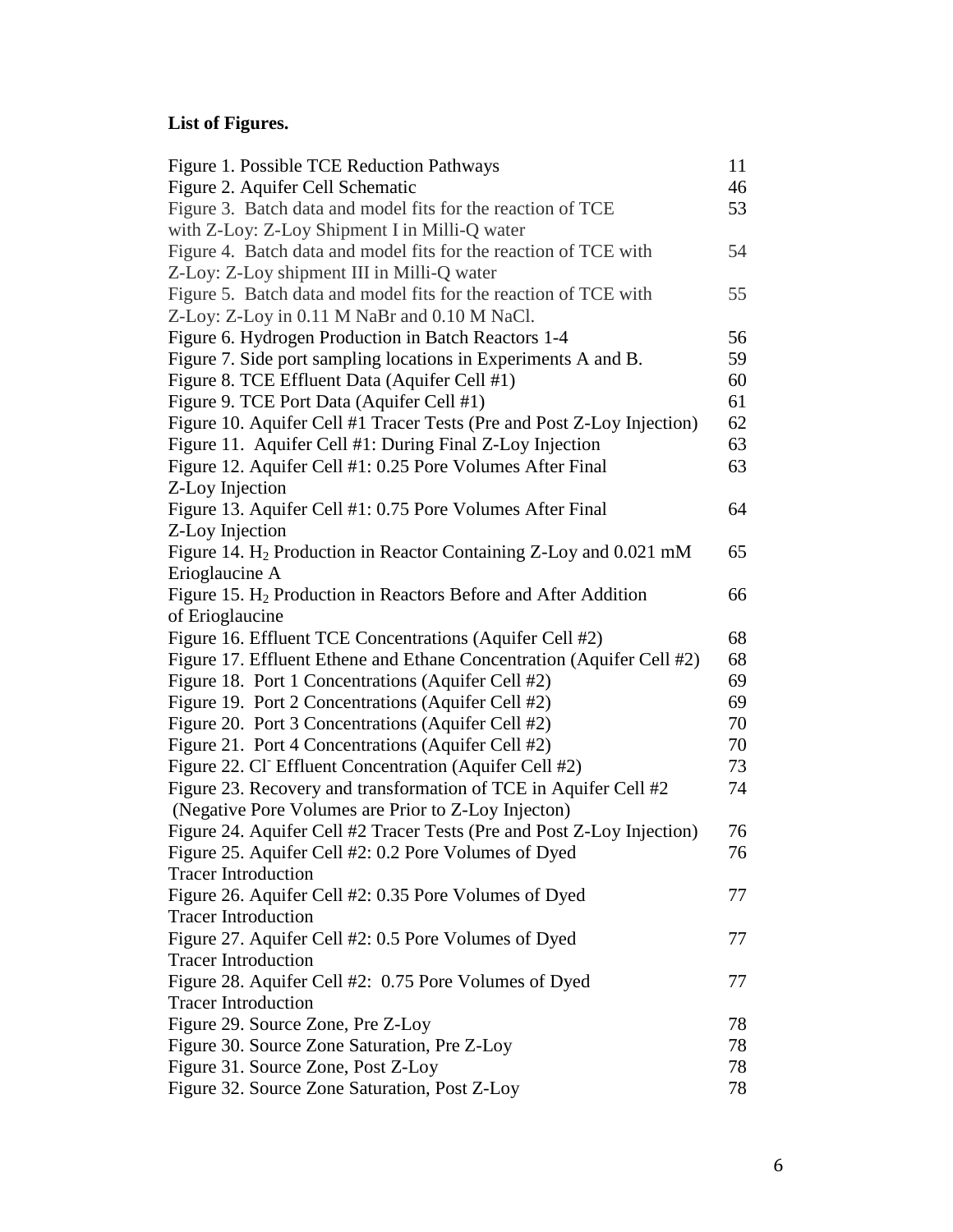**List of Figures.**

| | |
|---|---|
| Figure 1. Possible TCE Reduction Pathways | 11 |
| Figure 2. Aquifer Cell Schematic | 46 |
| Figure 3. Batch data and model fits for the reaction of TCE with Z-Loy: Z-Loy Shipment I in Milli-Q water | 53 |
| Figure 4. Batch data and model fits for the reaction of TCE with Z-Loy: Z-Loy shipment III in Milli-Q water | 54 |
| Figure 5. Batch data and model fits for the reaction of TCE with Z-Loy: Z-Loy in 0.11 M NaBr and 0.10 M NaCl. | 55 |
| Figure 6. Hydrogen Production in Batch Reactors 1-4 | 56 |
| Figure 7. Side port sampling locations in Experiments A and B. | 59 |
| Figure 8. TCE Effluent Data (Aquifer Cell #1) | 60 |
| Figure 9. TCE Port Data (Aquifer Cell #1) | 61 |
| Figure 10. Aquifer Cell #1 Tracer Tests (Pre and Post Z-Loy Injection) | 62 |
| Figure 11. Aquifer Cell #1: During Final Z-Loy Injection | 63 |
| Figure 12. Aquifer Cell #1: 0.25 Pore Volumes After Final Z-Loy Injection | 63 |
| Figure 13. Aquifer Cell #1: 0.75 Pore Volumes After Final Z-Loy Injection | 64 |
| Figure 14. $H_2$ Production in Reactor Containing Z-Loy and 0.021 mM Erioglaucine A | 65 |
| Figure 15. $H_2$ Production in Reactors Before and After Addition of Erioglaucine | 66 |
| Figure 16. Effluent TCE Concentrations (Aquifer Cell #2) | 68 |
| Figure 17. Effluent Ethene and Ethane Concentration (Aquifer Cell #2) | 68 |
| Figure 18. Port 1 Concentrations (Aquifer Cell #2) | 69 |
| Figure 19. Port 2 Concentrations (Aquifer Cell #2) | 69 |
| Figure 20. Port 3 Concentrations (Aquifer Cell #2) | 70 |
| Figure 21. Port 4 Concentrations (Aquifer Cell #2) | 70 |
| Figure 22. $Cl^-$ Effluent Concentration (Aquifer Cell #2) | 73 |
| Figure 23. Recovery and transformation of TCE in Aquifer Cell #2 (Negative Pore Volumes are Prior to Z-Loy Injecton) | 74 |
| Figure 24. Aquifer Cell #2 Tracer Tests (Pre and Post Z-Loy Injection) | 76 |
| Figure 25. Aquifer Cell #2: 0.2 Pore Volumes of Dyed Tracer Introduction | 76 |
| Figure 26. Aquifer Cell #2: 0.35 Pore Volumes of Dyed Tracer Introduction | 77 |
| Figure 27. Aquifer Cell #2: 0.5 Pore Volumes of Dyed Tracer Introduction | 77 |
| Figure 28. Aquifer Cell #2: 0.75 Pore Volumes of Dyed Tracer Introduction | 77 |
| Figure 29. Source Zone, Pre Z-Loy | 78 |
| Figure 30. Source Zone Saturation, Pre Z-Loy | 78 |
| Figure 31. Source Zone, Post Z-Loy | 78 |
| Figure 32. Source Zone Saturation, Post Z-Loy | 78 |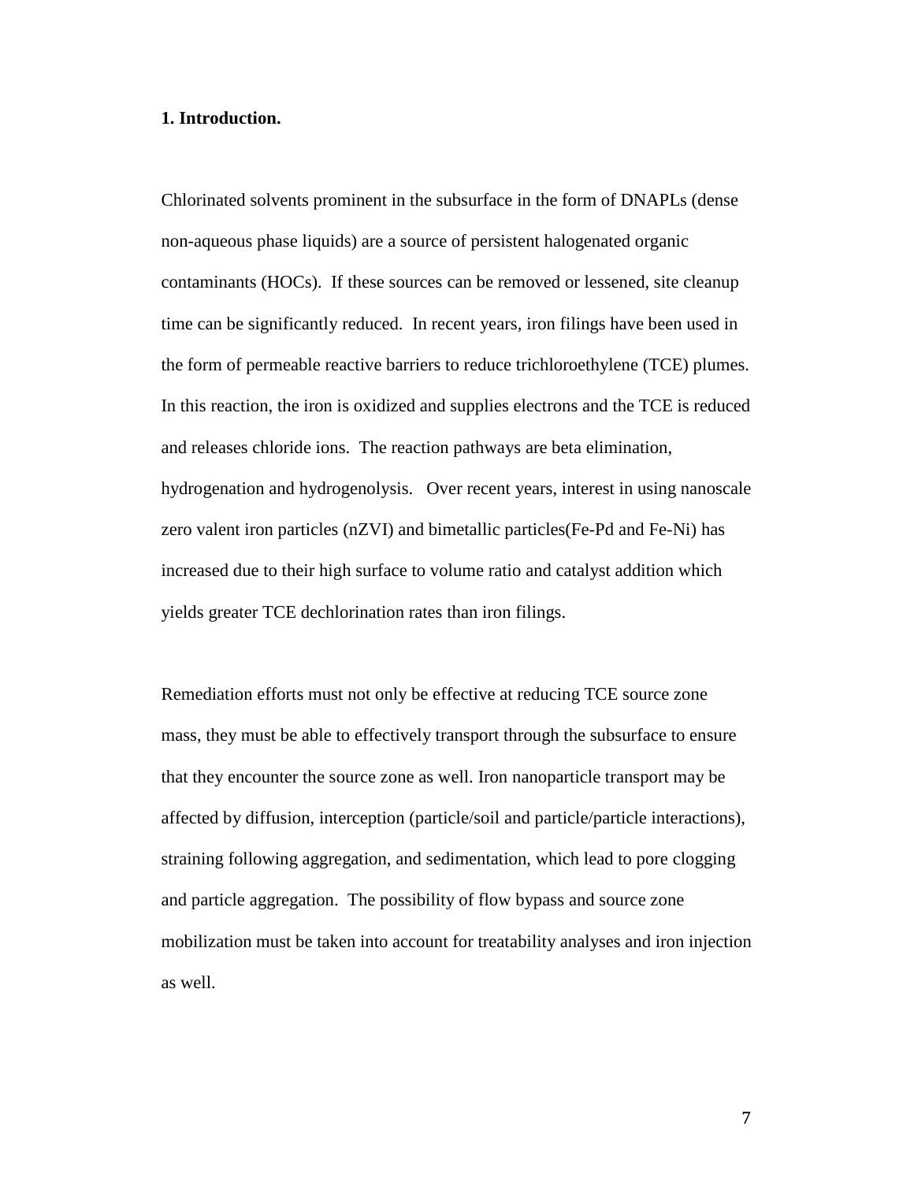## 1. Introduction.

Chlorinated solvents prominent in the subsurface in the form of DNAPLs (dense non-aqueous phase liquids) are a source of persistent halogenated organic contaminants (HOCs). If these sources can be removed or lessened, site cleanup time can be significantly reduced. In recent years, iron filings have been used in the form of permeable reactive barriers to reduce trichloroethylene (TCE) plumes. In this reaction, the iron is oxidized and supplies electrons and the TCE is reduced and releases chloride ions. The reaction pathways are beta elimination, hydrogenation and hydrogenolysis. Over recent years, interest in using nanoscale zero valent iron particles (nZVI) and bimetallic particles(Fe-Pd and Fe-Ni) has increased due to their high surface to volume ratio and catalyst addition which yields greater TCE dechlorination rates than iron filings.

Remediation efforts must not only be effective at reducing TCE source zone mass, they must be able to effectively transport through the subsurface to ensure that they encounter the source zone as well. Iron nanoparticle transport may be affected by diffusion, interception (particle/soil and particle/particle interactions), straining following aggregation, and sedimentation, which lead to pore clogging and particle aggregation. The possibility of flow bypass and source zone mobilization must be taken into account for treatability analyses and iron injection as well.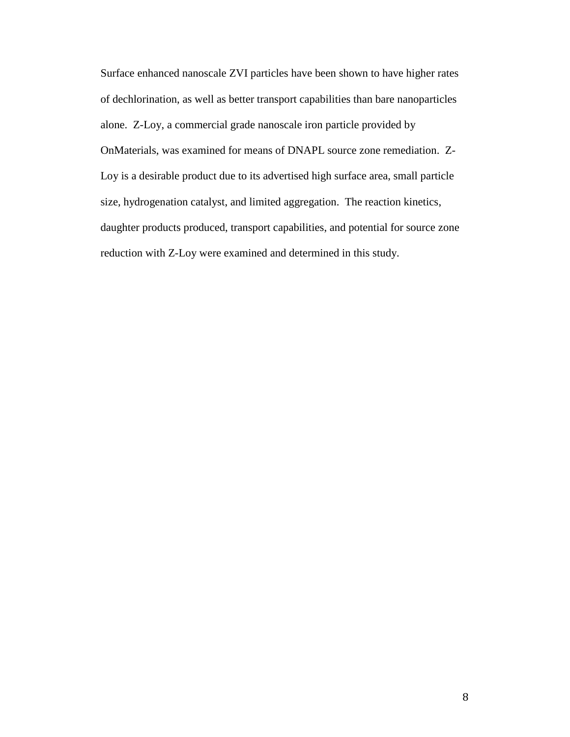Surface enhanced nanoscale ZVI particles have been shown to have higher rates of dechlorination, as well as better transport capabilities than bare nanoparticles alone. Z-Loy, a commercial grade nanoscale iron particle provided by OnMaterials, was examined for means of DNAPL source zone remediation. Z-Loy is a desirable product due to its advertised high surface area, small particle size, hydrogenation catalyst, and limited aggregation. The reaction kinetics, daughter products produced, transport capabilities, and potential for source zone reduction with Z-Loy were examined and determined in this study.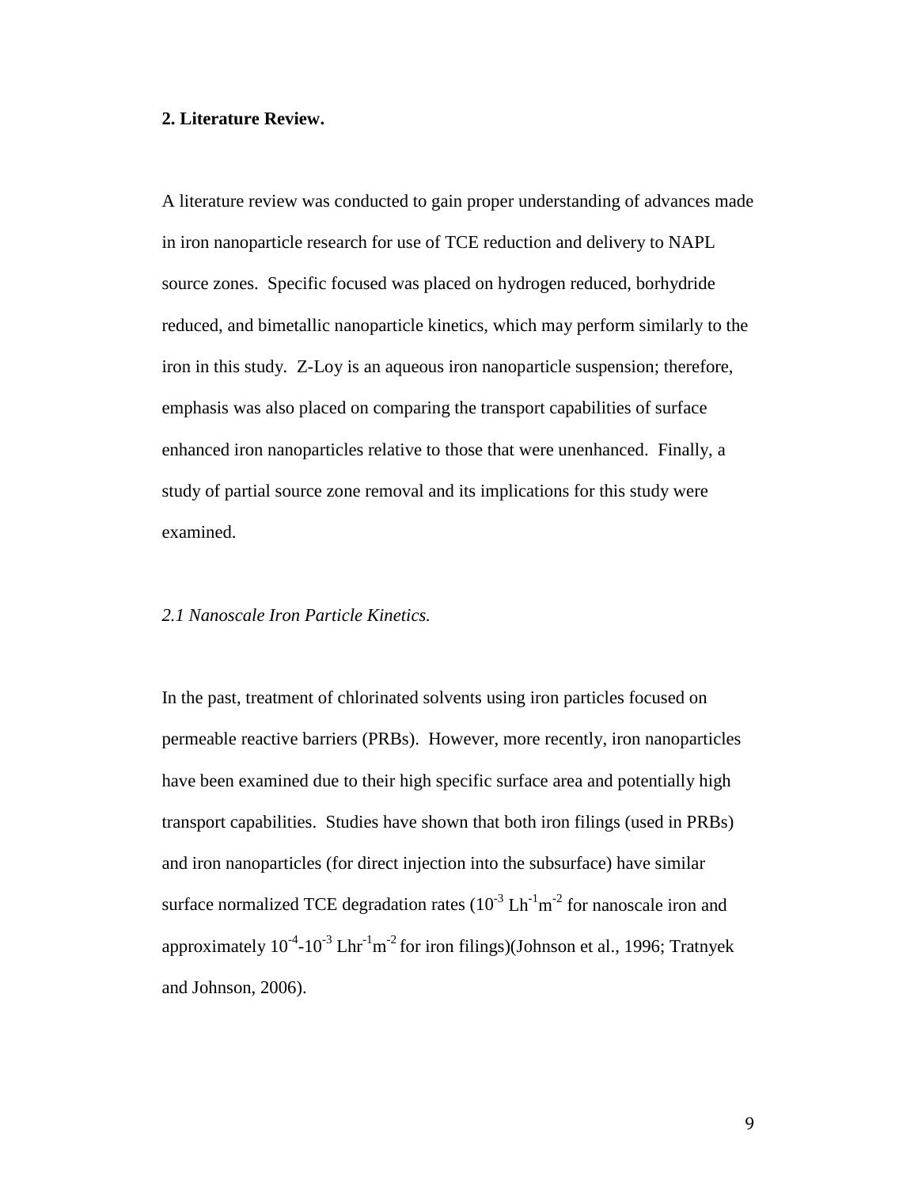## 2. Literature Review.

A literature review was conducted to gain proper understanding of advances made in iron nanoparticle research for use of TCE reduction and delivery to NAPL source zones. Specific focused was placed on hydrogen reduced, borhydride reduced, and bimetallic nanoparticle kinetics, which may perform similarly to the iron in this study. Z-Loy is an aqueous iron nanoparticle suspension; therefore, emphasis was also placed on comparing the transport capabilities of surface enhanced iron nanoparticles relative to those that were unenhanced. Finally, a study of partial source zone removal and its implications for this study were examined.

### *2.1 Nanoscale Iron Particle Kinetics.*

In the past, treatment of chlorinated solvents using iron particles focused on permeable reactive barriers (PRBs). However, more recently, iron nanoparticles have been examined due to their high specific surface area and potentially high transport capabilities. Studies have shown that both iron filings (used in PRBs) and iron nanoparticles (for direct injection into the subsurface) have similar surface normalized TCE degradation rates ($10^{-3}$ $Lh^{-1}m^{-2}$ for nanoscale iron and approximately $10^{-4}$-$10^{-3}$ $Lhr^{-1}m^{-2}$ for iron filings)(Johnson et al., 1996; Tratnyek and Johnson, 2006).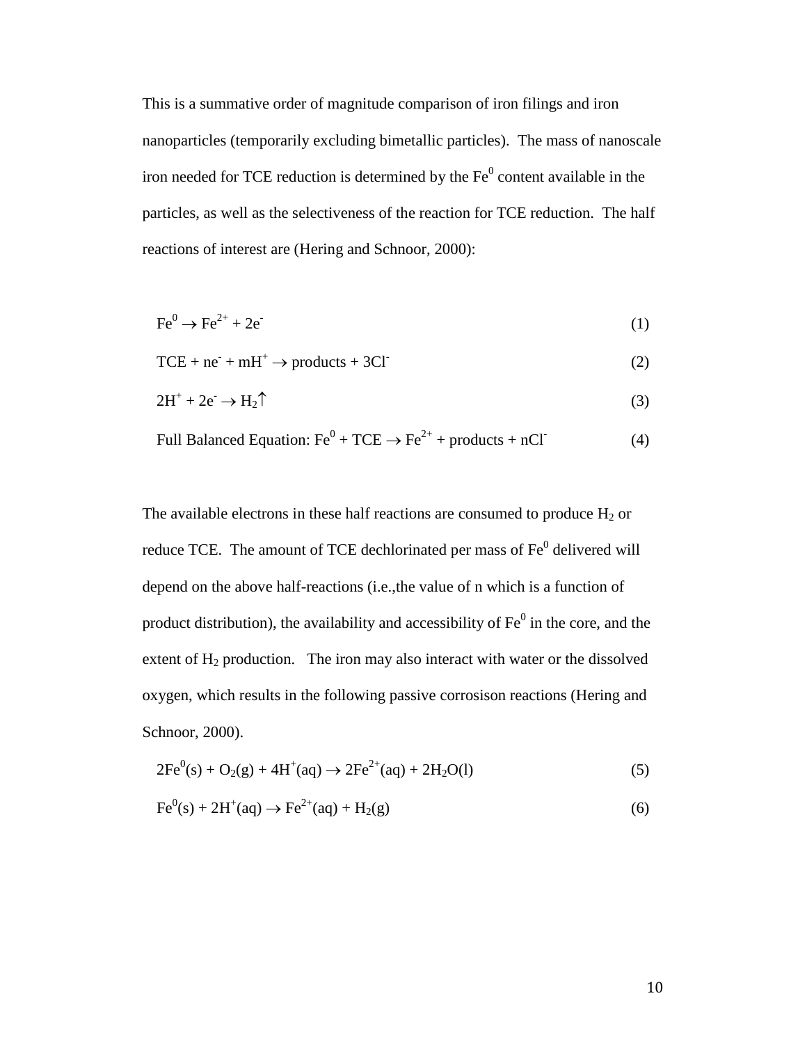This is a summative order of magnitude comparison of iron filings and iron nanoparticles (temporarily excluding bimetallic particles). The mass of nanoscale iron needed for TCE reduction is determined by the $Fe^0$ content available in the particles, as well as the selectiveness of the reaction for TCE reduction. The half reactions of interest are (Hering and Schnoor, 2000):

$$Fe^0 \rightarrow Fe^{2+} + 2e^- \tag{1}$$

$$TCE + ne^- + mH^+ \rightarrow products + 3Cl^- \tag{2}$$

$$2H^+ + 2e^- \rightarrow H_2\uparrow \tag{3}$$

$$\text{Full Balanced Equation: } Fe^0 + TCE \rightarrow Fe^{2+} + products + nCl^- \tag{4}$$

The available electrons in these half reactions are consumed to produce $H_2$ or reduce TCE. The amount of TCE dechlorinated per mass of $Fe^0$ delivered will depend on the above half-reactions (i.e.,the value of n which is a function of product distribution), the availability and accessibility of $Fe^0$ in the core, and the extent of $H_2$ production. The iron may also interact with water or the dissolved oxygen, which results in the following passive corrosison reactions (Hering and Schnoor, 2000).

$$2Fe^0(s) + O_2(g) + 4H^+(aq) \rightarrow 2Fe^{2+}(aq) + 2H_2O(l) \tag{5}$$

$$Fe^0(s) + 2H^+(aq) \rightarrow Fe^{2+}(aq) + H_2(g) \tag{6}$$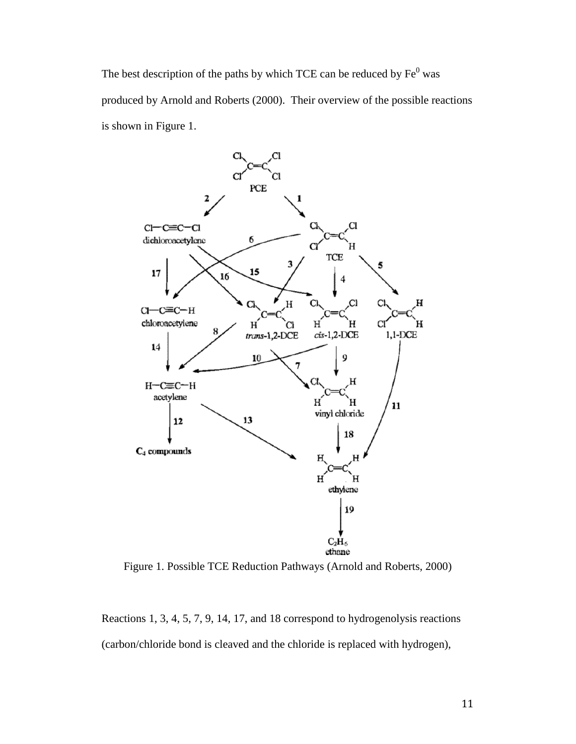The best description of the paths by which TCE can be reduced by $Fe^0$ was produced by Arnold and Roberts (2000). Their overview of the possible reactions is shown in Figure 1.

Figure 1. Possible TCE Reduction Pathways (Arnold and Roberts, 2000)

Reactions 1, 3, 4, 5, 7, 9, 14, 17, and 18 correspond to hydrogenolysis reactions (carbon/chloride bond is cleaved and the chloride is replaced with hydrogen),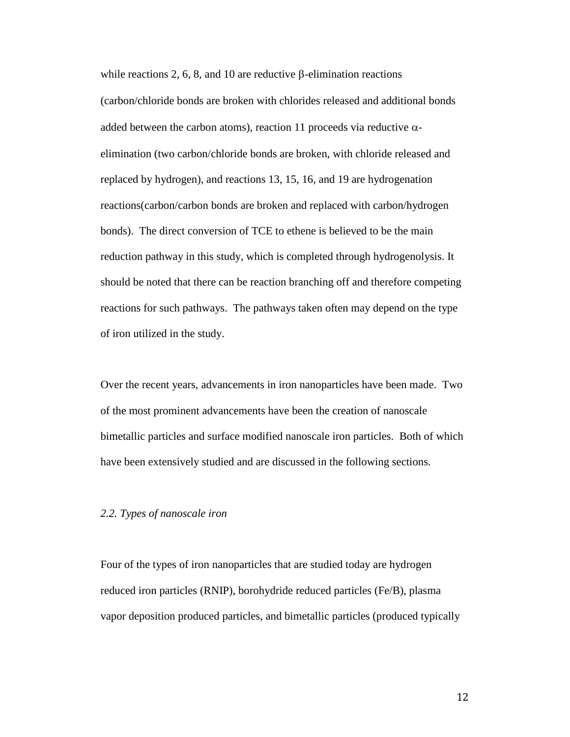while reactions 2, 6, 8, and 10 are reductive β-elimination reactions (carbon/chloride bonds are broken with chlorides released and additional bonds added between the carbon atoms), reaction 11 proceeds via reductive α-elimination (two carbon/chloride bonds are broken, with chloride released and replaced by hydrogen), and reactions 13, 15, 16, and 19 are hydrogenation reactions(carbon/carbon bonds are broken and replaced with carbon/hydrogen bonds). The direct conversion of TCE to ethene is believed to be the main reduction pathway in this study, which is completed through hydrogenolysis. It should be noted that there can be reaction branching off and therefore competing reactions for such pathways. The pathways taken often may depend on the type of iron utilized in the study.

Over the recent years, advancements in iron nanoparticles have been made. Two of the most prominent advancements have been the creation of nanoscale bimetallic particles and surface modified nanoscale iron particles. Both of which have been extensively studied and are discussed in the following sections.

### *2.2. Types of nanoscale iron*

Four of the types of iron nanoparticles that are studied today are hydrogen reduced iron particles (RNIP), borohydride reduced particles (Fe/B), plasma vapor deposition produced particles, and bimetallic particles (produced typically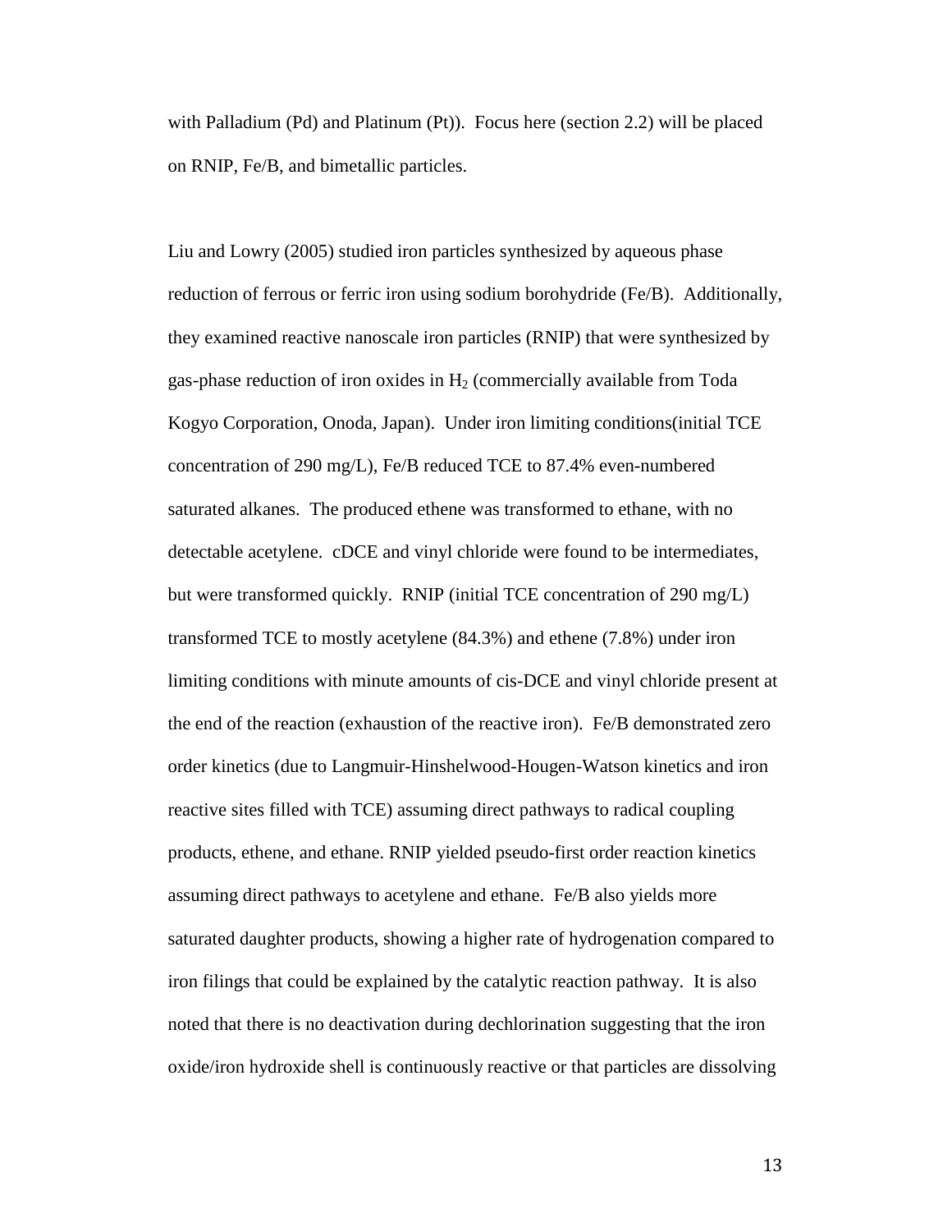with Palladium (Pd) and Platinum (Pt)). Focus here (section 2.2) will be placed on RNIP, Fe/B, and bimetallic particles.

Liu and Lowry (2005) studied iron particles synthesized by aqueous phase reduction of ferrous or ferric iron using sodium borohydride (Fe/B). Additionally, they examined reactive nanoscale iron particles (RNIP) that were synthesized by gas-phase reduction of iron oxides in $H_2$ (commercially available from Toda Kogyo Corporation, Onoda, Japan). Under iron limiting conditions(initial TCE concentration of 290 mg/L), Fe/B reduced TCE to 87.4% even-numbered saturated alkanes. The produced ethene was transformed to ethane, with no detectable acetylene. cDCE and vinyl chloride were found to be intermediates, but were transformed quickly. RNIP (initial TCE concentration of 290 mg/L) transformed TCE to mostly acetylene (84.3%) and ethene (7.8%) under iron limiting conditions with minute amounts of cis-DCE and vinyl chloride present at the end of the reaction (exhaustion of the reactive iron). Fe/B demonstrated zero order kinetics (due to Langmuir-Hinshelwood-Hougen-Watson kinetics and iron reactive sites filled with TCE) assuming direct pathways to radical coupling products, ethene, and ethane. RNIP yielded pseudo-first order reaction kinetics assuming direct pathways to acetylene and ethane. Fe/B also yields more saturated daughter products, showing a higher rate of hydrogenation compared to iron filings that could be explained by the catalytic reaction pathway. It is also noted that there is no deactivation during dechlorination suggesting that the iron oxide/iron hydroxide shell is continuously reactive or that particles are dissolving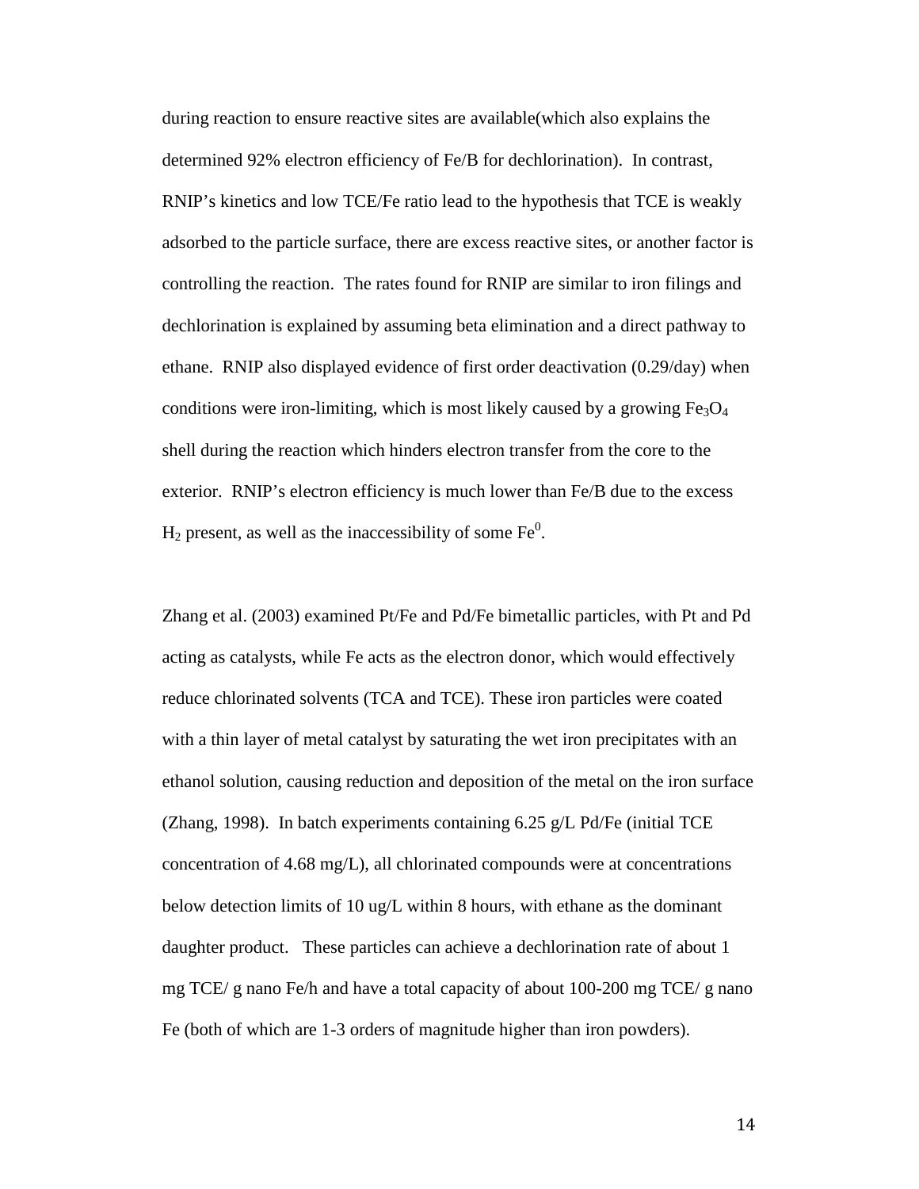during reaction to ensure reactive sites are available(which also explains the determined 92% electron efficiency of Fe/B for dechlorination). In contrast, RNIP's kinetics and low TCE/Fe ratio lead to the hypothesis that TCE is weakly adsorbed to the particle surface, there are excess reactive sites, or another factor is controlling the reaction. The rates found for RNIP are similar to iron filings and dechlorination is explained by assuming beta elimination and a direct pathway to ethane. RNIP also displayed evidence of first order deactivation (0.29/day) when conditions were iron-limiting, which is most likely caused by a growing $Fe_3O_4$ shell during the reaction which hinders electron transfer from the core to the exterior. RNIP's electron efficiency is much lower than Fe/B due to the excess $H_2$ present, as well as the inaccessibility of some $Fe^0$.

Zhang et al. (2003) examined Pt/Fe and Pd/Fe bimetallic particles, with Pt and Pd acting as catalysts, while Fe acts as the electron donor, which would effectively reduce chlorinated solvents (TCA and TCE). These iron particles were coated with a thin layer of metal catalyst by saturating the wet iron precipitates with an ethanol solution, causing reduction and deposition of the metal on the iron surface (Zhang, 1998). In batch experiments containing 6.25 g/L Pd/Fe (initial TCE concentration of 4.68 mg/L), all chlorinated compounds were at concentrations below detection limits of 10 ug/L within 8 hours, with ethane as the dominant daughter product. These particles can achieve a dechlorination rate of about 1 mg TCE/ g nano Fe/h and have a total capacity of about 100-200 mg TCE/ g nano Fe (both of which are 1-3 orders of magnitude higher than iron powders).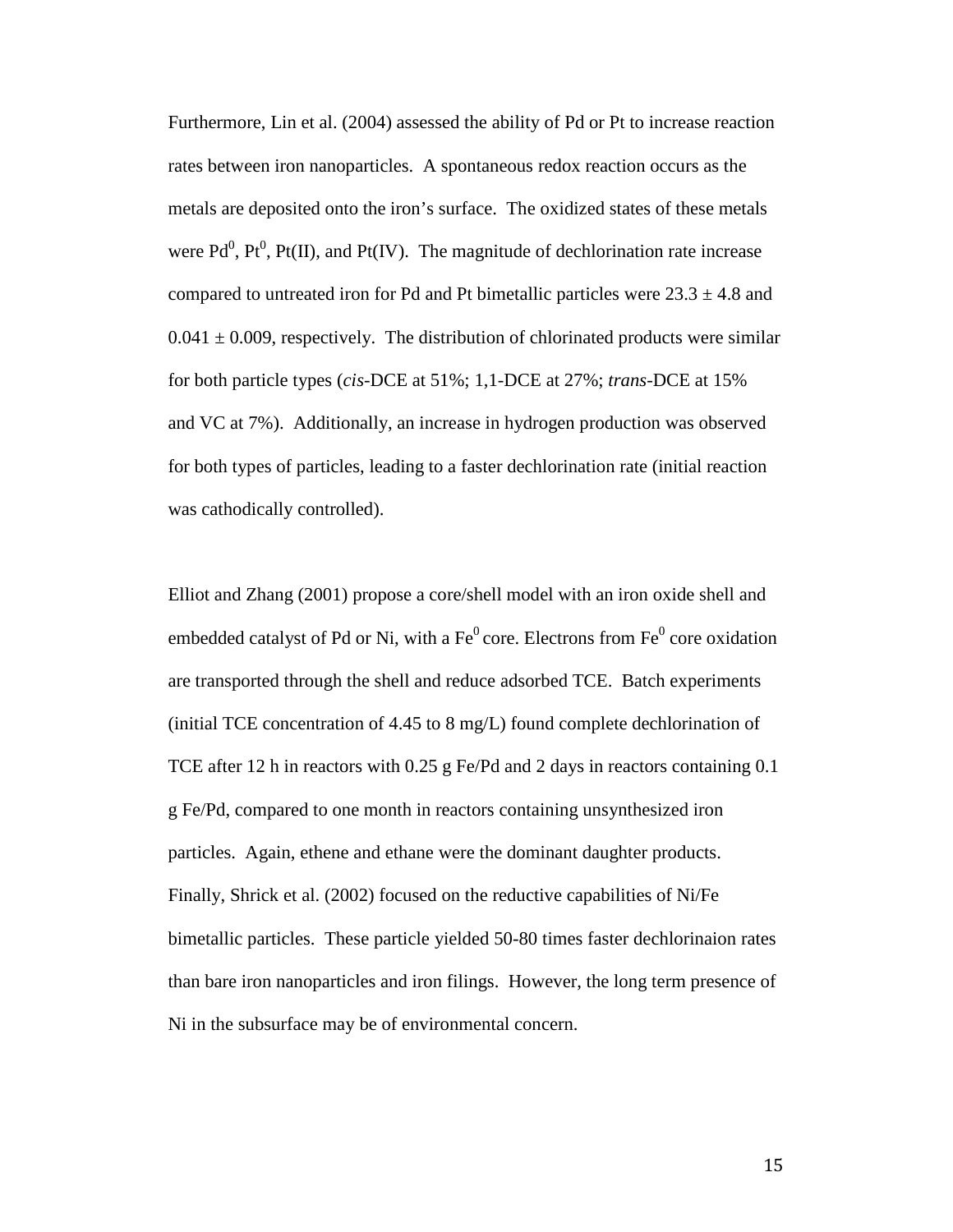Furthermore, Lin et al. (2004) assessed the ability of Pd or Pt to increase reaction rates between iron nanoparticles. A spontaneous redox reaction occurs as the metals are deposited onto the iron's surface. The oxidized states of these metals were $Pd^0$, $Pt^0$, Pt(II), and Pt(IV). The magnitude of dechlorination rate increase compared to untreated iron for Pd and Pt bimetallic particles were $23.3 \pm 4.8$ and $0.041 \pm 0.009$, respectively. The distribution of chlorinated products were similar for both particle types (*cis*-DCE at 51%; 1,1-DCE at 27%; *trans*-DCE at 15% and VC at 7%). Additionally, an increase in hydrogen production was observed for both types of particles, leading to a faster dechlorination rate (initial reaction was cathodically controlled).

Elliot and Zhang (2001) propose a core/shell model with an iron oxide shell and embedded catalyst of Pd or Ni, with a $Fe^0$ core. Electrons from $Fe^0$ core oxidation are transported through the shell and reduce adsorbed TCE. Batch experiments (initial TCE concentration of 4.45 to 8 mg/L) found complete dechlorination of TCE after 12 h in reactors with 0.25 g Fe/Pd and 2 days in reactors containing 0.1 g Fe/Pd, compared to one month in reactors containing unsynthesized iron particles. Again, ethene and ethane were the dominant daughter products. Finally, Shrick et al. (2002) focused on the reductive capabilities of Ni/Fe bimetallic particles. These particle yielded 50-80 times faster dechlorinaion rates than bare iron nanoparticles and iron filings. However, the long term presence of Ni in the subsurface may be of environmental concern.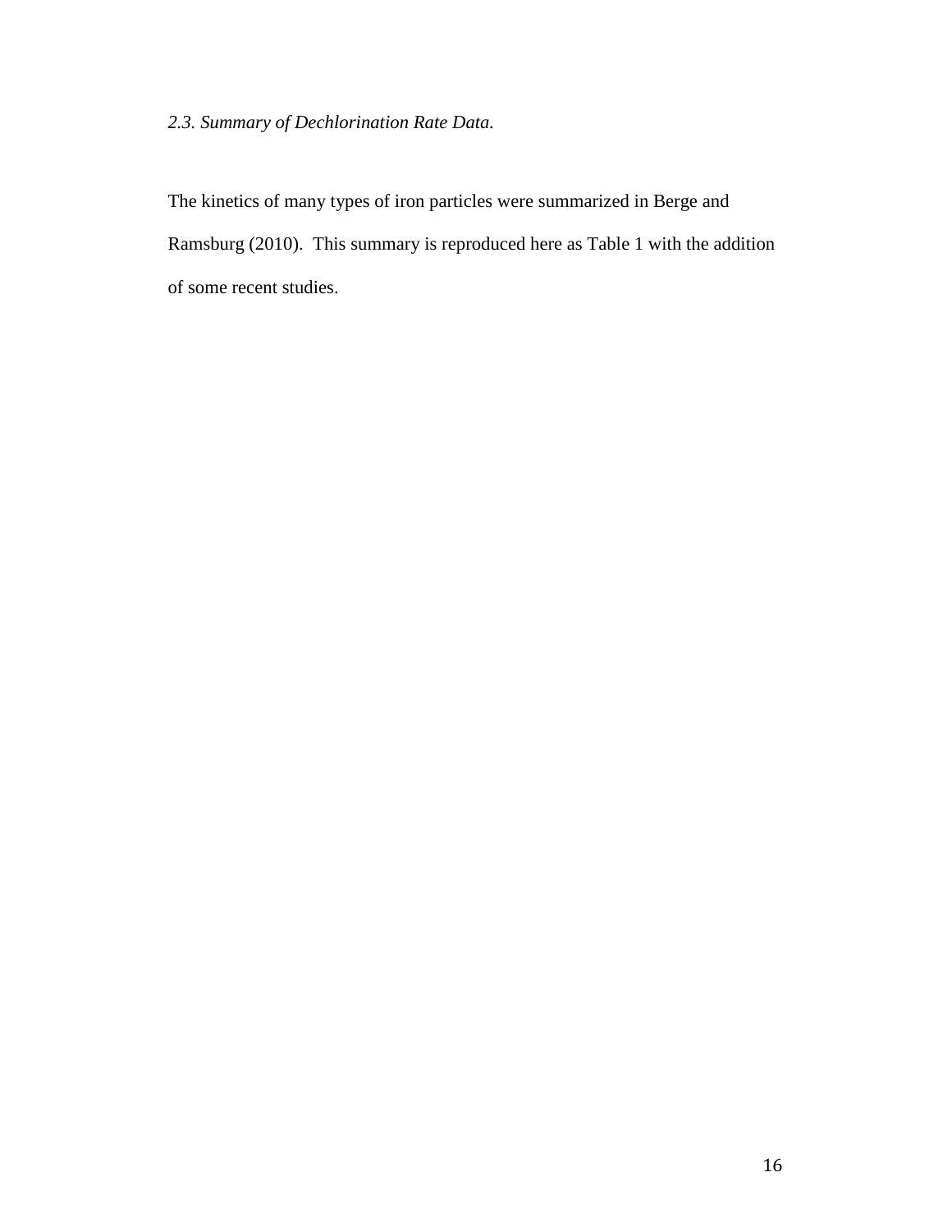### *2.3. Summary of Dechlorination Rate Data.*

The kinetics of many types of iron particles were summarized in Berge and Ramsburg (2010). This summary is reproduced here as Table 1 with the addition of some recent studies.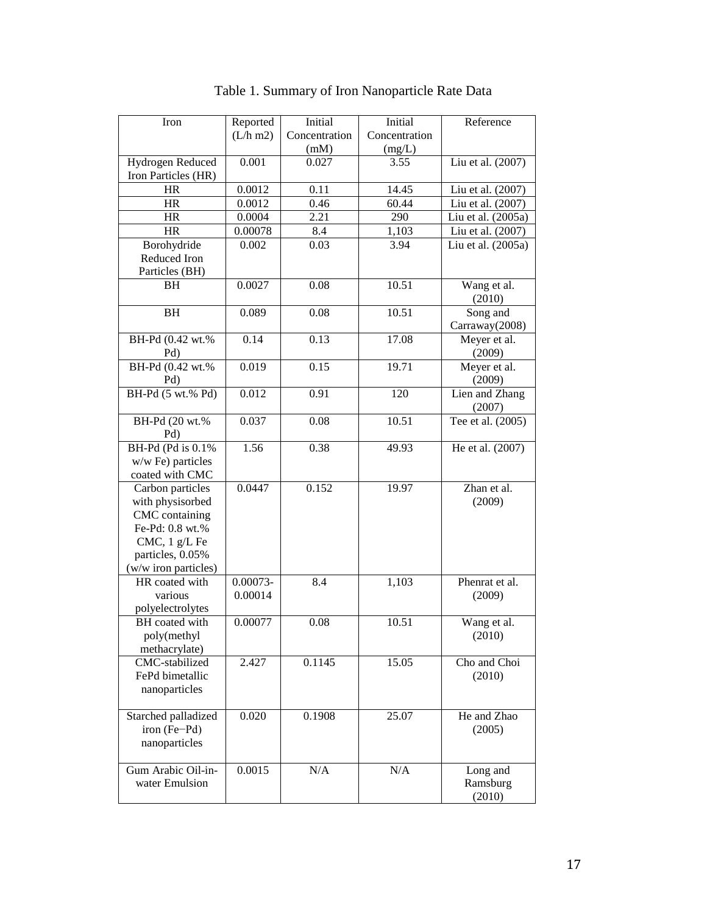Table 1. Summary of Iron Nanoparticle Rate Data

| Iron | Reported (L/h m2) | Initial Concentration (mM) | Initial Concentration (mg/L) | Reference |
|---|---|---|---|---|
| Hydrogen Reduced Iron Particles (HR) | 0.001 | 0.027 | 3.55 | Liu et al. (2007) |
| HR | 0.0012 | 0.11 | 14.45 | Liu et al. (2007) |
| HR | 0.0012 | 0.46 | 60.44 | Liu et al. (2007) |
| HR | 0.0004 | 2.21 | 290 | Liu et al. (2005a) |
| HR | 0.00078 | 8.4 | 1,103 | Liu et al. (2007) |
| Borohydride Reduced Iron Particles (BH) | 0.002 | 0.03 | 3.94 | Liu et al. (2005a) |
| BH | 0.0027 | 0.08 | 10.51 | Wang et al. (2010) |
| BH | 0.089 | 0.08 | 10.51 | Song and Carraway(2008) |
| BH-Pd (0.42 wt.% Pd) | 0.14 | 0.13 | 17.08 | Meyer et al. (2009) |
| BH-Pd (0.42 wt.% Pd) | 0.019 | 0.15 | 19.71 | Meyer et al. (2009) |
| BH-Pd (5 wt.% Pd) | 0.012 | 0.91 | 120 | Lien and Zhang (2007) |
| BH-Pd (20 wt.% Pd) | 0.037 | 0.08 | 10.51 | Tee et al. (2005) |
| BH-Pd (Pd is 0.1% w/w Fe) particles coated with CMC | 1.56 | 0.38 | 49.93 | He et al. (2007) |
| Carbon particles with physisorbed CMC containing Fe-Pd: 0.8 wt.% CMC, 1 g/L Fe particles, 0.05% (w/w iron particles) | 0.0447 | 0.152 | 19.97 | Zhan et al. (2009) |
| HR coated with various polyelectrolytes | 0.00073-0.00014 | 8.4 | 1,103 | Phenrat et al. (2009) |
| BH coated with poly(methyl methacrylate) | 0.00077 | 0.08 | 10.51 | Wang et al. (2010) |
| CMC-stabilized FePd bimetallic nanoparticles | 2.427 | 0.1145 | 15.05 | Cho and Choi (2010) |
| Starched palladized iron (Fe−Pd) nanoparticles | 0.020 | 0.1908 | 25.07 | He and Zhao (2005) |
| Gum Arabic Oil-in-water Emulsion | 0.0015 | N/A | N/A | Long and Ramsburg (2010) |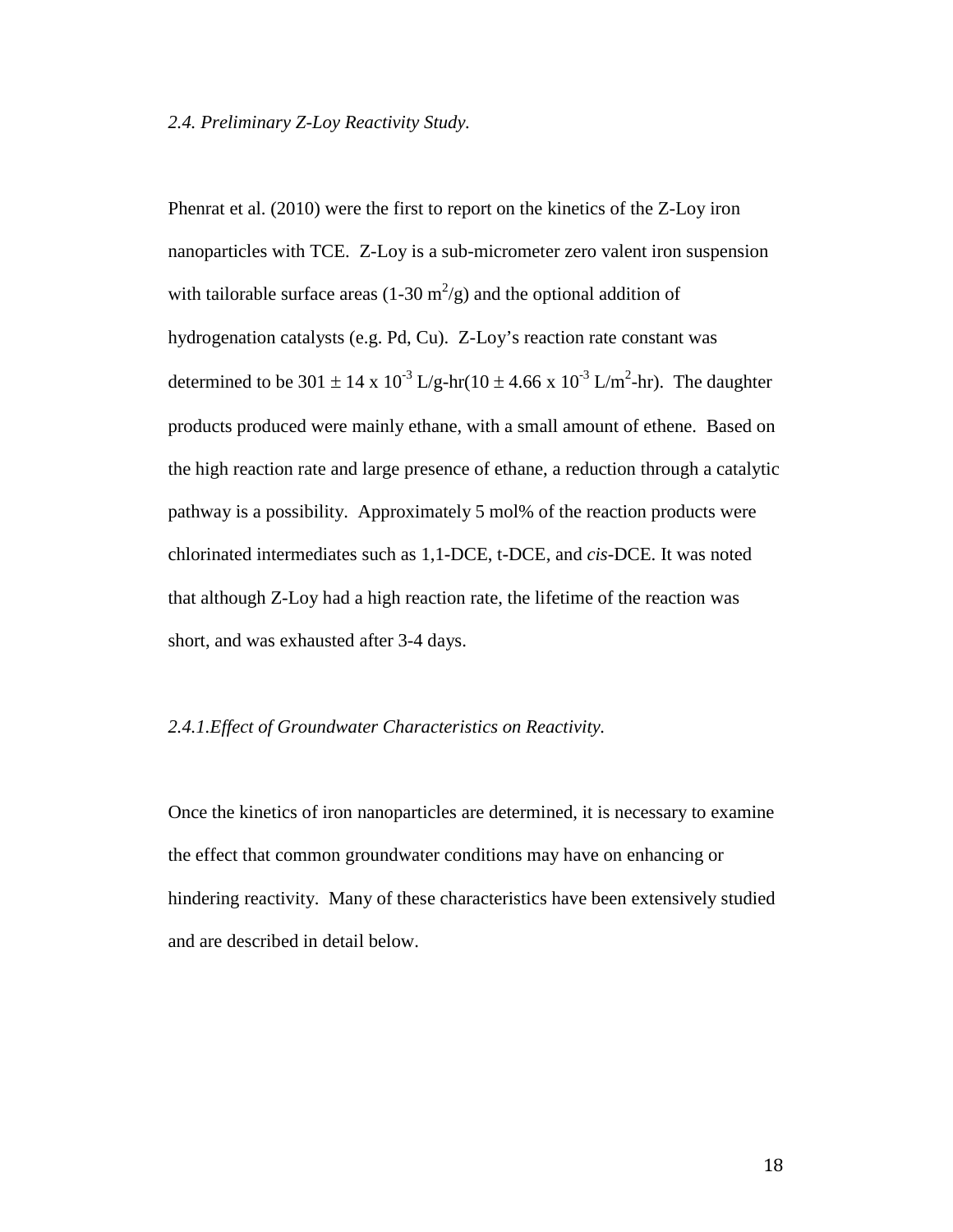### *2.4. Preliminary Z-Loy Reactivity Study.*

Phenrat et al. (2010) were the first to report on the kinetics of the Z-Loy iron nanoparticles with TCE. Z-Loy is a sub-micrometer zero valent iron suspension with tailorable surface areas (1-30 $m^2/g$) and the optional addition of hydrogenation catalysts (e.g. Pd, Cu). Z-Loy's reaction rate constant was determined to be $301 \pm 14 \times 10^{-3}$ L/g-hr($10 \pm 4.66 \times 10^{-3}$ L/$m^2$-hr). The daughter products produced were mainly ethane, with a small amount of ethene. Based on the high reaction rate and large presence of ethane, a reduction through a catalytic pathway is a possibility. Approximately 5 mol% of the reaction products were chlorinated intermediates such as 1,1-DCE, t-DCE, and *cis*-DCE. It was noted that although Z-Loy had a high reaction rate, the lifetime of the reaction was short, and was exhausted after 3-4 days.

#### *2.4.1.Effect of Groundwater Characteristics on Reactivity.*

Once the kinetics of iron nanoparticles are determined, it is necessary to examine the effect that common groundwater conditions may have on enhancing or hindering reactivity. Many of these characteristics have been extensively studied and are described in detail below.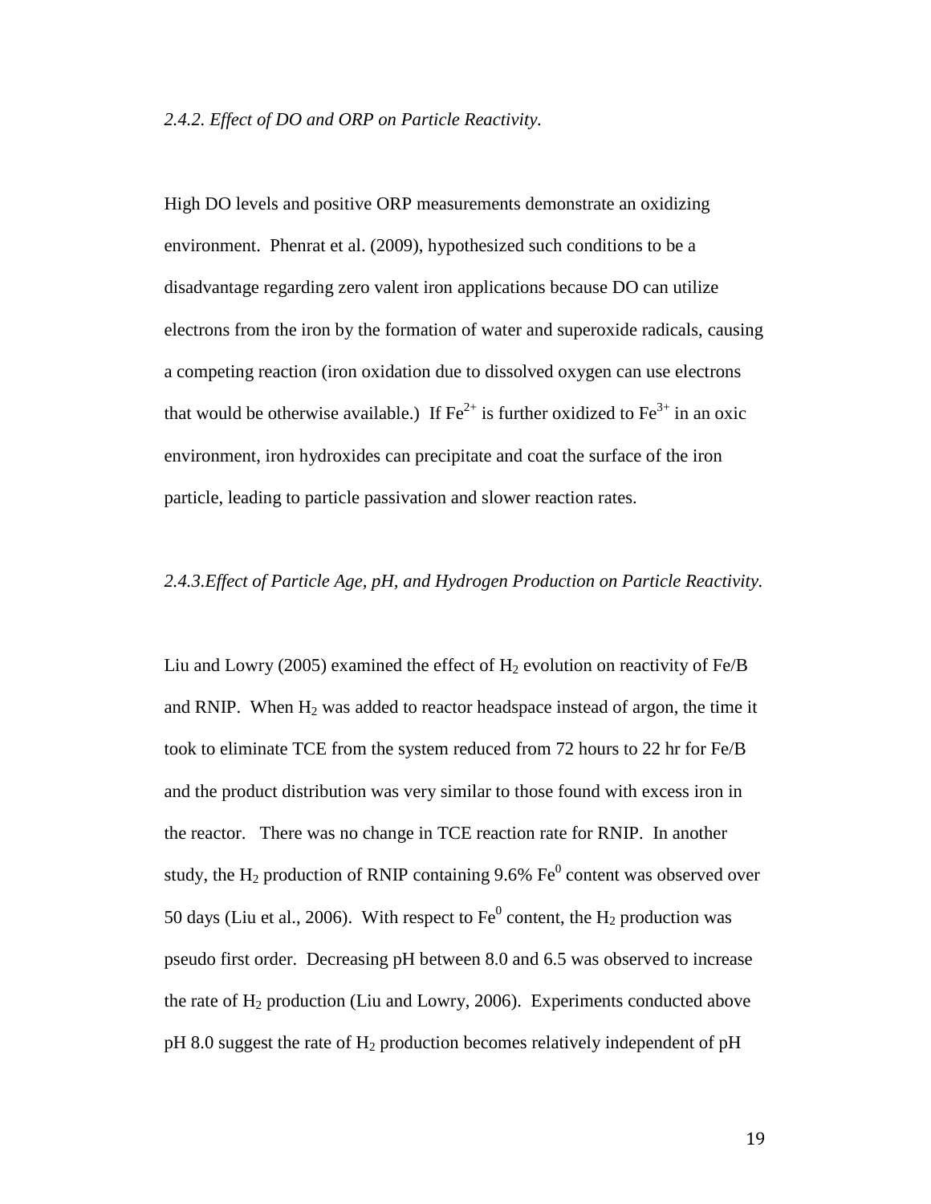*2.4.2. Effect of DO and ORP on Particle Reactivity.*

High DO levels and positive ORP measurements demonstrate an oxidizing environment. Phenrat et al. (2009), hypothesized such conditions to be a disadvantage regarding zero valent iron applications because DO can utilize electrons from the iron by the formation of water and superoxide radicals, causing a competing reaction (iron oxidation due to dissolved oxygen can use electrons that would be otherwise available.) If $Fe^{2+}$ is further oxidized to $Fe^{3+}$ in an oxic environment, iron hydroxides can precipitate and coat the surface of the iron particle, leading to particle passivation and slower reaction rates.

*2.4.3.Effect of Particle Age, pH, and Hydrogen Production on Particle Reactivity.*

Liu and Lowry (2005) examined the effect of $H_2$ evolution on reactivity of Fe/B and RNIP. When $H_2$ was added to reactor headspace instead of argon, the time it took to eliminate TCE from the system reduced from 72 hours to 22 hr for Fe/B and the product distribution was very similar to those found with excess iron in the reactor. There was no change in TCE reaction rate for RNIP. In another study, the $H_2$ production of RNIP containing 9.6% $Fe^0$ content was observed over 50 days (Liu et al., 2006). With respect to $Fe^0$ content, the $H_2$ production was pseudo first order. Decreasing pH between 8.0 and 6.5 was observed to increase the rate of $H_2$ production (Liu and Lowry, 2006). Experiments conducted above pH 8.0 suggest the rate of $H_2$ production becomes relatively independent of pH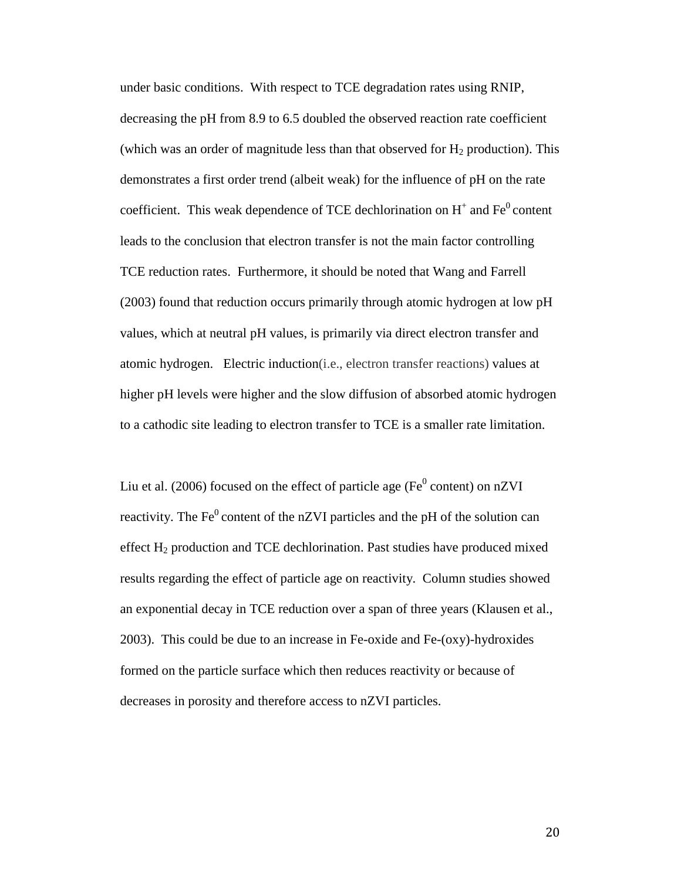under basic conditions. With respect to TCE degradation rates using RNIP, decreasing the pH from 8.9 to 6.5 doubled the observed reaction rate coefficient (which was an order of magnitude less than that observed for $H_2$ production). This demonstrates a first order trend (albeit weak) for the influence of pH on the rate coefficient. This weak dependence of TCE dechlorination on $H^+$ and $Fe^0$ content leads to the conclusion that electron transfer is not the main factor controlling TCE reduction rates. Furthermore, it should be noted that Wang and Farrell (2003) found that reduction occurs primarily through atomic hydrogen at low pH values, which at neutral pH values, is primarily via direct electron transfer and atomic hydrogen. Electric induction(i.e., electron transfer reactions) values at higher pH levels were higher and the slow diffusion of absorbed atomic hydrogen to a cathodic site leading to electron transfer to TCE is a smaller rate limitation.

Liu et al. (2006) focused on the effect of particle age ($Fe^0$ content) on nZVI reactivity. The $Fe^0$ content of the nZVI particles and the pH of the solution can effect $H_2$ production and TCE dechlorination. Past studies have produced mixed results regarding the effect of particle age on reactivity. Column studies showed an exponential decay in TCE reduction over a span of three years (Klausen et al., 2003). This could be due to an increase in Fe-oxide and Fe-(oxy)-hydroxides formed on the particle surface which then reduces reactivity or because of decreases in porosity and therefore access to nZVI particles.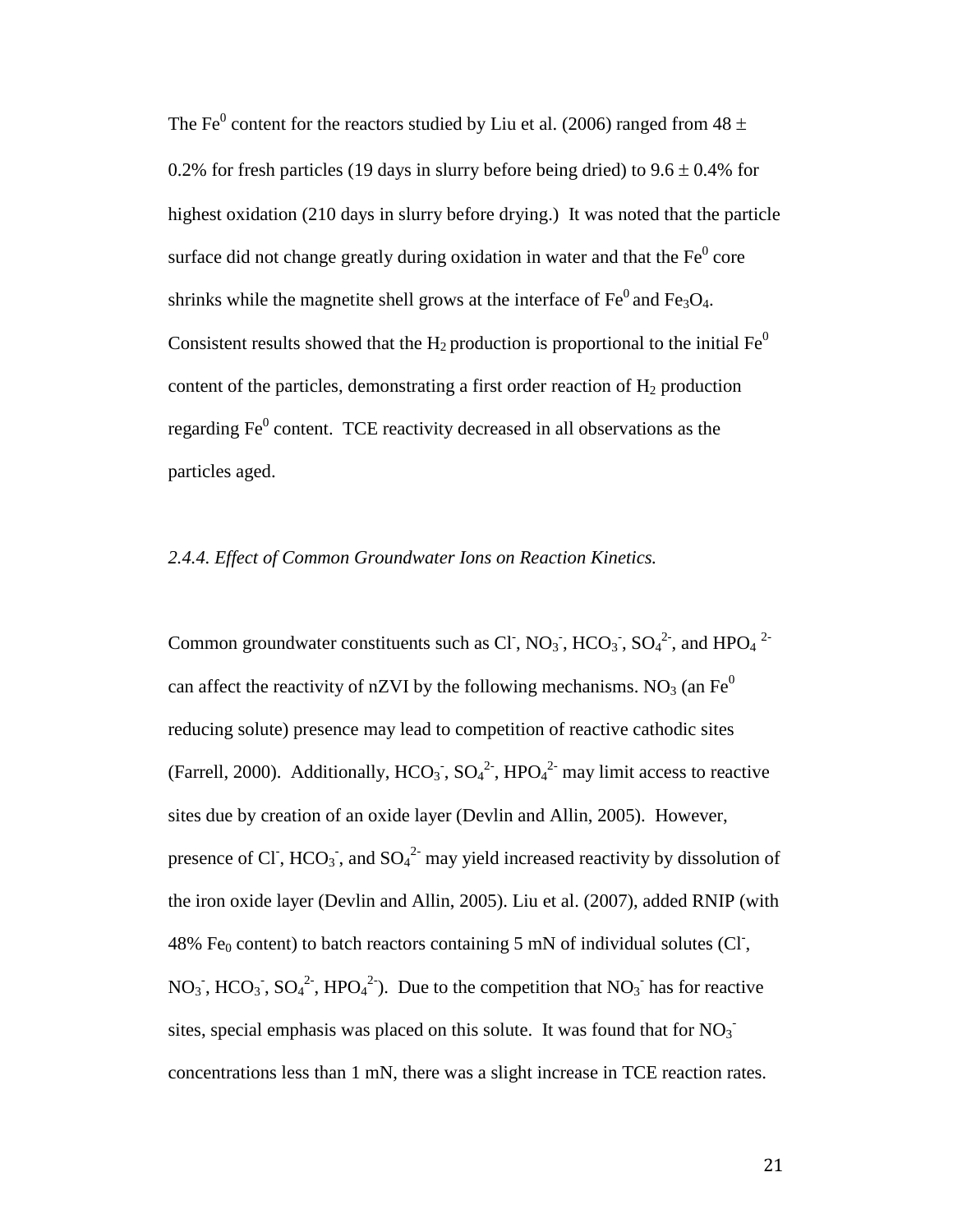The $Fe^0$ content for the reactors studied by Liu et al. (2006) ranged from $48 \pm 0.2\%$ for fresh particles (19 days in slurry before being dried) to $9.6 \pm 0.4\%$ for highest oxidation (210 days in slurry before drying.) It was noted that the particle surface did not change greatly during oxidation in water and that the $Fe^0$ core shrinks while the magnetite shell grows at the interface of $Fe^0$ and $Fe_3O_4$. Consistent results showed that the $H_2$ production is proportional to the initial $Fe^0$ content of the particles, demonstrating a first order reaction of $H_2$ production regarding $Fe^0$ content. TCE reactivity decreased in all observations as the particles aged.

### *2.4.4. Effect of Common Groundwater Ions on Reaction Kinetics.*

Common groundwater constituents such as $Cl^-$, $NO_3^-$, $HCO_3^-$, $SO_4^{2-}$, and $HPO_4^{\ 2-}$ can affect the reactivity of nZVI by the following mechanisms. $NO_3$ (an $Fe^0$ reducing solute) presence may lead to competition of reactive cathodic sites (Farrell, 2000). Additionally, $HCO_3^-$, $SO_4^{2-}$, $HPO_4^{2-}$ may limit access to reactive sites due by creation of an oxide layer (Devlin and Allin, 2005). However, presence of $Cl^-$, $HCO_3^-$, and $SO_4^{2-}$ may yield increased reactivity by dissolution of the iron oxide layer (Devlin and Allin, 2005). Liu et al. (2007), added RNIP (with 48% $Fe_0$ content) to batch reactors containing 5 mN of individual solutes ($Cl^-$, $NO_3^-$, $HCO_3^-$, $SO_4^{2-}$, $HPO_4^{2-}$). Due to the competition that $NO_3^-$ has for reactive sites, special emphasis was placed on this solute. It was found that for $NO_3^-$ concentrations less than 1 mN, there was a slight increase in TCE reaction rates.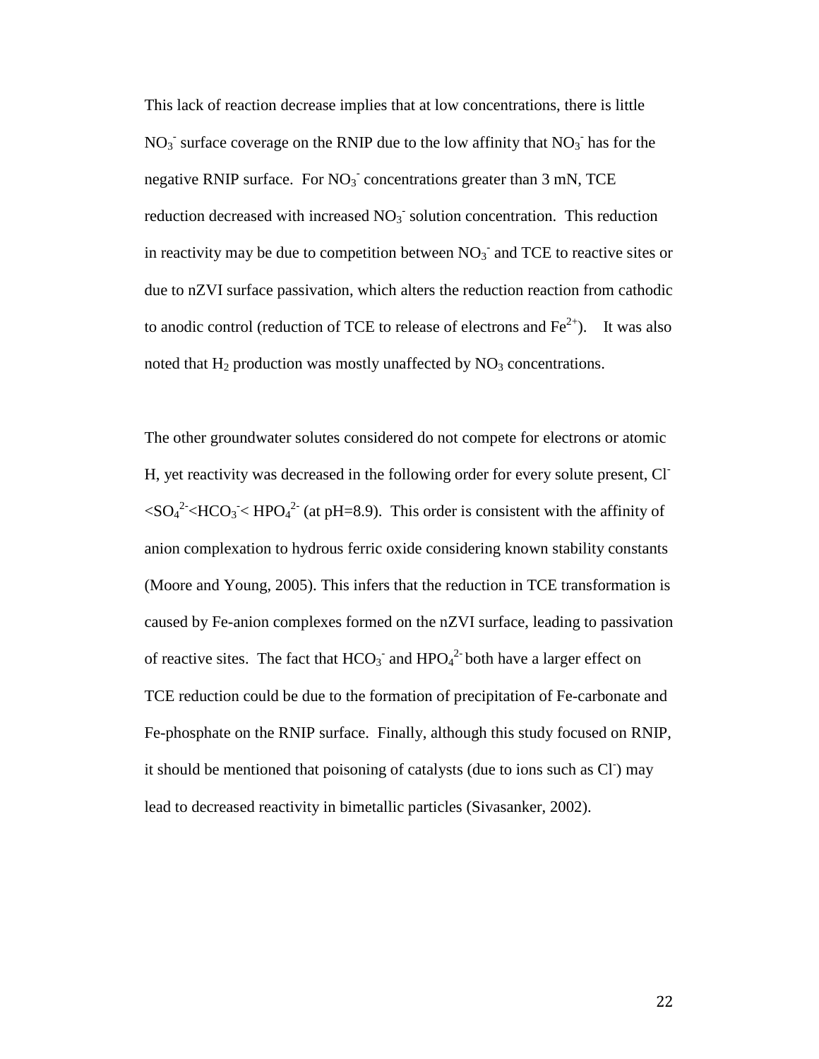This lack of reaction decrease implies that at low concentrations, there is little $NO_3^-$ surface coverage on the RNIP due to the low affinity that $NO_3^-$ has for the negative RNIP surface. For $NO_3^-$ concentrations greater than 3 mN, TCE reduction decreased with increased $NO_3^-$ solution concentration. This reduction in reactivity may be due to competition between $NO_3^-$ and TCE to reactive sites or due to nZVI surface passivation, which alters the reduction reaction from cathodic to anodic control (reduction of TCE to release of electrons and $Fe^{2+}$). It was also noted that $H_2$ production was mostly unaffected by $NO_3$ concentrations.

The other groundwater solutes considered do not compete for electrons or atomic H, yet reactivity was decreased in the following order for every solute present, $Cl^- < SO_4^{2-} < HCO_3^- < HPO_4^{2-}$ (at pH=8.9). This order is consistent with the affinity of anion complexation to hydrous ferric oxide considering known stability constants (Moore and Young, 2005). This infers that the reduction in TCE transformation is caused by Fe-anion complexes formed on the nZVI surface, leading to passivation of reactive sites. The fact that $HCO_3^-$ and $HPO_4^{2-}$ both have a larger effect on TCE reduction could be due to the formation of precipitation of Fe-carbonate and Fe-phosphate on the RNIP surface. Finally, although this study focused on RNIP, it should be mentioned that poisoning of catalysts (due to ions such as $Cl^-$) may lead to decreased reactivity in bimetallic particles (Sivasanker, 2002).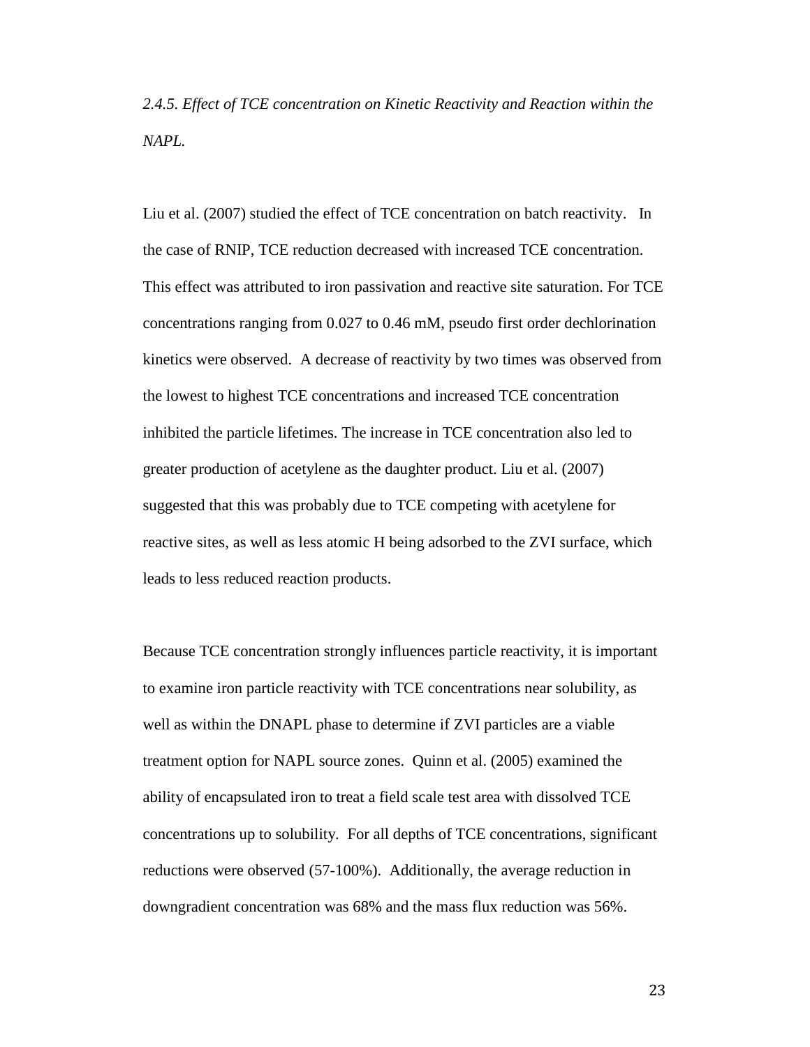*2.4.5. Effect of TCE concentration on Kinetic Reactivity and Reaction within the NAPL.*

Liu et al. (2007) studied the effect of TCE concentration on batch reactivity. In the case of RNIP, TCE reduction decreased with increased TCE concentration. This effect was attributed to iron passivation and reactive site saturation. For TCE concentrations ranging from 0.027 to 0.46 mM, pseudo first order dechlorination kinetics were observed. A decrease of reactivity by two times was observed from the lowest to highest TCE concentrations and increased TCE concentration inhibited the particle lifetimes. The increase in TCE concentration also led to greater production of acetylene as the daughter product. Liu et al. (2007) suggested that this was probably due to TCE competing with acetylene for reactive sites, as well as less atomic H being adsorbed to the ZVI surface, which leads to less reduced reaction products.

Because TCE concentration strongly influences particle reactivity, it is important to examine iron particle reactivity with TCE concentrations near solubility, as well as within the DNAPL phase to determine if ZVI particles are a viable treatment option for NAPL source zones. Quinn et al. (2005) examined the ability of encapsulated iron to treat a field scale test area with dissolved TCE concentrations up to solubility. For all depths of TCE concentrations, significant reductions were observed (57-100%). Additionally, the average reduction in downgradient concentration was 68% and the mass flux reduction was 56%.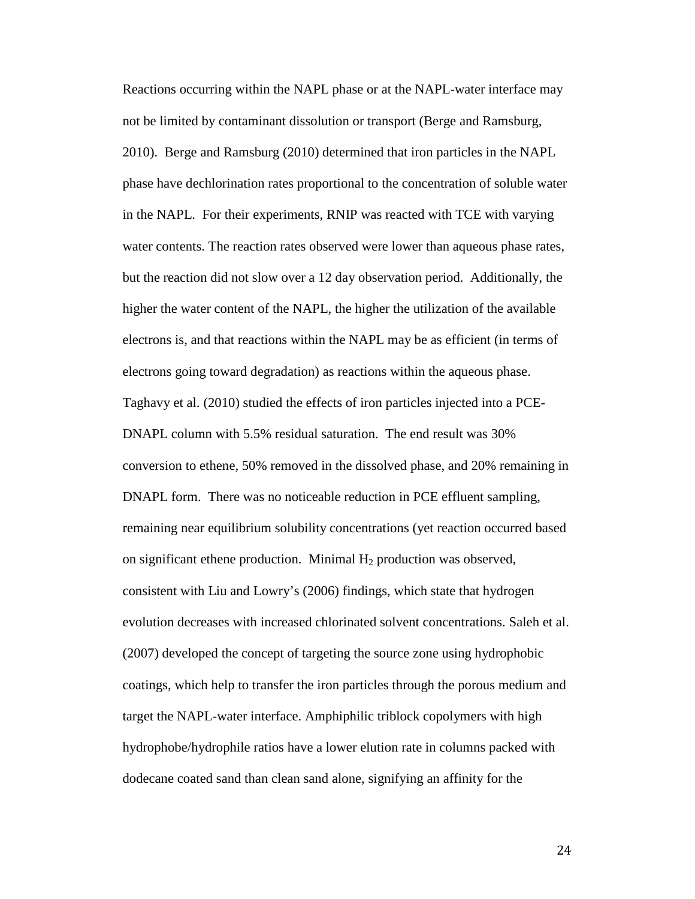Reactions occurring within the NAPL phase or at the NAPL-water interface may not be limited by contaminant dissolution or transport (Berge and Ramsburg, 2010). Berge and Ramsburg (2010) determined that iron particles in the NAPL phase have dechlorination rates proportional to the concentration of soluble water in the NAPL. For their experiments, RNIP was reacted with TCE with varying water contents. The reaction rates observed were lower than aqueous phase rates, but the reaction did not slow over a 12 day observation period. Additionally, the higher the water content of the NAPL, the higher the utilization of the available electrons is, and that reactions within the NAPL may be as efficient (in terms of electrons going toward degradation) as reactions within the aqueous phase. Taghavy et al. (2010) studied the effects of iron particles injected into a PCE-DNAPL column with 5.5% residual saturation. The end result was 30% conversion to ethene, 50% removed in the dissolved phase, and 20% remaining in DNAPL form. There was no noticeable reduction in PCE effluent sampling, remaining near equilibrium solubility concentrations (yet reaction occurred based on significant ethene production. Minimal $H_2$ production was observed, consistent with Liu and Lowry's (2006) findings, which state that hydrogen evolution decreases with increased chlorinated solvent concentrations. Saleh et al. (2007) developed the concept of targeting the source zone using hydrophobic coatings, which help to transfer the iron particles through the porous medium and target the NAPL-water interface. Amphiphilic triblock copolymers with high hydrophobe/hydrophile ratios have a lower elution rate in columns packed with dodecane coated sand than clean sand alone, signifying an affinity for the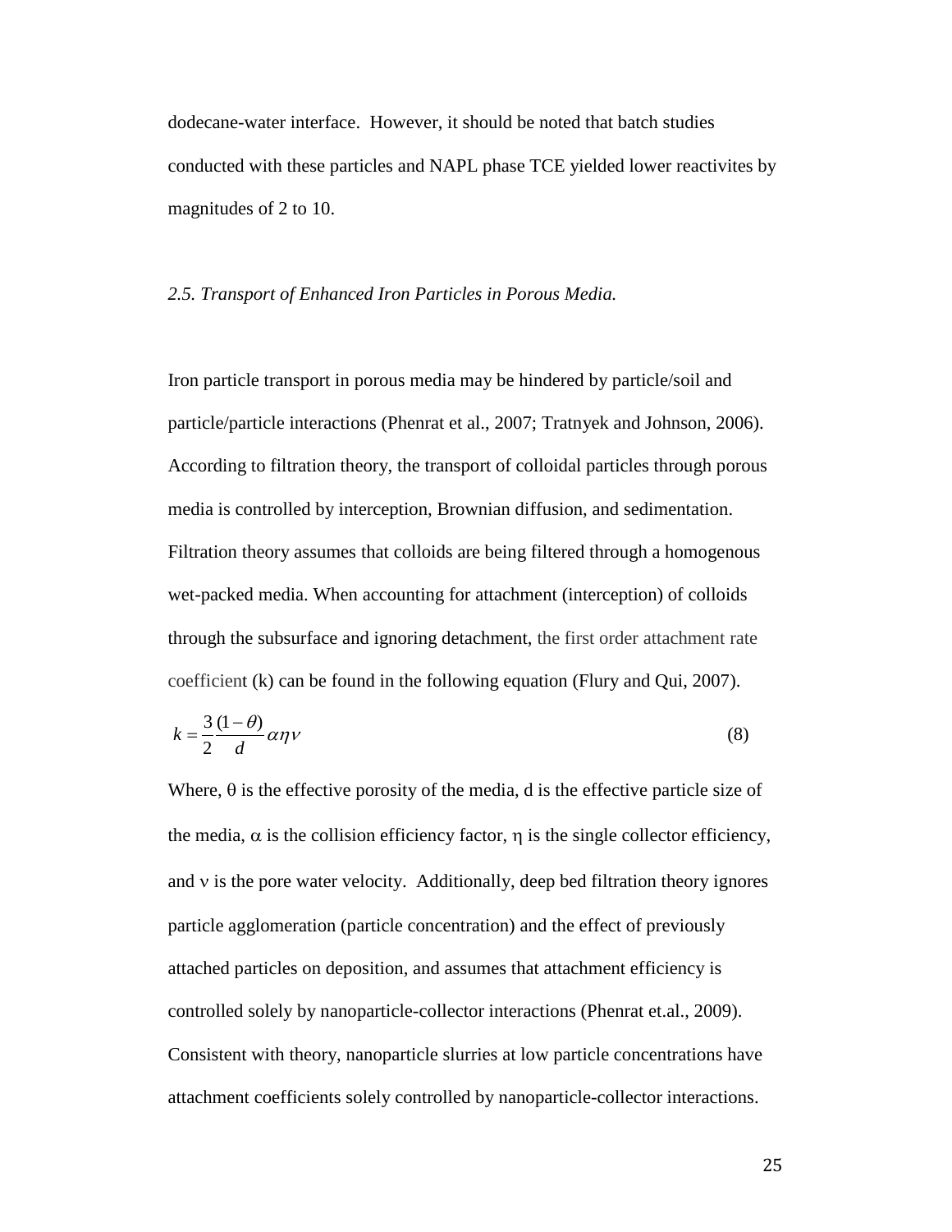dodecane-water interface. However, it should be noted that batch studies conducted with these particles and NAPL phase TCE yielded lower reactivites by magnitudes of 2 to 10.

### *2.5. Transport of Enhanced Iron Particles in Porous Media.*

Iron particle transport in porous media may be hindered by particle/soil and particle/particle interactions (Phenrat et al., 2007; Tratnyek and Johnson, 2006). According to filtration theory, the transport of colloidal particles through porous media is controlled by interception, Brownian diffusion, and sedimentation. Filtration theory assumes that colloids are being filtered through a homogenous wet-packed media. When accounting for attachment (interception) of colloids through the subsurface and ignoring detachment, the first order attachment rate coefficient (k) can be found in the following equation (Flury and Qui, 2007).

$$k = \frac{3}{2}\frac{(1-\theta)}{d}\alpha\eta\nu \qquad (8)$$

Where, $\theta$ is the effective porosity of the media, d is the effective particle size of the media, $\alpha$ is the collision efficiency factor, $\eta$ is the single collector efficiency, and $\nu$ is the pore water velocity. Additionally, deep bed filtration theory ignores particle agglomeration (particle concentration) and the effect of previously attached particles on deposition, and assumes that attachment efficiency is controlled solely by nanoparticle-collector interactions (Phenrat et.al., 2009). Consistent with theory, nanoparticle slurries at low particle concentrations have attachment coefficients solely controlled by nanoparticle-collector interactions.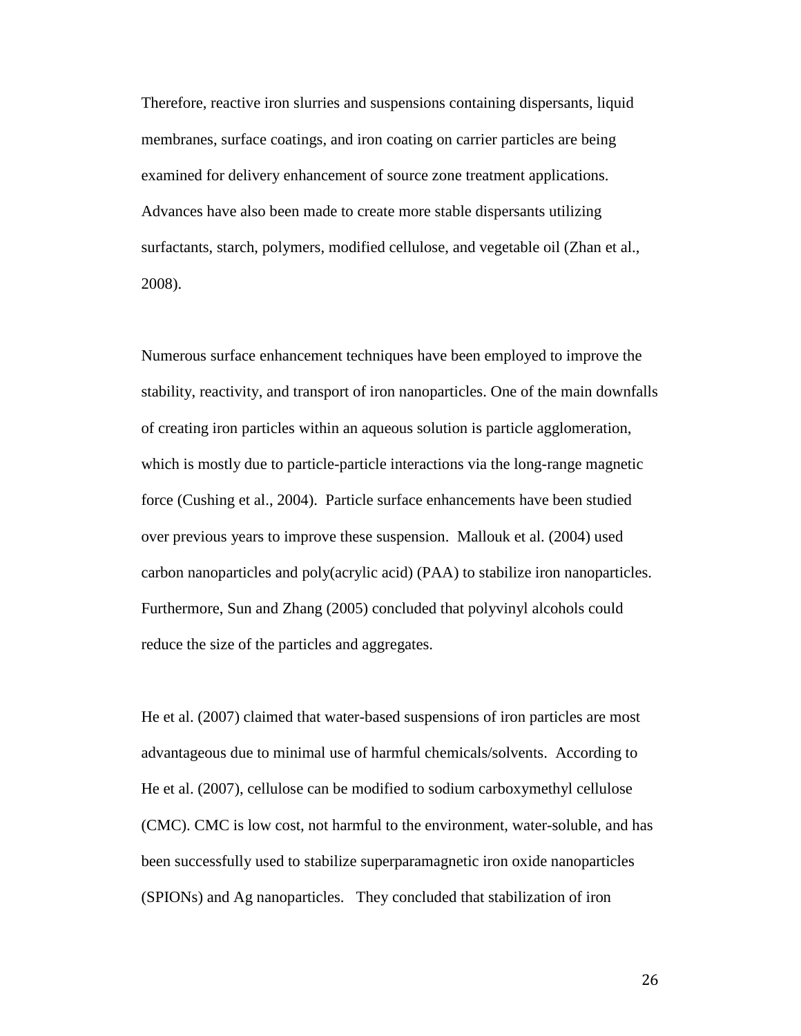Therefore, reactive iron slurries and suspensions containing dispersants, liquid membranes, surface coatings, and iron coating on carrier particles are being examined for delivery enhancement of source zone treatment applications. Advances have also been made to create more stable dispersants utilizing surfactants, starch, polymers, modified cellulose, and vegetable oil (Zhan et al., 2008).

Numerous surface enhancement techniques have been employed to improve the stability, reactivity, and transport of iron nanoparticles. One of the main downfalls of creating iron particles within an aqueous solution is particle agglomeration, which is mostly due to particle-particle interactions via the long-range magnetic force (Cushing et al., 2004). Particle surface enhancements have been studied over previous years to improve these suspension. Mallouk et al. (2004) used carbon nanoparticles and poly(acrylic acid) (PAA) to stabilize iron nanoparticles. Furthermore, Sun and Zhang (2005) concluded that polyvinyl alcohols could reduce the size of the particles and aggregates.

He et al. (2007) claimed that water-based suspensions of iron particles are most advantageous due to minimal use of harmful chemicals/solvents. According to He et al. (2007), cellulose can be modified to sodium carboxymethyl cellulose (CMC). CMC is low cost, not harmful to the environment, water-soluble, and has been successfully used to stabilize superparamagnetic iron oxide nanoparticles (SPIONs) and Ag nanoparticles. They concluded that stabilization of iron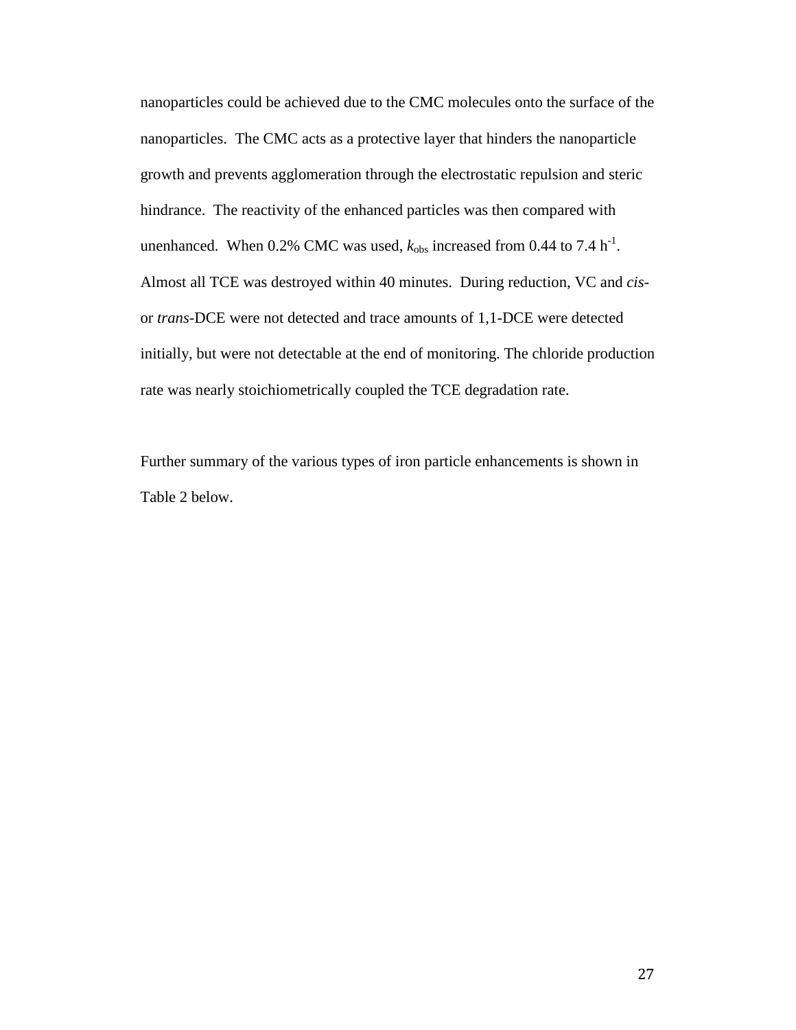nanoparticles could be achieved due to the CMC molecules onto the surface of the nanoparticles. The CMC acts as a protective layer that hinders the nanoparticle growth and prevents agglomeration through the electrostatic repulsion and steric hindrance. The reactivity of the enhanced particles was then compared with unenhanced. When 0.2% CMC was used, $k_{obs}$ increased from 0.44 to 7.4 $h^{-1}$. Almost all TCE was destroyed within 40 minutes. During reduction, VC and *cis*- or *trans*-DCE were not detected and trace amounts of 1,1-DCE were detected initially, but were not detectable at the end of monitoring. The chloride production rate was nearly stoichiometrically coupled the TCE degradation rate.

Further summary of the various types of iron particle enhancements is shown in Table 2 below.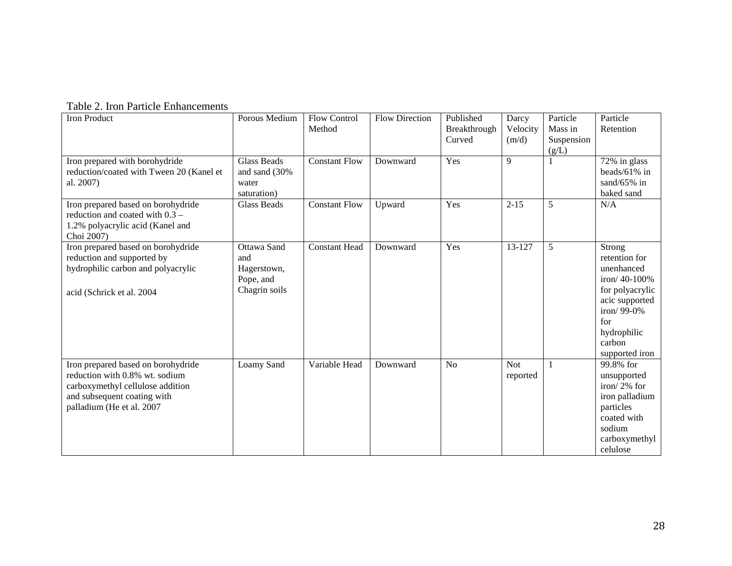Table 2. Iron Particle Enhancements

| Iron Product | Porous Medium | Flow Control Method | Flow Direction | Published Breakthrough Curved | Darcy Velocity (m/d) | Particle Mass in Suspension (g/L) | Particle Retention |
|---|---|---|---|---|---|---|---|
| Iron prepared with borohydride reduction/coated with Tween 20 (Kanel et al. 2007) | Glass Beads and sand (30% water saturation) | Constant Flow | Downward | Yes | 9 | 1 | 72% in glass beads/61% in sand/65% in baked sand |
| Iron prepared based on borohydride reduction and coated with 0.3 – 1.2% polyacrylic acid (Kanel and Choi 2007) | Glass Beads | Constant Flow | Upward | Yes | 2-15 | 5 | N/A |
| Iron prepared based on borohydride reduction and supported by hydrophilic carbon and polyacrylic acid (Schrick et al. 2004 | Ottawa Sand and Hagerstown, Pope, and Chagrin soils | Constant Head | Downward | Yes | 13-127 | 5 | Strong retention for unenhanced iron/ 40-100% for polyacrylic acic supported iron/ 99-0% for hydrophilic carbon supported iron |
| Iron prepared based on borohydride reduction with 0.8% wt. sodium carboxymethyl cellulose addition and subsequent coating with palladium (He et al. 2007 | Loamy Sand | Variable Head | Downward | No | Not reported | 1 | 99.8% for unsupported iron/ 2% for iron palladium particles coated with sodium carboxymethyl celulose |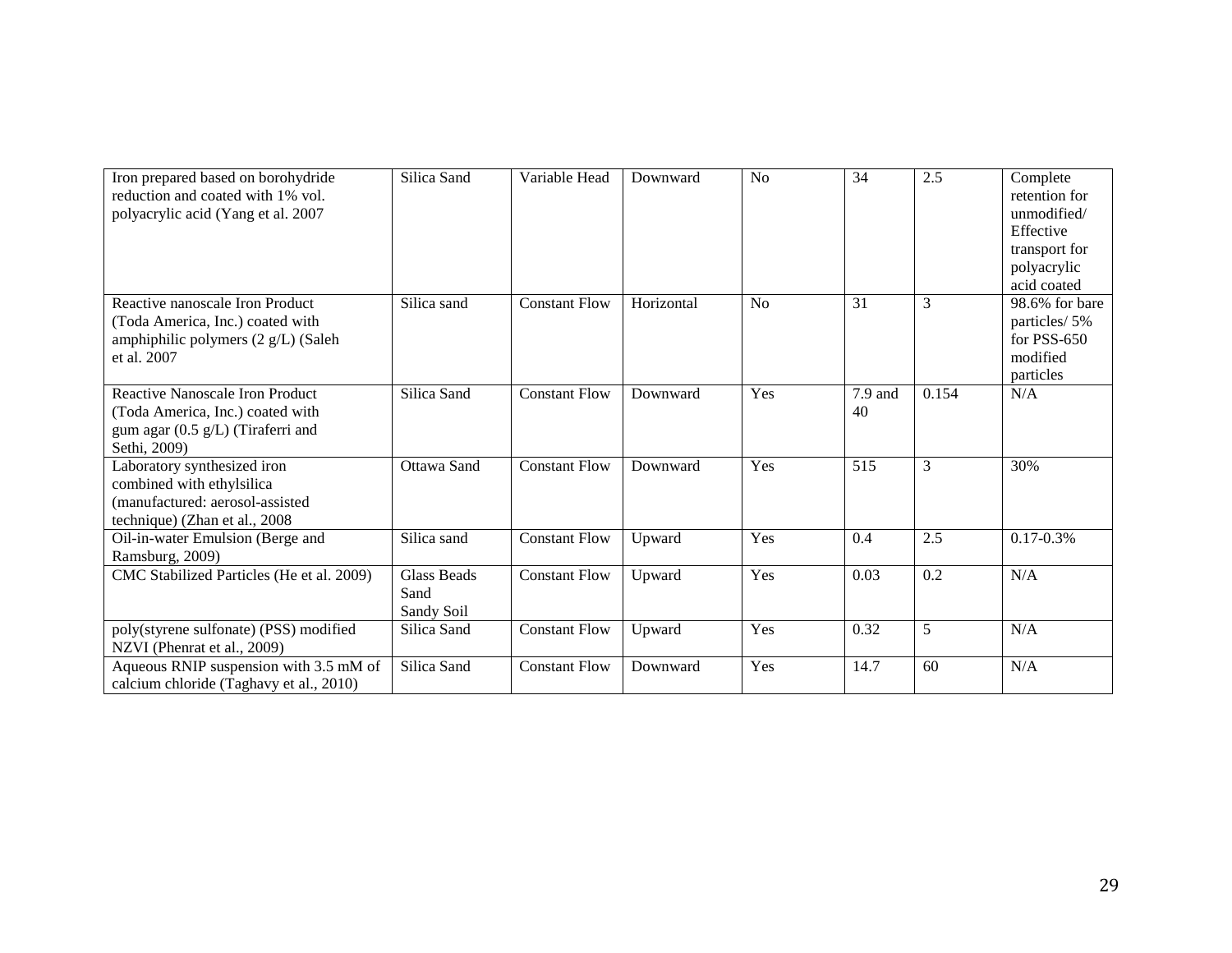| | | | | | | | |
|---|---|---|---|---|---|---|---|
| Iron prepared based on borohydride reduction and coated with 1% vol. polyacrylic acid (Yang et al. 2007 | Silica Sand | Variable Head | Downward | No | 34 | 2.5 | Complete retention for unmodified/ Effective transport for polyacrylic acid coated |
| Reactive nanoscale Iron Product (Toda America, Inc.) coated with amphiphilic polymers (2 g/L) (Saleh et al. 2007 | Silica sand | Constant Flow | Horizontal | No | 31 | 3 | 98.6% for bare particles/ 5% for PSS-650 modified particles |
| Reactive Nanoscale Iron Product (Toda America, Inc.) coated with gum agar (0.5 g/L) (Tiraferri and Sethi, 2009) | Silica Sand | Constant Flow | Downward | Yes | 7.9 and 40 | 0.154 | N/A |
| Laboratory synthesized iron combined with ethylsilica (manufactured: aerosol-assisted technique) (Zhan et al., 2008 | Ottawa Sand | Constant Flow | Downward | Yes | 515 | 3 | 30% |
| Oil-in-water Emulsion (Berge and Ramsburg, 2009) | Silica sand | Constant Flow | Upward | Yes | 0.4 | 2.5 | 0.17-0.3% |
| CMC Stabilized Particles (He et al. 2009) | Glass Beads Sand Sandy Soil | Constant Flow | Upward | Yes | 0.03 | 0.2 | N/A |
| poly(styrene sulfonate) (PSS) modified NZVI (Phenrat et al., 2009) | Silica Sand | Constant Flow | Upward | Yes | 0.32 | 5 | N/A |
| Aqueous RNIP suspension with 3.5 mM of calcium chloride (Taghavy et al., 2010) | Silica Sand | Constant Flow | Downward | Yes | 14.7 | 60 | N/A |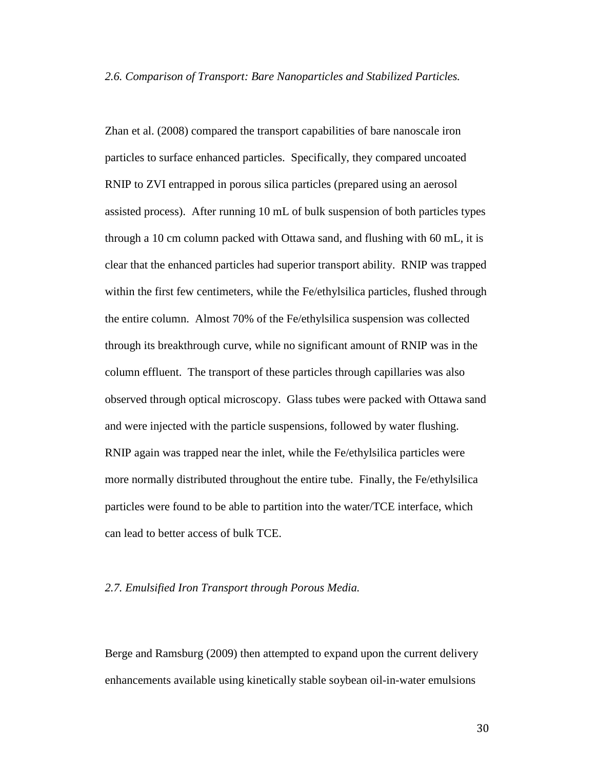*2.6. Comparison of Transport: Bare Nanoparticles and Stabilized Particles.*

Zhan et al. (2008) compared the transport capabilities of bare nanoscale iron particles to surface enhanced particles. Specifically, they compared uncoated RNIP to ZVI entrapped in porous silica particles (prepared using an aerosol assisted process). After running 10 mL of bulk suspension of both particles types through a 10 cm column packed with Ottawa sand, and flushing with 60 mL, it is clear that the enhanced particles had superior transport ability. RNIP was trapped within the first few centimeters, while the Fe/ethylsilica particles, flushed through the entire column. Almost 70% of the Fe/ethylsilica suspension was collected through its breakthrough curve, while no significant amount of RNIP was in the column effluent. The transport of these particles through capillaries was also observed through optical microscopy. Glass tubes were packed with Ottawa sand and were injected with the particle suspensions, followed by water flushing. RNIP again was trapped near the inlet, while the Fe/ethylsilica particles were more normally distributed throughout the entire tube. Finally, the Fe/ethylsilica particles were found to be able to partition into the water/TCE interface, which can lead to better access of bulk TCE.

*2.7. Emulsified Iron Transport through Porous Media.*

Berge and Ramsburg (2009) then attempted to expand upon the current delivery enhancements available using kinetically stable soybean oil-in-water emulsions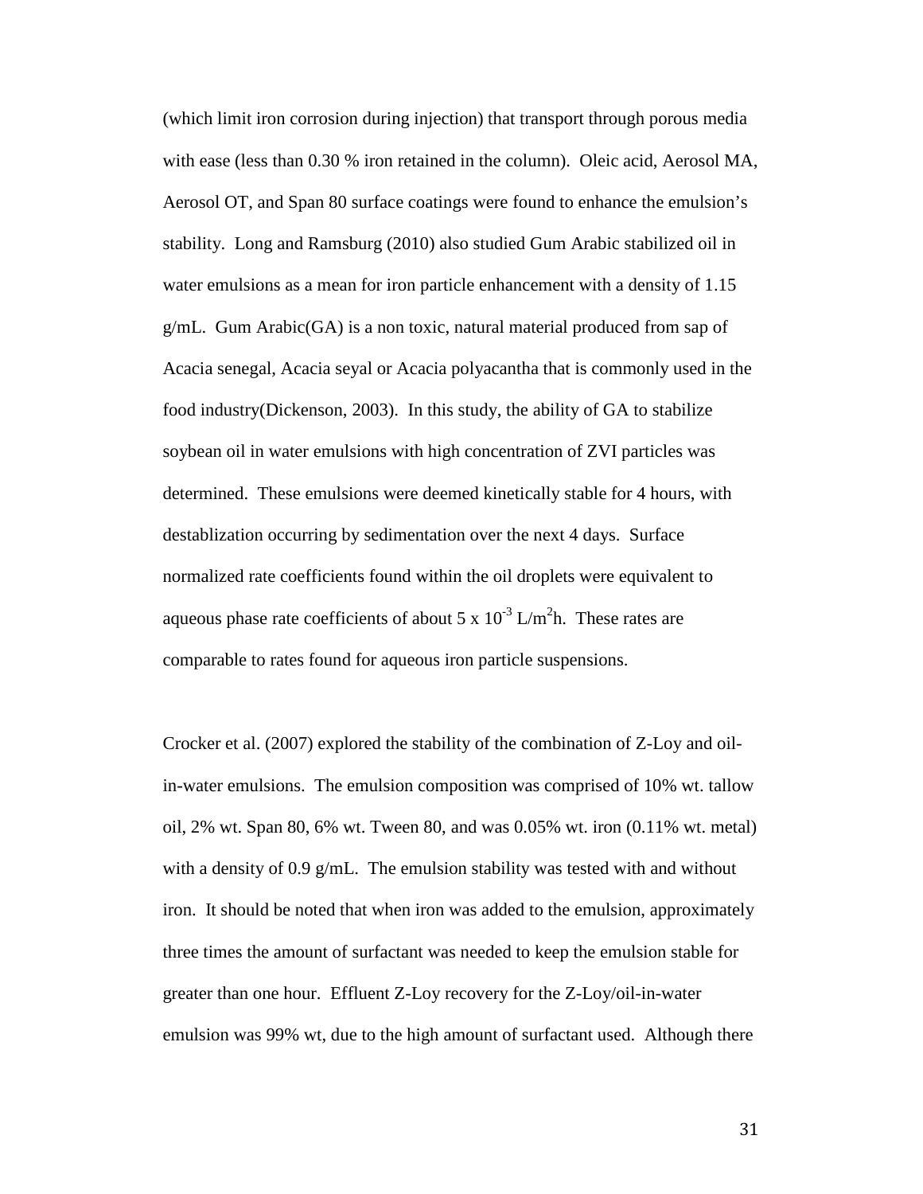(which limit iron corrosion during injection) that transport through porous media with ease (less than 0.30 % iron retained in the column). Oleic acid, Aerosol MA, Aerosol OT, and Span 80 surface coatings were found to enhance the emulsion's stability. Long and Ramsburg (2010) also studied Gum Arabic stabilized oil in water emulsions as a mean for iron particle enhancement with a density of 1.15 g/mL. Gum Arabic(GA) is a non toxic, natural material produced from sap of Acacia senegal, Acacia seyal or Acacia polyacantha that is commonly used in the food industry(Dickenson, 2003). In this study, the ability of GA to stabilize soybean oil in water emulsions with high concentration of ZVI particles was determined. These emulsions were deemed kinetically stable for 4 hours, with destablization occurring by sedimentation over the next 4 days. Surface normalized rate coefficients found within the oil droplets were equivalent to aqueous phase rate coefficients of about $5 \times 10^{-3}$ L/m$^2$h. These rates are comparable to rates found for aqueous iron particle suspensions.

Crocker et al. (2007) explored the stability of the combination of Z-Loy and oil-in-water emulsions. The emulsion composition was comprised of 10% wt. tallow oil, 2% wt. Span 80, 6% wt. Tween 80, and was 0.05% wt. iron (0.11% wt. metal) with a density of 0.9 g/mL. The emulsion stability was tested with and without iron. It should be noted that when iron was added to the emulsion, approximately three times the amount of surfactant was needed to keep the emulsion stable for greater than one hour. Effluent Z-Loy recovery for the Z-Loy/oil-in-water emulsion was 99% wt, due to the high amount of surfactant used. Although there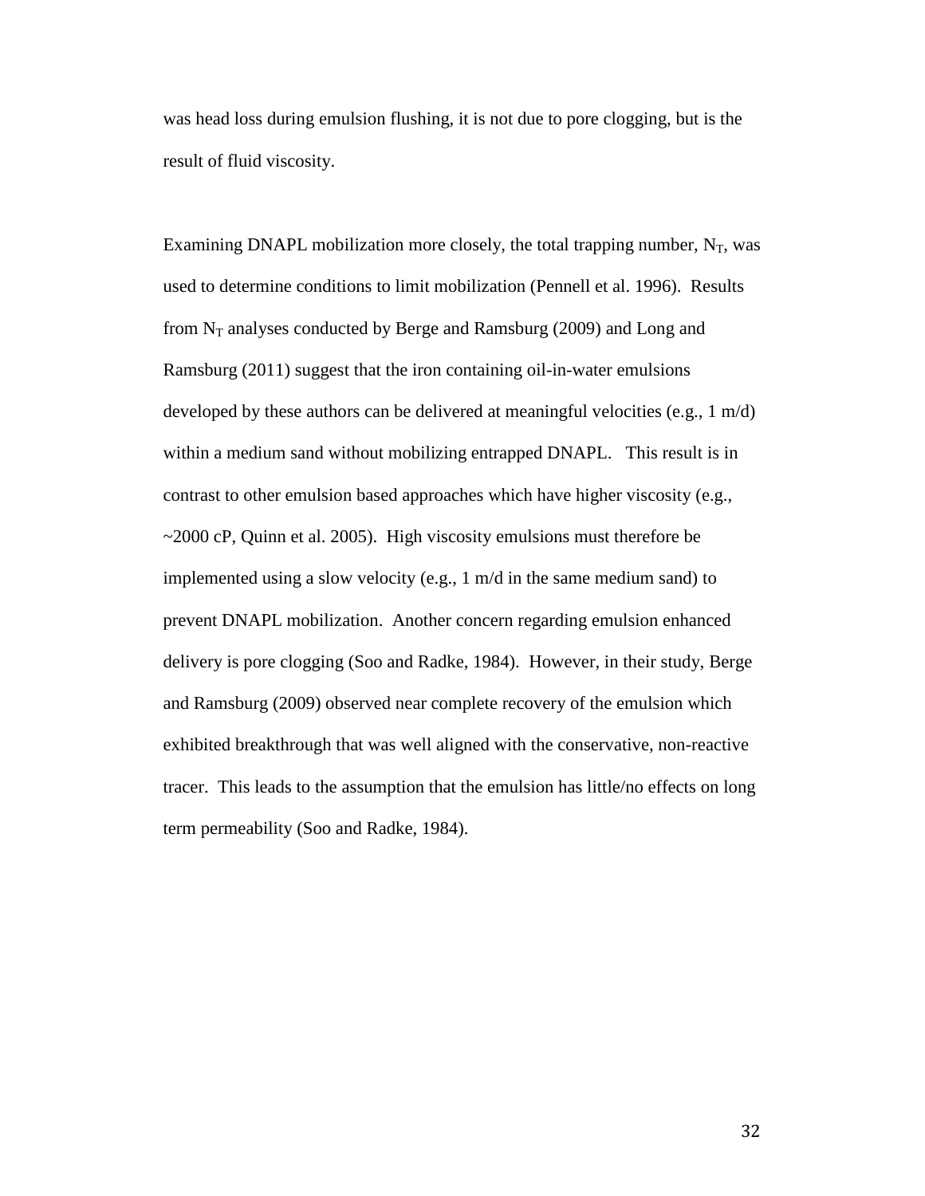was head loss during emulsion flushing, it is not due to pore clogging, but is the result of fluid viscosity.

Examining DNAPL mobilization more closely, the total trapping number, $N_T$, was used to determine conditions to limit mobilization (Pennell et al. 1996). Results from $N_T$ analyses conducted by Berge and Ramsburg (2009) and Long and Ramsburg (2011) suggest that the iron containing oil-in-water emulsions developed by these authors can be delivered at meaningful velocities (e.g., 1 m/d) within a medium sand without mobilizing entrapped DNAPL. This result is in contrast to other emulsion based approaches which have higher viscosity (e.g., ~2000 cP, Quinn et al. 2005). High viscosity emulsions must therefore be implemented using a slow velocity (e.g., 1 m/d in the same medium sand) to prevent DNAPL mobilization. Another concern regarding emulsion enhanced delivery is pore clogging (Soo and Radke, 1984). However, in their study, Berge and Ramsburg (2009) observed near complete recovery of the emulsion which exhibited breakthrough that was well aligned with the conservative, non-reactive tracer. This leads to the assumption that the emulsion has little/no effects on long term permeability (Soo and Radke, 1984).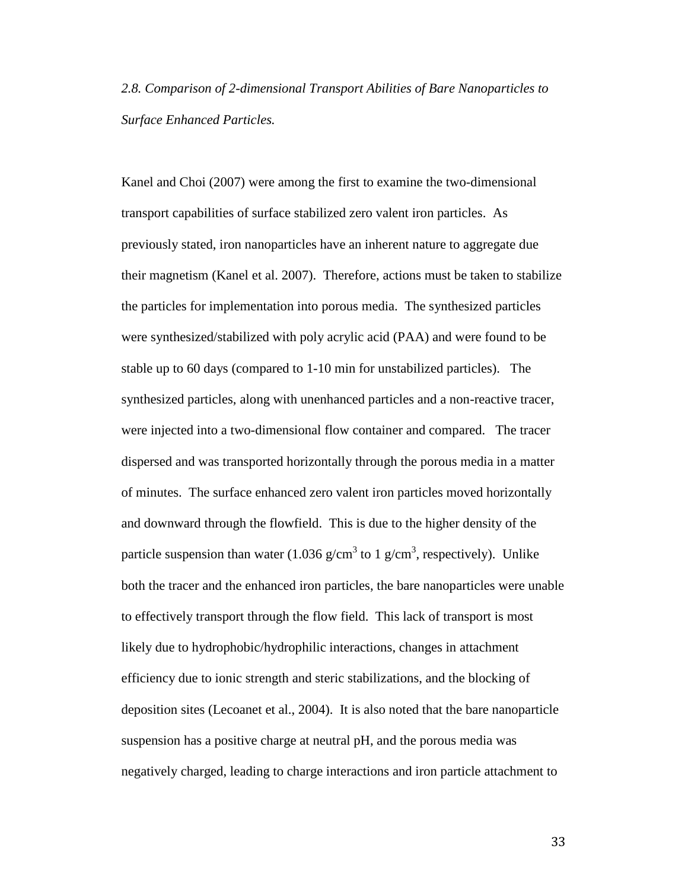*2.8. Comparison of 2-dimensional Transport Abilities of Bare Nanoparticles to Surface Enhanced Particles.*

Kanel and Choi (2007) were among the first to examine the two-dimensional transport capabilities of surface stabilized zero valent iron particles. As previously stated, iron nanoparticles have an inherent nature to aggregate due their magnetism (Kanel et al. 2007). Therefore, actions must be taken to stabilize the particles for implementation into porous media. The synthesized particles were synthesized/stabilized with poly acrylic acid (PAA) and were found to be stable up to 60 days (compared to 1-10 min for unstabilized particles). The synthesized particles, along with unenhanced particles and a non-reactive tracer, were injected into a two-dimensional flow container and compared. The tracer dispersed and was transported horizontally through the porous media in a matter of minutes. The surface enhanced zero valent iron particles moved horizontally and downward through the flowfield. This is due to the higher density of the particle suspension than water (1.036 $g/cm^3$ to 1 $g/cm^3$, respectively). Unlike both the tracer and the enhanced iron particles, the bare nanoparticles were unable to effectively transport through the flow field. This lack of transport is most likely due to hydrophobic/hydrophilic interactions, changes in attachment efficiency due to ionic strength and steric stabilizations, and the blocking of deposition sites (Lecoanet et al., 2004). It is also noted that the bare nanoparticle suspension has a positive charge at neutral pH, and the porous media was negatively charged, leading to charge interactions and iron particle attachment to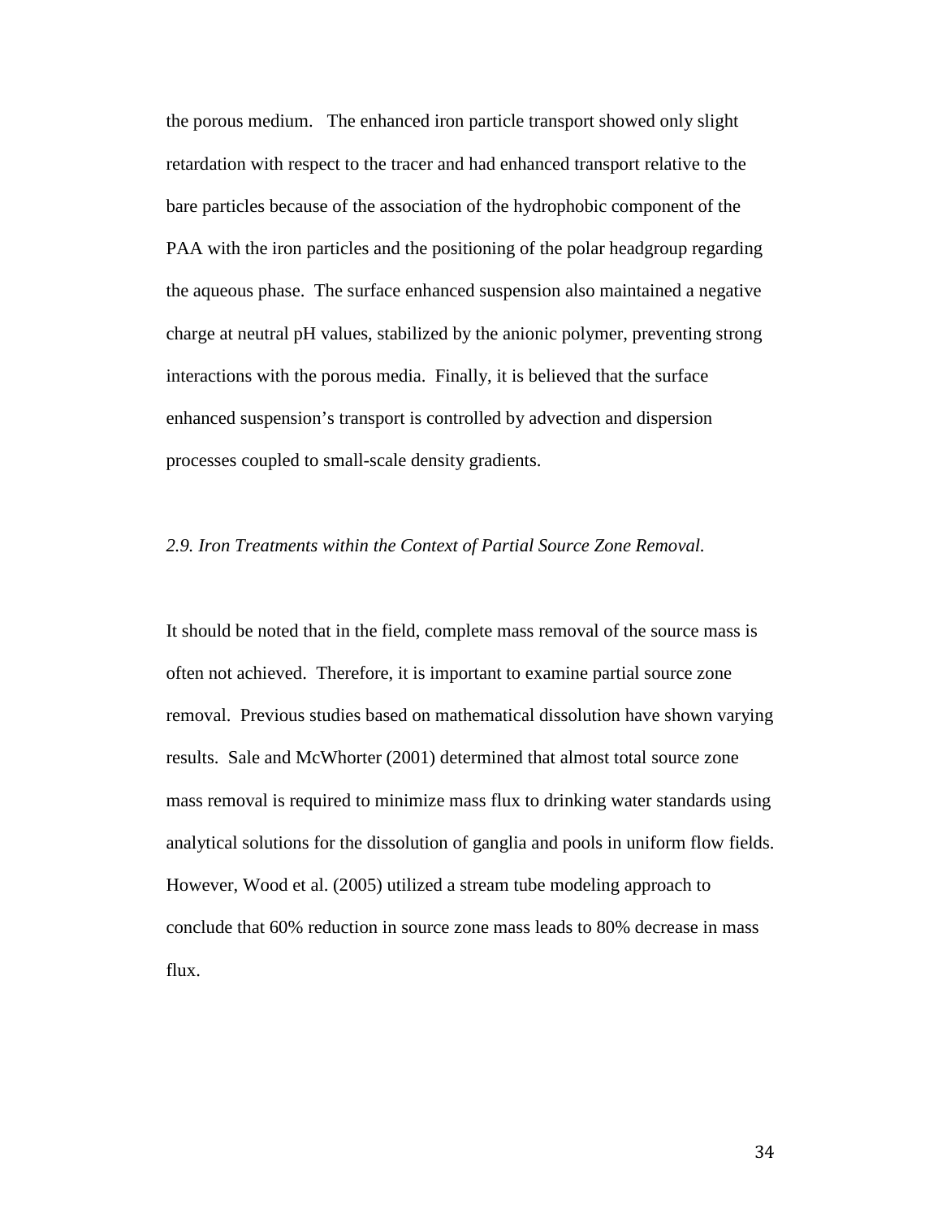the porous medium. The enhanced iron particle transport showed only slight retardation with respect to the tracer and had enhanced transport relative to the bare particles because of the association of the hydrophobic component of the PAA with the iron particles and the positioning of the polar headgroup regarding the aqueous phase. The surface enhanced suspension also maintained a negative charge at neutral pH values, stabilized by the anionic polymer, preventing strong interactions with the porous media. Finally, it is believed that the surface enhanced suspension's transport is controlled by advection and dispersion processes coupled to small-scale density gradients.

### *2.9. Iron Treatments within the Context of Partial Source Zone Removal.*

It should be noted that in the field, complete mass removal of the source mass is often not achieved. Therefore, it is important to examine partial source zone removal. Previous studies based on mathematical dissolution have shown varying results. Sale and McWhorter (2001) determined that almost total source zone mass removal is required to minimize mass flux to drinking water standards using analytical solutions for the dissolution of ganglia and pools in uniform flow fields. However, Wood et al. (2005) utilized a stream tube modeling approach to conclude that 60% reduction in source zone mass leads to 80% decrease in mass flux.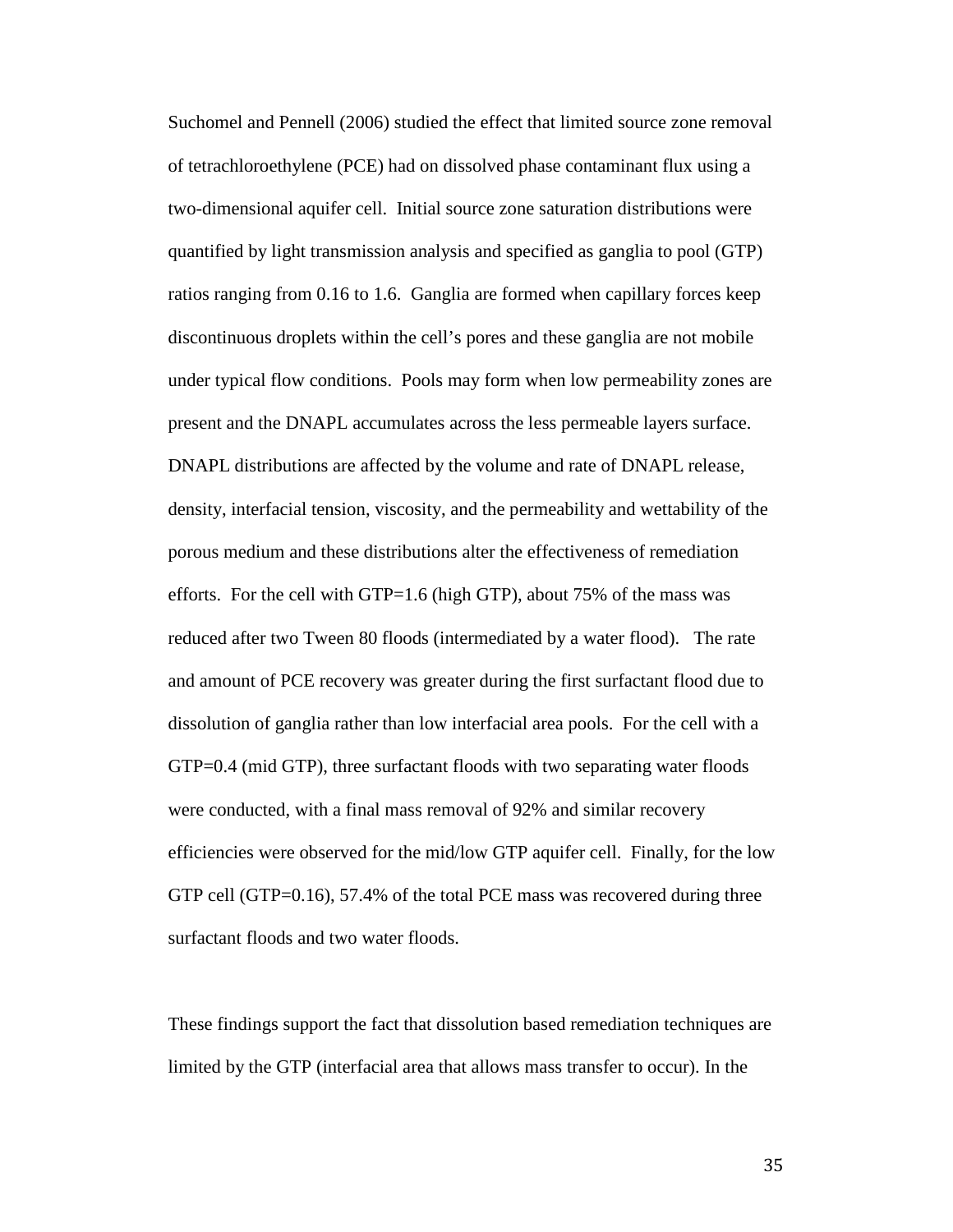Suchomel and Pennell (2006) studied the effect that limited source zone removal of tetrachloroethylene (PCE) had on dissolved phase contaminant flux using a two-dimensional aquifer cell. Initial source zone saturation distributions were quantified by light transmission analysis and specified as ganglia to pool (GTP) ratios ranging from 0.16 to 1.6. Ganglia are formed when capillary forces keep discontinuous droplets within the cell's pores and these ganglia are not mobile under typical flow conditions. Pools may form when low permeability zones are present and the DNAPL accumulates across the less permeable layers surface. DNAPL distributions are affected by the volume and rate of DNAPL release, density, interfacial tension, viscosity, and the permeability and wettability of the porous medium and these distributions alter the effectiveness of remediation efforts. For the cell with GTP=1.6 (high GTP), about 75% of the mass was reduced after two Tween 80 floods (intermediated by a water flood). The rate and amount of PCE recovery was greater during the first surfactant flood due to dissolution of ganglia rather than low interfacial area pools. For the cell with a GTP=0.4 (mid GTP), three surfactant floods with two separating water floods were conducted, with a final mass removal of 92% and similar recovery efficiencies were observed for the mid/low GTP aquifer cell. Finally, for the low GTP cell (GTP=0.16), 57.4% of the total PCE mass was recovered during three surfactant floods and two water floods.

These findings support the fact that dissolution based remediation techniques are limited by the GTP (interfacial area that allows mass transfer to occur). In the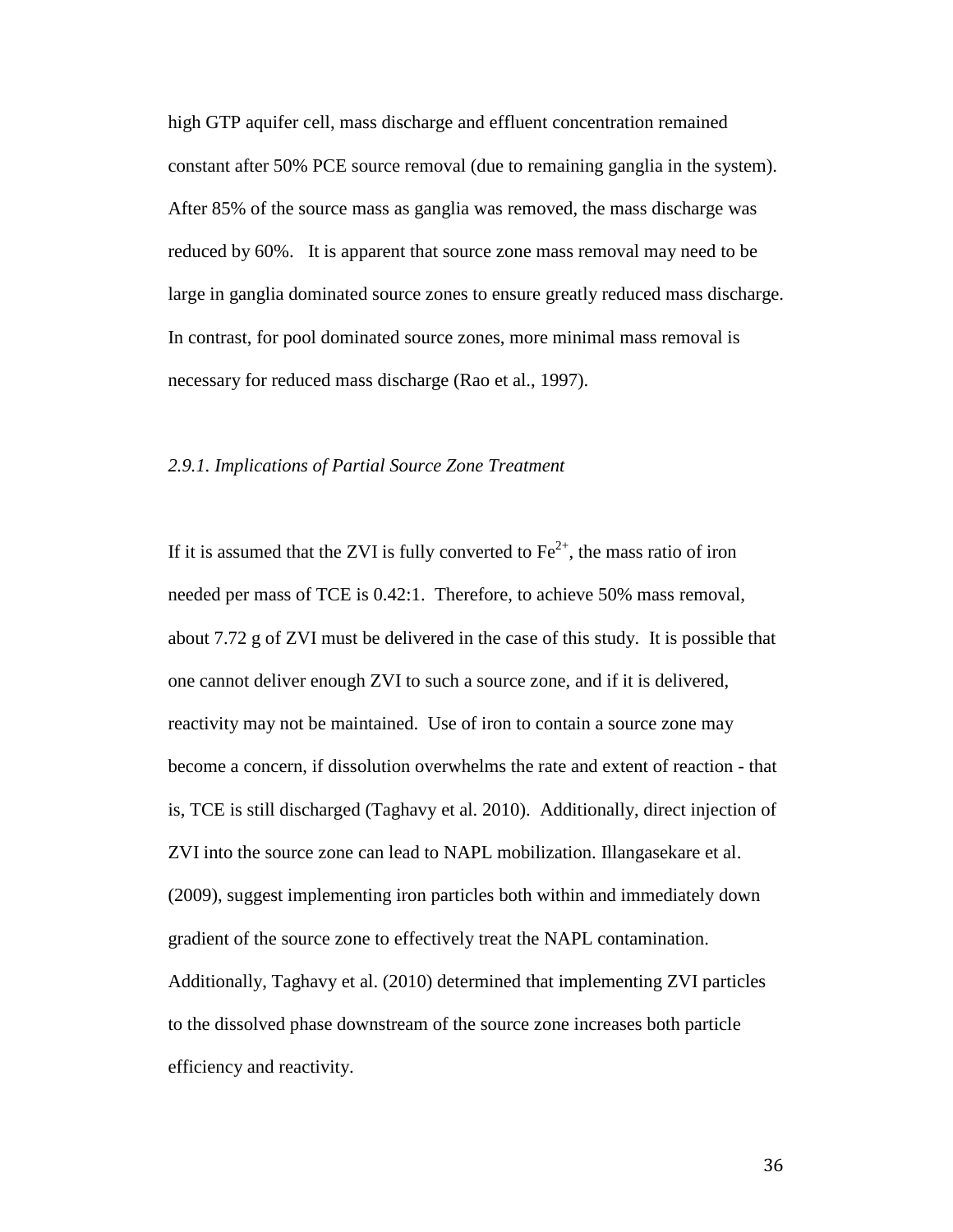high GTP aquifer cell, mass discharge and effluent concentration remained constant after 50% PCE source removal (due to remaining ganglia in the system). After 85% of the source mass as ganglia was removed, the mass discharge was reduced by 60%. It is apparent that source zone mass removal may need to be large in ganglia dominated source zones to ensure greatly reduced mass discharge. In contrast, for pool dominated source zones, more minimal mass removal is necessary for reduced mass discharge (Rao et al., 1997).

### *2.9.1. Implications of Partial Source Zone Treatment*

If it is assumed that the ZVI is fully converted to $Fe^{2+}$, the mass ratio of iron needed per mass of TCE is 0.42:1. Therefore, to achieve 50% mass removal, about 7.72 g of ZVI must be delivered in the case of this study. It is possible that one cannot deliver enough ZVI to such a source zone, and if it is delivered, reactivity may not be maintained. Use of iron to contain a source zone may become a concern, if dissolution overwhelms the rate and extent of reaction - that is, TCE is still discharged (Taghavy et al. 2010). Additionally, direct injection of ZVI into the source zone can lead to NAPL mobilization. Illangasekare et al. (2009), suggest implementing iron particles both within and immediately down gradient of the source zone to effectively treat the NAPL contamination. Additionally, Taghavy et al. (2010) determined that implementing ZVI particles to the dissolved phase downstream of the source zone increases both particle efficiency and reactivity.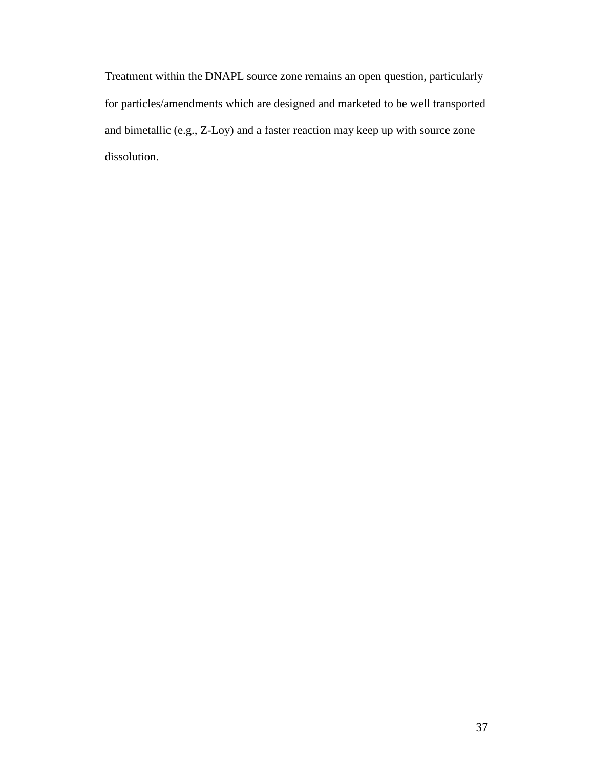Treatment within the DNAPL source zone remains an open question, particularly for particles/amendments which are designed and marketed to be well transported and bimetallic (e.g., Z-Loy) and a faster reaction may keep up with source zone dissolution.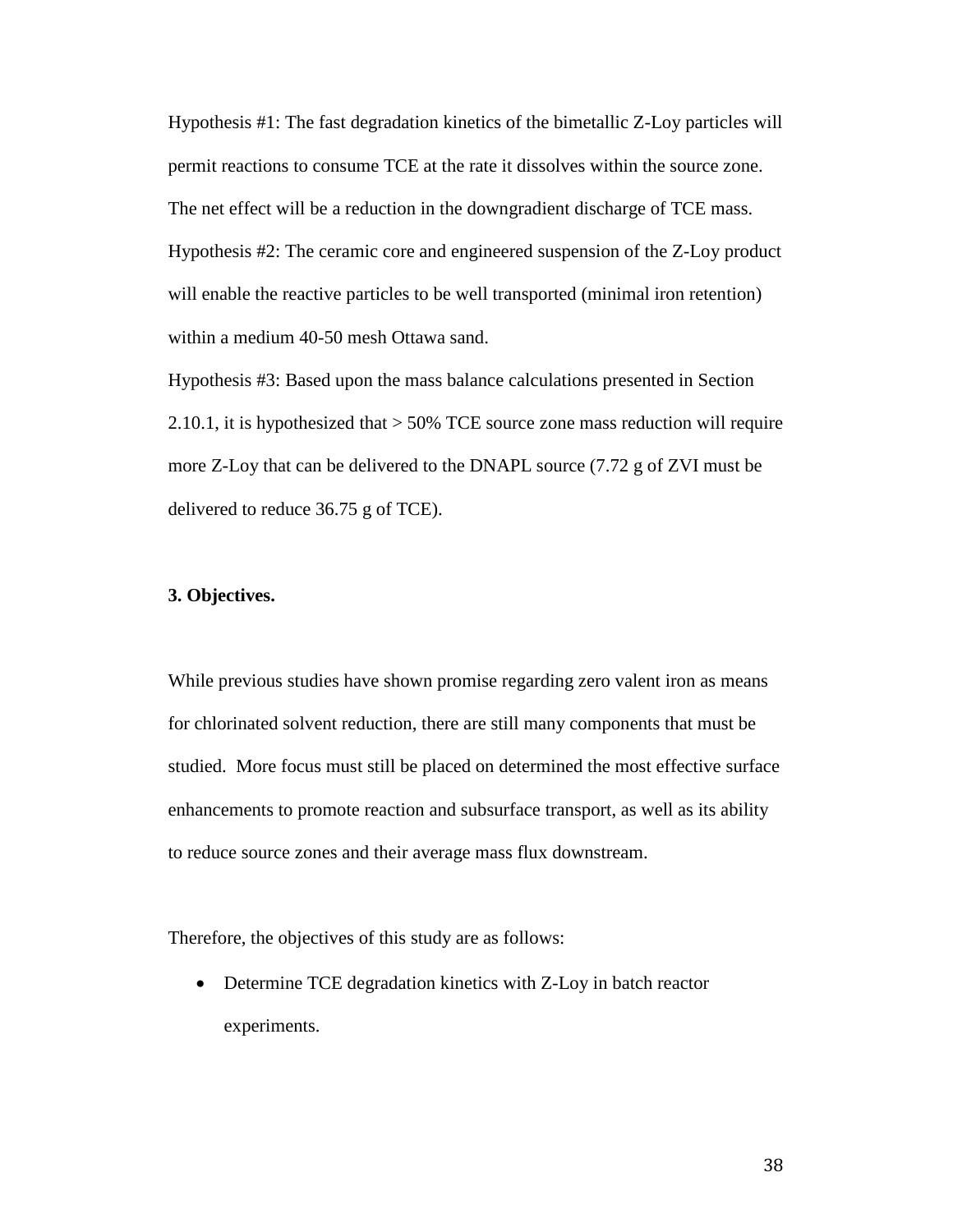Hypothesis #1: The fast degradation kinetics of the bimetallic Z-Loy particles will permit reactions to consume TCE at the rate it dissolves within the source zone. The net effect will be a reduction in the downgradient discharge of TCE mass.

Hypothesis #2: The ceramic core and engineered suspension of the Z-Loy product will enable the reactive particles to be well transported (minimal iron retention) within a medium 40-50 mesh Ottawa sand.

Hypothesis #3: Based upon the mass balance calculations presented in Section 2.10.1, it is hypothesized that > 50% TCE source zone mass reduction will require more Z-Loy that can be delivered to the DNAPL source (7.72 g of ZVI must be delivered to reduce 36.75 g of TCE).

## 3. Objectives.

While previous studies have shown promise regarding zero valent iron as means for chlorinated solvent reduction, there are still many components that must be studied. More focus must still be placed on determined the most effective surface enhancements to promote reaction and subsurface transport, as well as its ability to reduce source zones and their average mass flux downstream.

Therefore, the objectives of this study are as follows:

- Determine TCE degradation kinetics with Z-Loy in batch reactor experiments.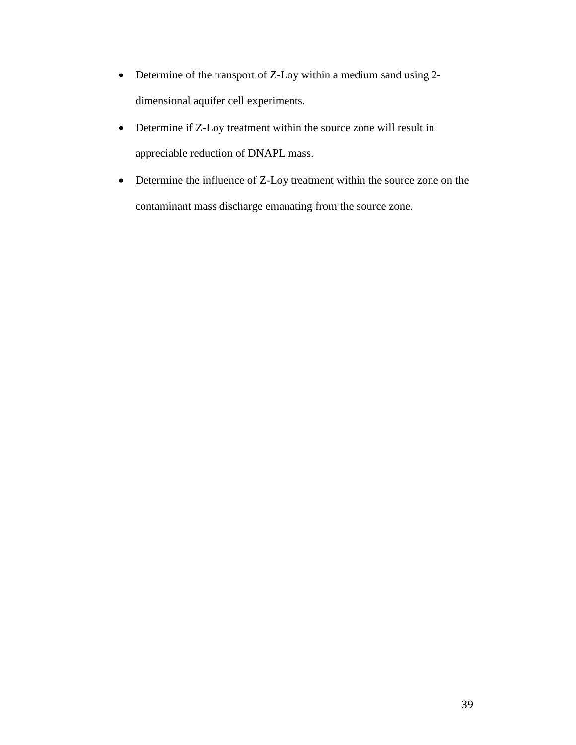- Determine of the transport of Z-Loy within a medium sand using 2-dimensional aquifer cell experiments.
- Determine if Z-Loy treatment within the source zone will result in appreciable reduction of DNAPL mass.
- Determine the influence of Z-Loy treatment within the source zone on the contaminant mass discharge emanating from the source zone.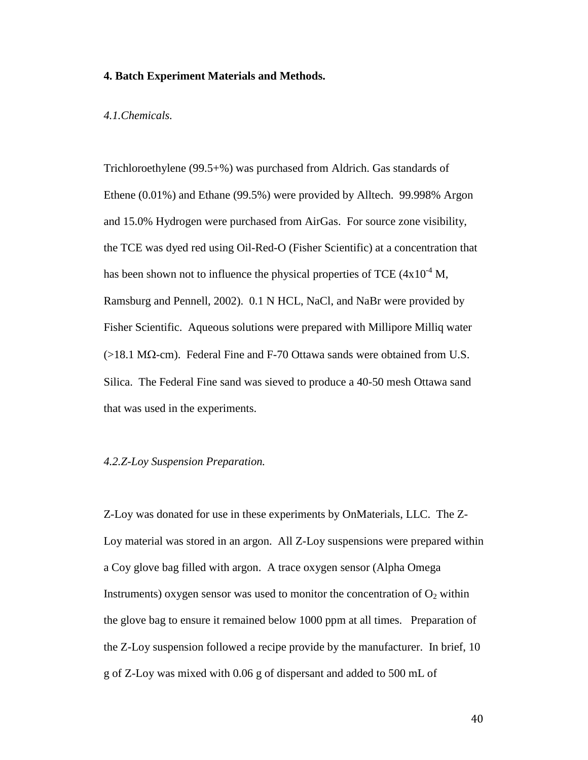## 4. Batch Experiment Materials and Methods.

### *4.1.Chemicals.*

Trichloroethylene (99.5+%) was purchased from Aldrich. Gas standards of Ethene (0.01%) and Ethane (99.5%) were provided by Alltech. 99.998% Argon and 15.0% Hydrogen were purchased from AirGas. For source zone visibility, the TCE was dyed red using Oil-Red-O (Fisher Scientific) at a concentration that has been shown not to influence the physical properties of TCE ($4 \times 10^{-4}$ M, Ramsburg and Pennell, 2002). 0.1 N HCL, NaCl, and NaBr were provided by Fisher Scientific. Aqueous solutions were prepared with Millipore Milliq water (>18.1 MΩ-cm). Federal Fine and F-70 Ottawa sands were obtained from U.S. Silica. The Federal Fine sand was sieved to produce a 40-50 mesh Ottawa sand that was used in the experiments.

### *4.2.Z-Loy Suspension Preparation.*

Z-Loy was donated for use in these experiments by OnMaterials, LLC. The Z-Loy material was stored in an argon. All Z-Loy suspensions were prepared within a Coy glove bag filled with argon. A trace oxygen sensor (Alpha Omega Instruments) oxygen sensor was used to monitor the concentration of $O_2$ within the glove bag to ensure it remained below 1000 ppm at all times. Preparation of the Z-Loy suspension followed a recipe provide by the manufacturer. In brief, 10 g of Z-Loy was mixed with 0.06 g of dispersant and added to 500 mL of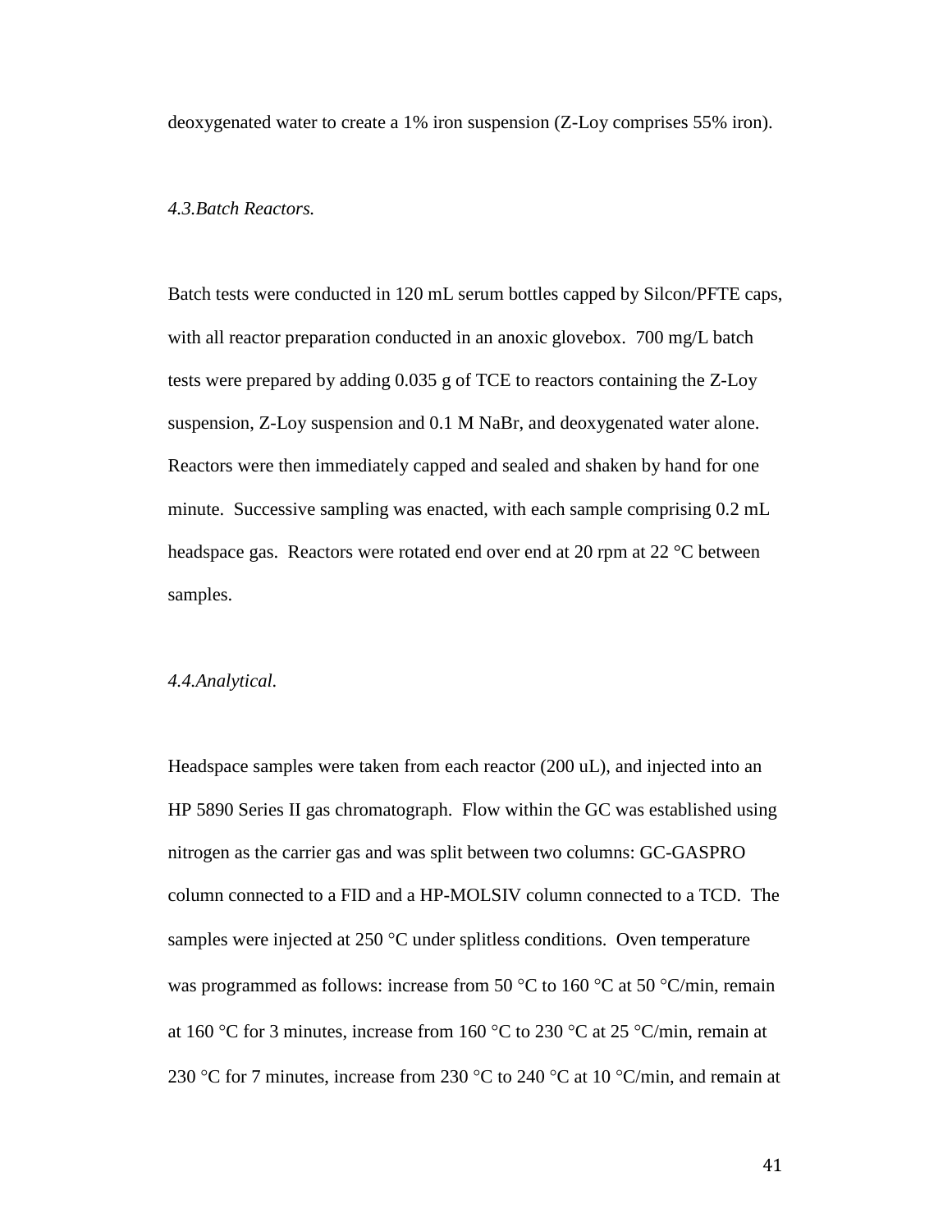deoxygenated water to create a 1% iron suspension (Z-Loy comprises 55% iron).

### *4.3.Batch Reactors.*

Batch tests were conducted in 120 mL serum bottles capped by Silcon/PFTE caps, with all reactor preparation conducted in an anoxic glovebox. 700 mg/L batch tests were prepared by adding 0.035 g of TCE to reactors containing the Z-Loy suspension, Z-Loy suspension and 0.1 M NaBr, and deoxygenated water alone. Reactors were then immediately capped and sealed and shaken by hand for one minute. Successive sampling was enacted, with each sample comprising 0.2 mL headspace gas. Reactors were rotated end over end at 20 rpm at 22 °C between samples.

### *4.4.Analytical.*

Headspace samples were taken from each reactor (200 uL), and injected into an HP 5890 Series II gas chromatograph. Flow within the GC was established using nitrogen as the carrier gas and was split between two columns: GC-GASPRO column connected to a FID and a HP-MOLSIV column connected to a TCD. The samples were injected at 250 °C under splitless conditions. Oven temperature was programmed as follows: increase from 50 °C to 160 °C at 50 °C/min, remain at 160 °C for 3 minutes, increase from 160 °C to 230 °C at 25 °C/min, remain at 230 °C for 7 minutes, increase from 230 °C to 240 °C at 10 °C/min, and remain at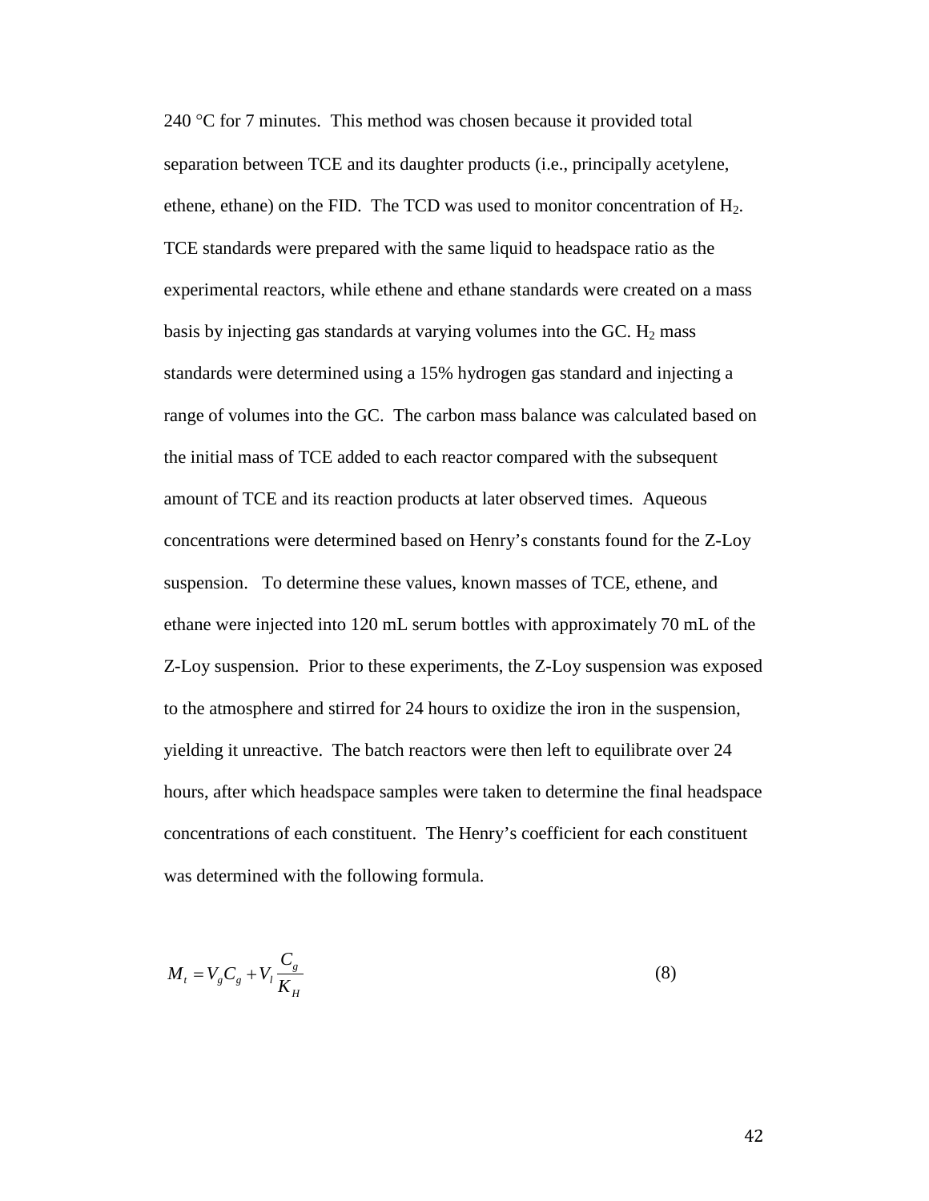240 °C for 7 minutes. This method was chosen because it provided total separation between TCE and its daughter products (i.e., principally acetylene, ethene, ethane) on the FID. The TCD was used to monitor concentration of $H_2$. TCE standards were prepared with the same liquid to headspace ratio as the experimental reactors, while ethene and ethane standards were created on a mass basis by injecting gas standards at varying volumes into the GC. $H_2$ mass standards were determined using a 15% hydrogen gas standard and injecting a range of volumes into the GC. The carbon mass balance was calculated based on the initial mass of TCE added to each reactor compared with the subsequent amount of TCE and its reaction products at later observed times. Aqueous concentrations were determined based on Henry's constants found for the Z-Loy suspension. To determine these values, known masses of TCE, ethene, and ethane were injected into 120 mL serum bottles with approximately 70 mL of the Z-Loy suspension. Prior to these experiments, the Z-Loy suspension was exposed to the atmosphere and stirred for 24 hours to oxidize the iron in the suspension, yielding it unreactive. The batch reactors were then left to equilibrate over 24 hours, after which headspace samples were taken to determine the final headspace concentrations of each constituent. The Henry's coefficient for each constituent was determined with the following formula.

$$M_t = V_g C_g + V_l \frac{C_g}{K_H} \tag{8}$$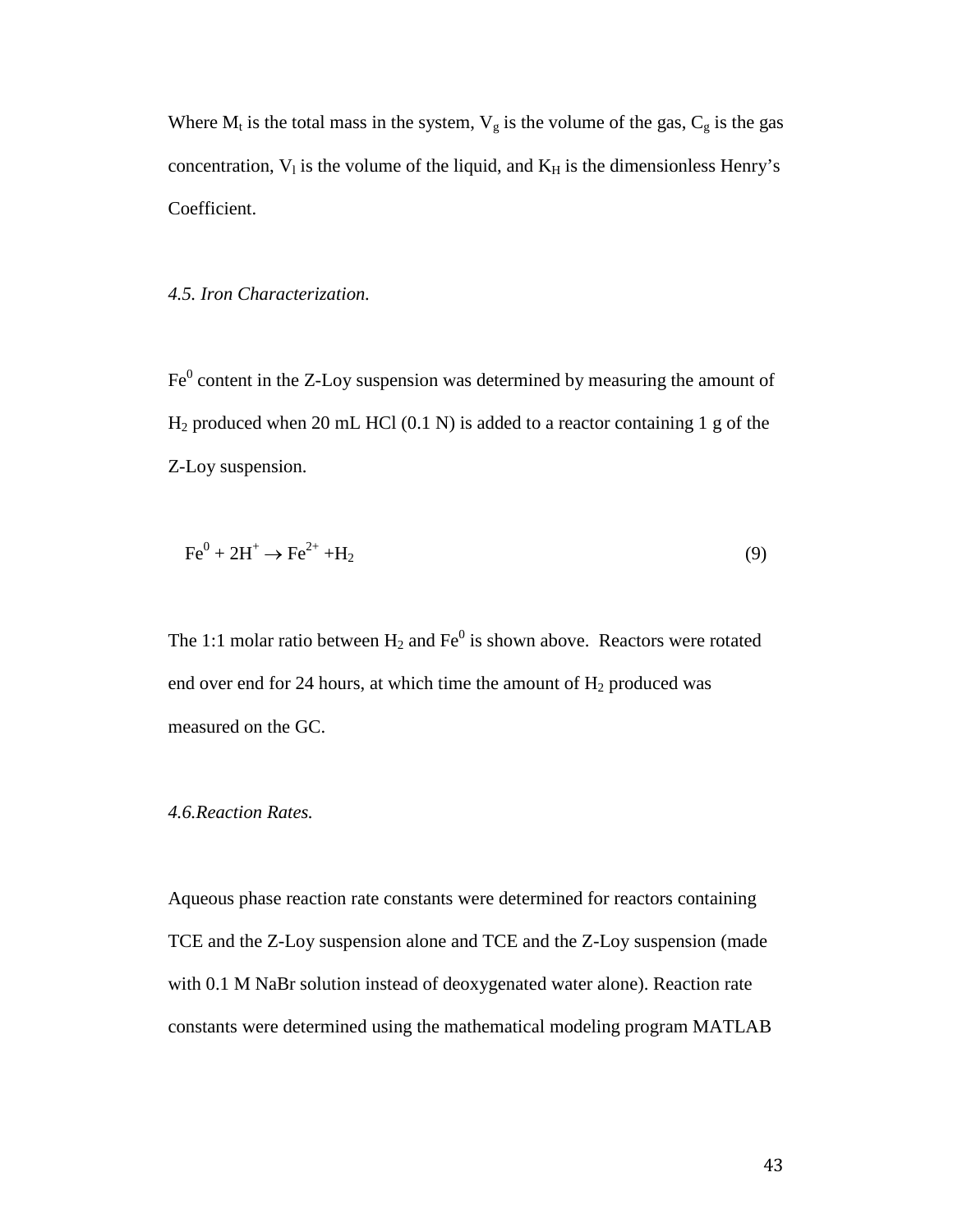Where $M_t$ is the total mass in the system, $V_g$ is the volume of the gas, $C_g$ is the gas concentration, $V_l$ is the volume of the liquid, and $K_H$ is the dimensionless Henry's Coefficient.

### *4.5. Iron Characterization.*

$Fe^0$ content in the Z-Loy suspension was determined by measuring the amount of $H_2$ produced when 20 mL HCl (0.1 N) is added to a reactor containing 1 g of the Z-Loy suspension.

$$Fe^0 + 2H^+ \rightarrow Fe^{2+} + H_2 \tag{9}$$

The 1:1 molar ratio between $H_2$ and $Fe^0$ is shown above. Reactors were rotated end over end for 24 hours, at which time the amount of $H_2$ produced was measured on the GC.

### *4.6.Reaction Rates.*

Aqueous phase reaction rate constants were determined for reactors containing TCE and the Z-Loy suspension alone and TCE and the Z-Loy suspension (made with 0.1 M NaBr solution instead of deoxygenated water alone). Reaction rate constants were determined using the mathematical modeling program MATLAB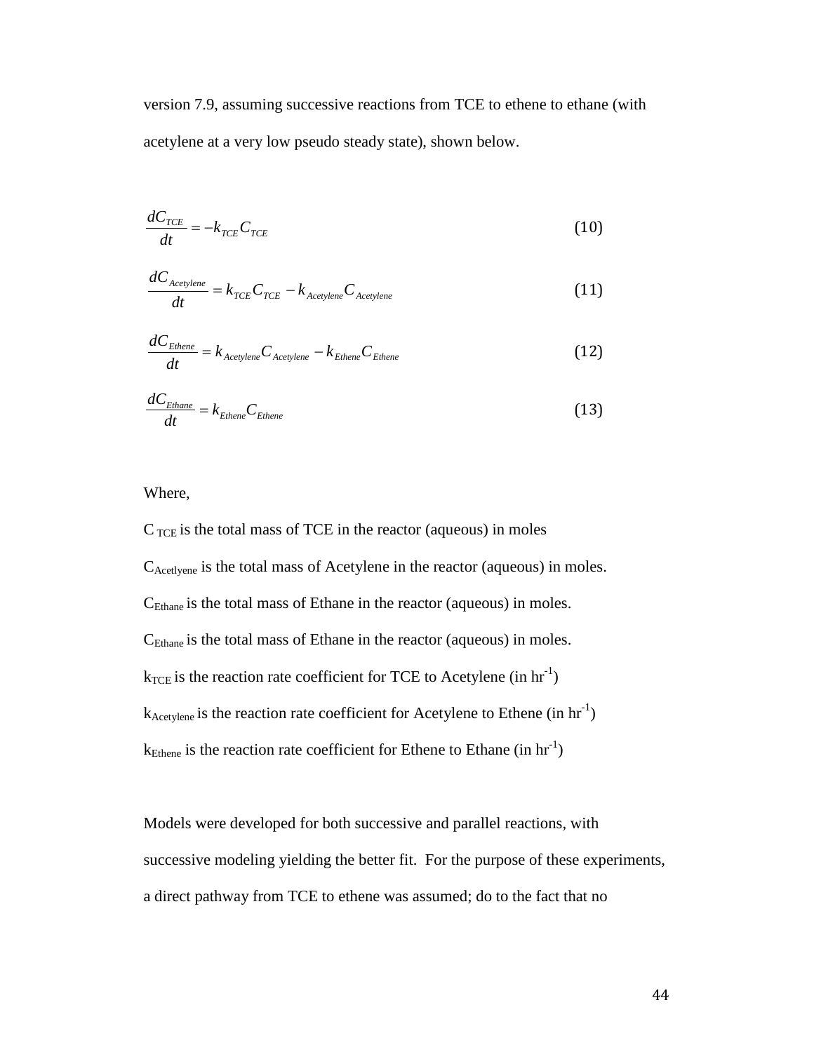version 7.9, assuming successive reactions from TCE to ethene to ethane (with acetylene at a very low pseudo steady state), shown below.

$$\frac{dC_{TCE}}{dt} = -k_{TCE} C_{TCE} \tag{10}$$

$$\frac{dC_{Acetylene}}{dt} = k_{TCE} C_{TCE} - k_{Acetylene} C_{Acetylene} \tag{11}$$

$$\frac{dC_{Ethene}}{dt} = k_{Acetylene} C_{Acetylene} - k_{Ethene} C_{Ethene} \tag{12}$$

$$\frac{dC_{Ethane}}{dt} = k_{Ethene} C_{Ethene} \tag{13}$$

Where,

$C_{TCE}$ is the total mass of TCE in the reactor (aqueous) in moles

$C_{Acetlyene}$ is the total mass of Acetylene in the reactor (aqueous) in moles.

$C_{Ethane}$ is the total mass of Ethane in the reactor (aqueous) in moles.

$C_{Ethane}$ is the total mass of Ethane in the reactor (aqueous) in moles.

$k_{TCE}$ is the reaction rate coefficient for TCE to Acetylene (in $hr^{-1}$)

$k_{Acetylene}$ is the reaction rate coefficient for Acetylene to Ethene (in $hr^{-1}$)

$k_{Ethene}$ is the reaction rate coefficient for Ethene to Ethane (in $hr^{-1}$)

Models were developed for both successive and parallel reactions, with successive modeling yielding the better fit. For the purpose of these experiments, a direct pathway from TCE to ethene was assumed; do to the fact that no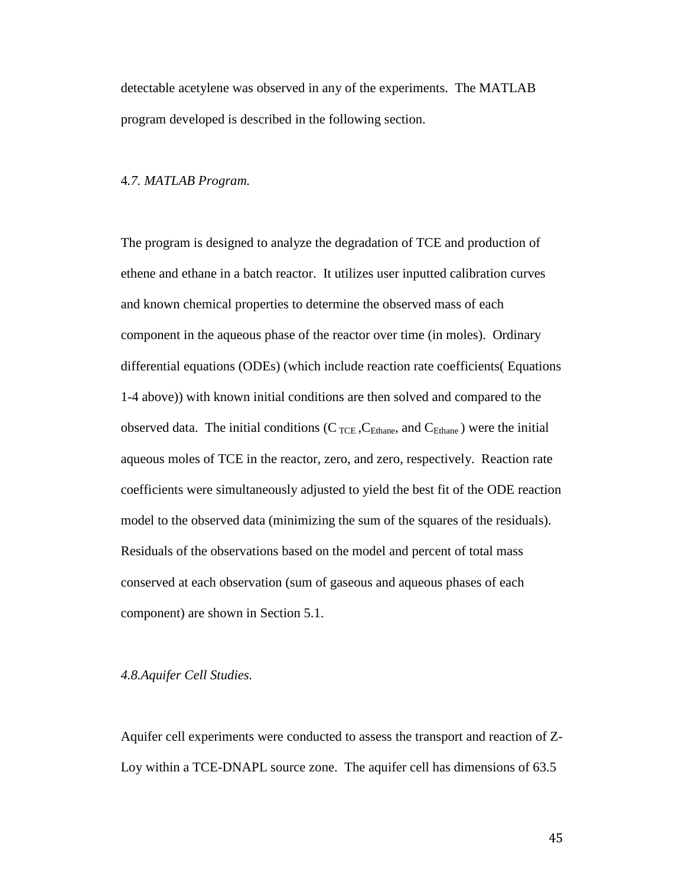detectable acetylene was observed in any of the experiments. The MATLAB program developed is described in the following section.

### 4.*7. MATLAB Program.*

The program is designed to analyze the degradation of TCE and production of ethene and ethane in a batch reactor. It utilizes user inputted calibration curves and known chemical properties to determine the observed mass of each component in the aqueous phase of the reactor over time (in moles). Ordinary differential equations (ODEs) (which include reaction rate coefficients( Equations 1-4 above)) with known initial conditions are then solved and compared to the observed data. The initial conditions ($C_{TCE}$ ,$C_{Ethane}$, and $C_{Ethane}$ ) were the initial aqueous moles of TCE in the reactor, zero, and zero, respectively. Reaction rate coefficients were simultaneously adjusted to yield the best fit of the ODE reaction model to the observed data (minimizing the sum of the squares of the residuals). Residuals of the observations based on the model and percent of total mass conserved at each observation (sum of gaseous and aqueous phases of each component) are shown in Section 5.1.

### *4.8.Aquifer Cell Studies.*

Aquifer cell experiments were conducted to assess the transport and reaction of Z-Loy within a TCE-DNAPL source zone. The aquifer cell has dimensions of 63.5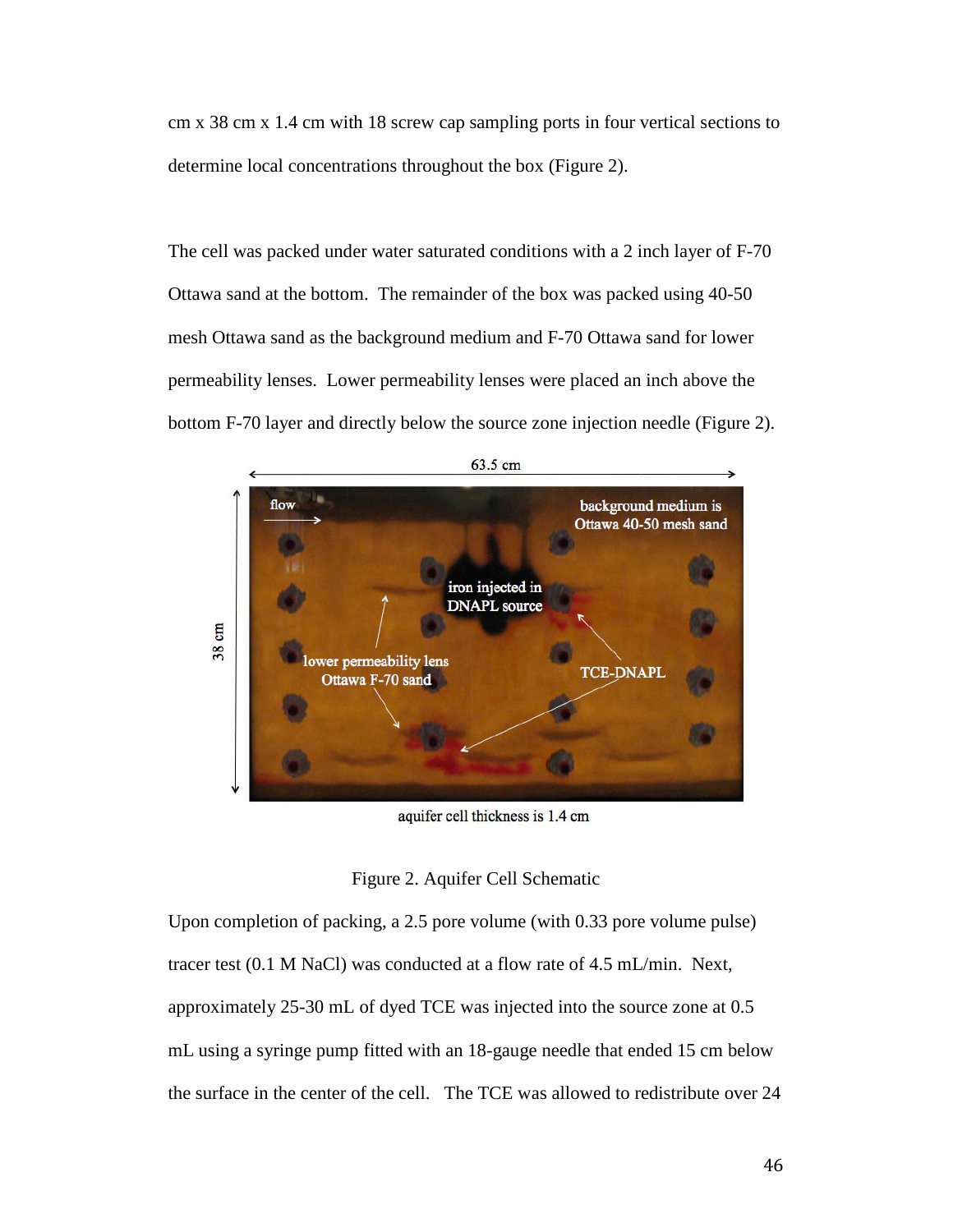cm x 38 cm x 1.4 cm with 18 screw cap sampling ports in four vertical sections to determine local concentrations throughout the box (Figure 2).

The cell was packed under water saturated conditions with a 2 inch layer of F-70 Ottawa sand at the bottom. The remainder of the box was packed using 40-50 mesh Ottawa sand as the background medium and F-70 Ottawa sand for lower permeability lenses. Lower permeability lenses were placed an inch above the bottom F-70 layer and directly below the source zone injection needle (Figure 2).

Figure 2. Aquifer Cell Schematic

Upon completion of packing, a 2.5 pore volume (with 0.33 pore volume pulse) tracer test (0.1 M NaCl) was conducted at a flow rate of 4.5 mL/min. Next, approximately 25-30 mL of dyed TCE was injected into the source zone at 0.5 mL using a syringe pump fitted with an 18-gauge needle that ended 15 cm below the surface in the center of the cell. The TCE was allowed to redistribute over 24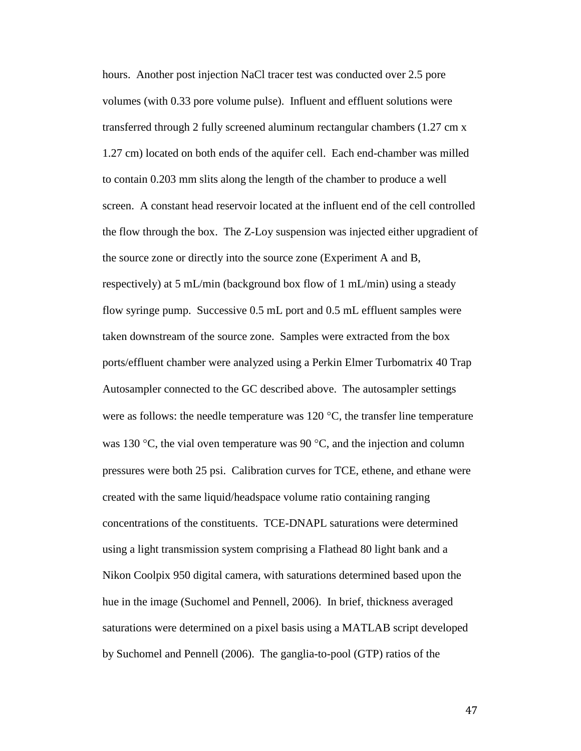hours. Another post injection NaCl tracer test was conducted over 2.5 pore volumes (with 0.33 pore volume pulse). Influent and effluent solutions were transferred through 2 fully screened aluminum rectangular chambers (1.27 cm x 1.27 cm) located on both ends of the aquifer cell. Each end-chamber was milled to contain 0.203 mm slits along the length of the chamber to produce a well screen. A constant head reservoir located at the influent end of the cell controlled the flow through the box. The Z-Loy suspension was injected either upgradient of the source zone or directly into the source zone (Experiment A and B, respectively) at 5 mL/min (background box flow of 1 mL/min) using a steady flow syringe pump. Successive 0.5 mL port and 0.5 mL effluent samples were taken downstream of the source zone. Samples were extracted from the box ports/effluent chamber were analyzed using a Perkin Elmer Turbomatrix 40 Trap Autosampler connected to the GC described above. The autosampler settings were as follows: the needle temperature was 120 °C, the transfer line temperature was 130 °C, the vial oven temperature was 90 °C, and the injection and column pressures were both 25 psi. Calibration curves for TCE, ethene, and ethane were created with the same liquid/headspace volume ratio containing ranging concentrations of the constituents. TCE-DNAPL saturations were determined using a light transmission system comprising a Flathead 80 light bank and a Nikon Coolpix 950 digital camera, with saturations determined based upon the hue in the image (Suchomel and Pennell, 2006). In brief, thickness averaged saturations were determined on a pixel basis using a MATLAB script developed by Suchomel and Pennell (2006). The ganglia-to-pool (GTP) ratios of the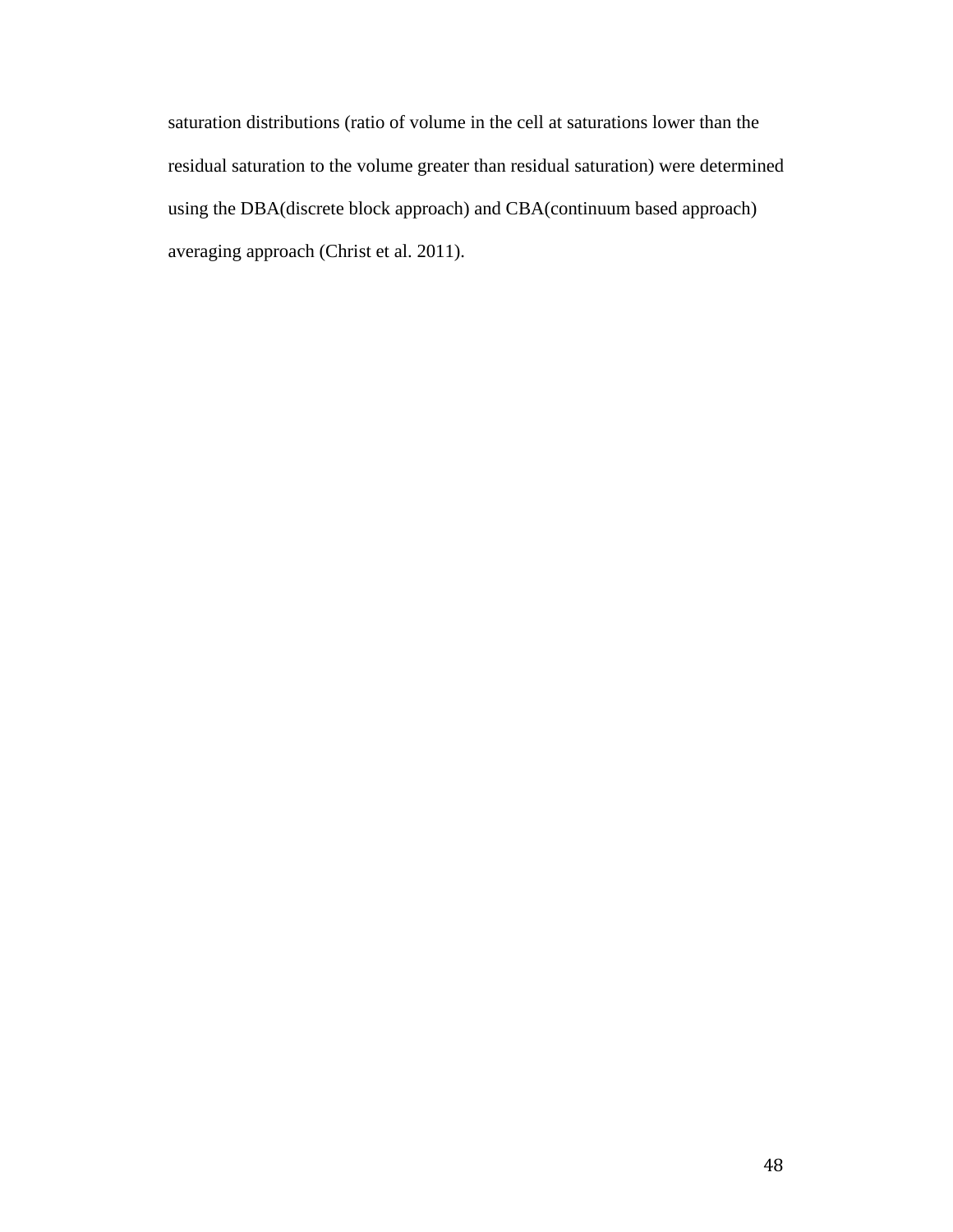saturation distributions (ratio of volume in the cell at saturations lower than the residual saturation to the volume greater than residual saturation) were determined using the DBA(discrete block approach) and CBA(continuum based approach) averaging approach (Christ et al. 2011).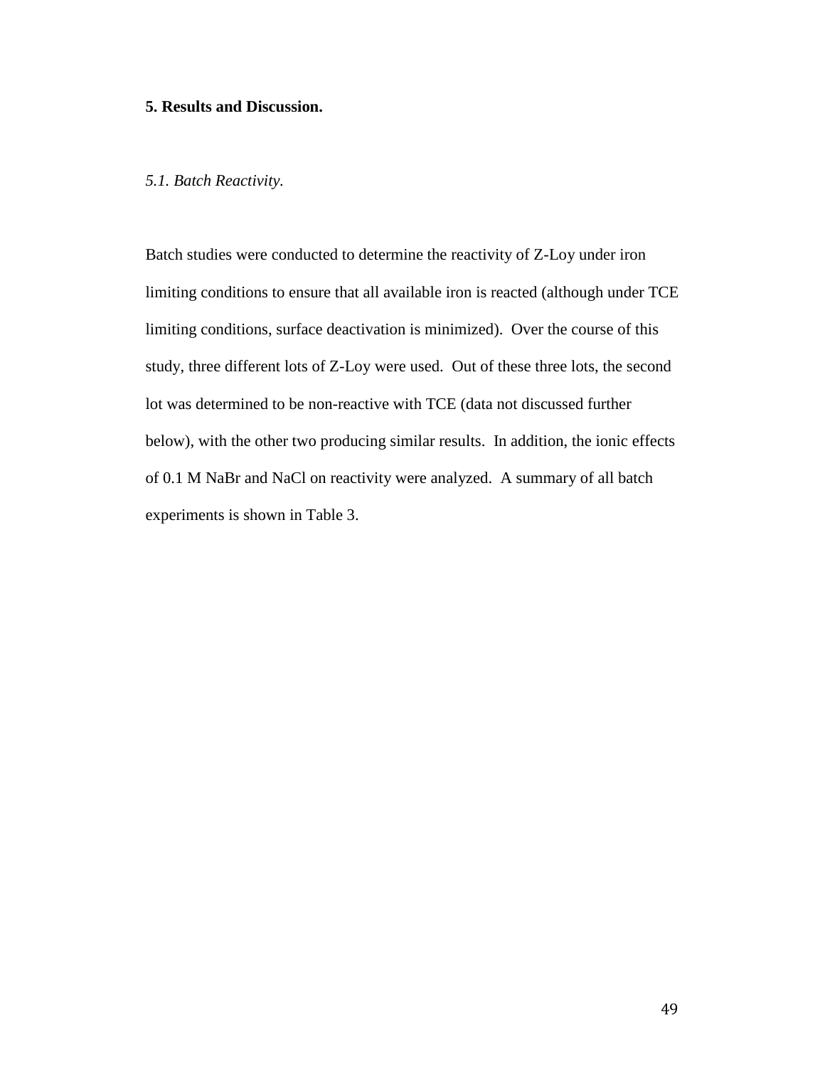## 5. Results and Discussion.

### *5.1. Batch Reactivity.*

Batch studies were conducted to determine the reactivity of Z-Loy under iron limiting conditions to ensure that all available iron is reacted (although under TCE limiting conditions, surface deactivation is minimized). Over the course of this study, three different lots of Z-Loy were used. Out of these three lots, the second lot was determined to be non-reactive with TCE (data not discussed further below), with the other two producing similar results. In addition, the ionic effects of 0.1 M NaBr and NaCl on reactivity were analyzed. A summary of all batch experiments is shown in Table 3.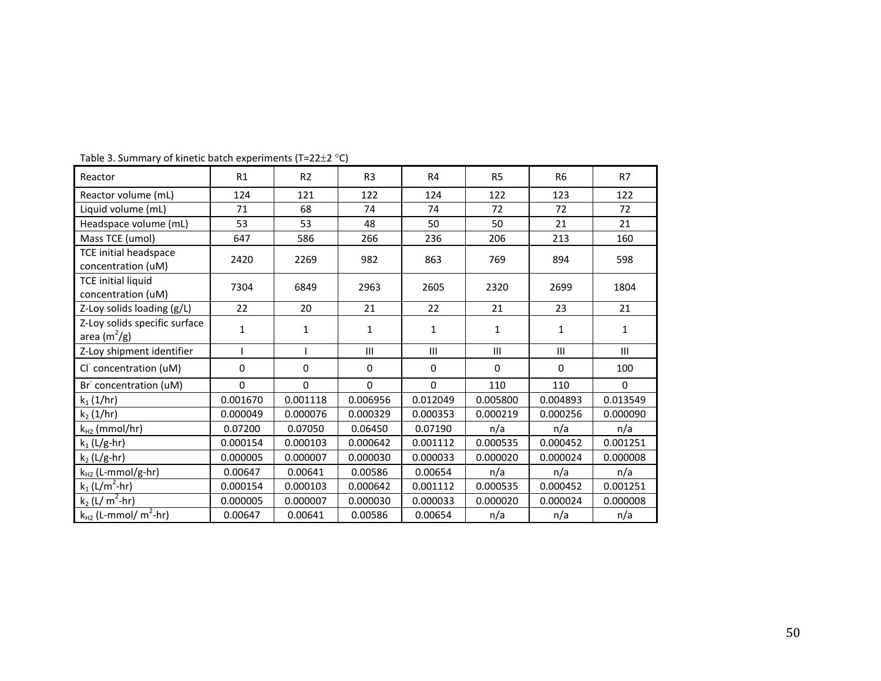Table 3. Summary of kinetic batch experiments (T=22±2 °C)

| Reactor | R1 | R2 | R3 | R4 | R5 | R6 | R7 |
|---|---|---|---|---|---|---|---|
| Reactor volume (mL) | 124 | 121 | 122 | 124 | 122 | 123 | 122 |
| Liquid volume (mL) | 71 | 68 | 74 | 74 | 72 | 72 | 72 |
| Headspace volume (mL) | 53 | 53 | 48 | 50 | 50 | 21 | 21 |
| Mass TCE (umol) | 647 | 586 | 266 | 236 | 206 | 213 | 160 |
| TCE initial headspace concentration (uM) | 2420 | 2269 | 982 | 863 | 769 | 894 | 598 |
| TCE initial liquid concentration (uM) | 7304 | 6849 | 2963 | 2605 | 2320 | 2699 | 1804 |
| Z-Loy solids loading (g/L) | 22 | 20 | 21 | 22 | 21 | 23 | 21 |
| Z-Loy solids specific surface area ($m^2/g$) | 1 | 1 | 1 | 1 | 1 | 1 | 1 |
| Z-Loy shipment identifier | I | I | III | III | III | III | III |
| $Cl^-$ concentration (uM) | 0 | 0 | 0 | 0 | 0 | 0 | 100 |
| $Br^-$ concentration (uM) | 0 | 0 | 0 | 0 | 110 | 110 | 0 |
| $k_1$ (1/hr) | 0.001670 | 0.001118 | 0.006956 | 0.012049 | 0.005800 | 0.004893 | 0.013549 |
| $k_2$ (1/hr) | 0.000049 | 0.000076 | 0.000329 | 0.000353 | 0.000219 | 0.000256 | 0.000090 |
| $k_{H2}$ (mmol/hr) | 0.07200 | 0.07050 | 0.06450 | 0.07190 | n/a | n/a | n/a |
| $k_1$ (L/g-hr) | 0.000154 | 0.000103 | 0.000642 | 0.001112 | 0.000535 | 0.000452 | 0.001251 |
| $k_2$ (L/g-hr) | 0.000005 | 0.000007 | 0.000030 | 0.000033 | 0.000020 | 0.000024 | 0.000008 |
| $k_{H2}$ (L-mmol/g-hr) | 0.00647 | 0.00641 | 0.00586 | 0.00654 | n/a | n/a | n/a |
| $k_1$ (L/$m^2$-hr) | 0.000154 | 0.000103 | 0.000642 | 0.001112 | 0.000535 | 0.000452 | 0.001251 |
| $k_2$ (L/ $m^2$-hr) | 0.000005 | 0.000007 | 0.000030 | 0.000033 | 0.000020 | 0.000024 | 0.000008 |
| $k_{H2}$ (L-mmol/ $m^2$-hr) | 0.00647 | 0.00641 | 0.00586 | 0.00654 | n/a | n/a | n/a |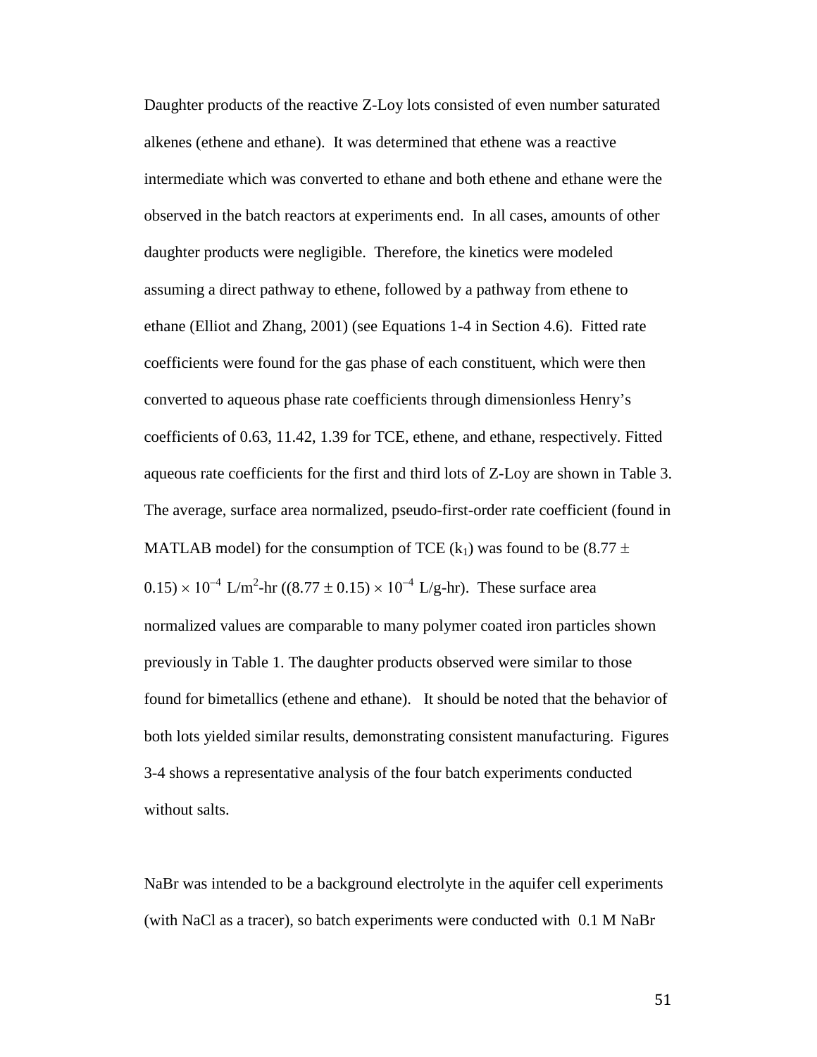Daughter products of the reactive Z-Loy lots consisted of even number saturated alkenes (ethene and ethane). It was determined that ethene was a reactive intermediate which was converted to ethane and both ethene and ethane were the observed in the batch reactors at experiments end. In all cases, amounts of other daughter products were negligible. Therefore, the kinetics were modeled assuming a direct pathway to ethene, followed by a pathway from ethene to ethane (Elliot and Zhang, 2001) (see Equations 1-4 in Section 4.6). Fitted rate coefficients were found for the gas phase of each constituent, which were then converted to aqueous phase rate coefficients through dimensionless Henry's coefficients of 0.63, 11.42, 1.39 for TCE, ethene, and ethane, respectively. Fitted aqueous rate coefficients for the first and third lots of Z-Loy are shown in Table 3. The average, surface area normalized, pseudo-first-order rate coefficient (found in MATLAB model) for the consumption of TCE ($k_1$) was found to be $(8.77 \pm 0.15) \times 10^{-4}$ L/m$^2$-hr ($(8.77 \pm 0.15) \times 10^{-4}$ L/g-hr). These surface area normalized values are comparable to many polymer coated iron particles shown previously in Table 1. The daughter products observed were similar to those found for bimetallics (ethene and ethane). It should be noted that the behavior of both lots yielded similar results, demonstrating consistent manufacturing. Figures 3-4 shows a representative analysis of the four batch experiments conducted without salts.

NaBr was intended to be a background electrolyte in the aquifer cell experiments (with NaCl as a tracer), so batch experiments were conducted with 0.1 M NaBr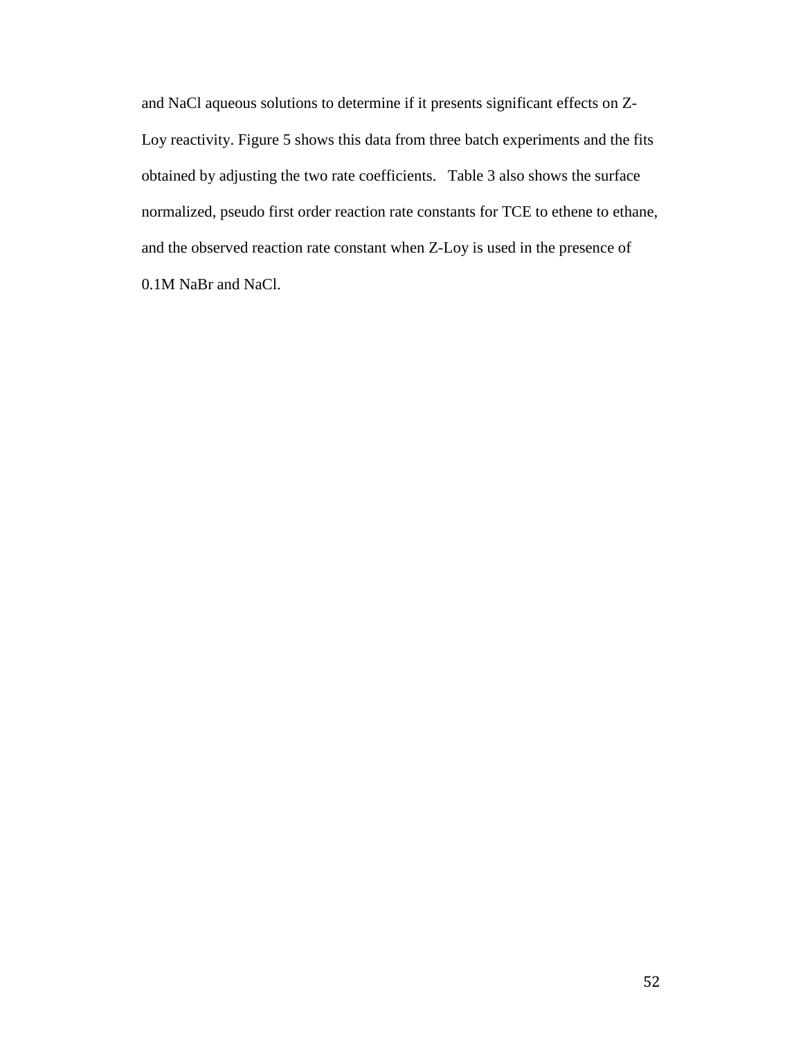and NaCl aqueous solutions to determine if it presents significant effects on Z-Loy reactivity. Figure 5 shows this data from three batch experiments and the fits obtained by adjusting the two rate coefficients.   Table 3 also shows the surface normalized, pseudo first order reaction rate constants for TCE to ethene to ethane, and the observed reaction rate constant when Z-Loy is used in the presence of 0.1M NaBr and NaCl.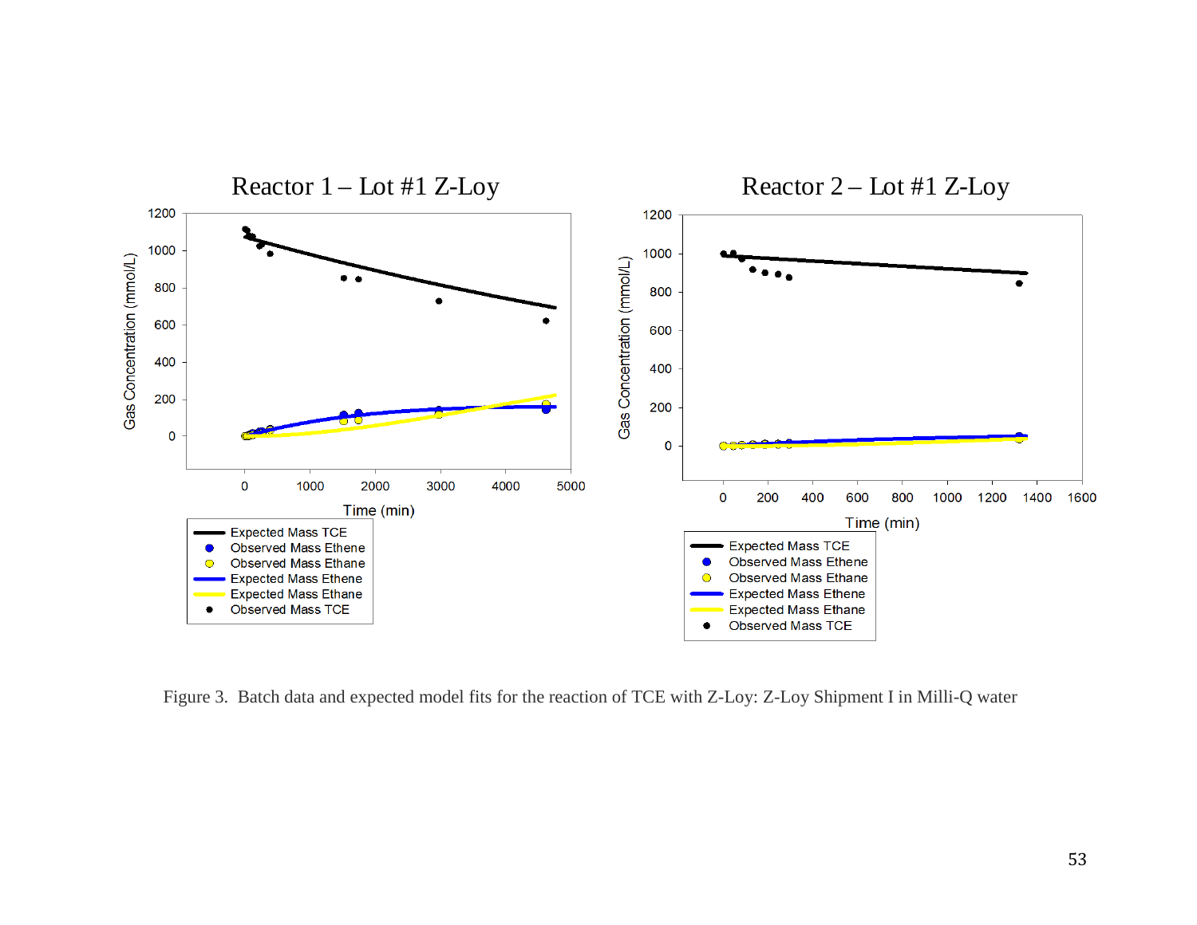Reactor 1 – Lot #1 Z-Loy

Reactor 2 – Lot #1 Z-Loy

Figure 3. Batch data and expected model fits for the reaction of TCE with Z-Loy: Z-Loy Shipment I in Milli-Q water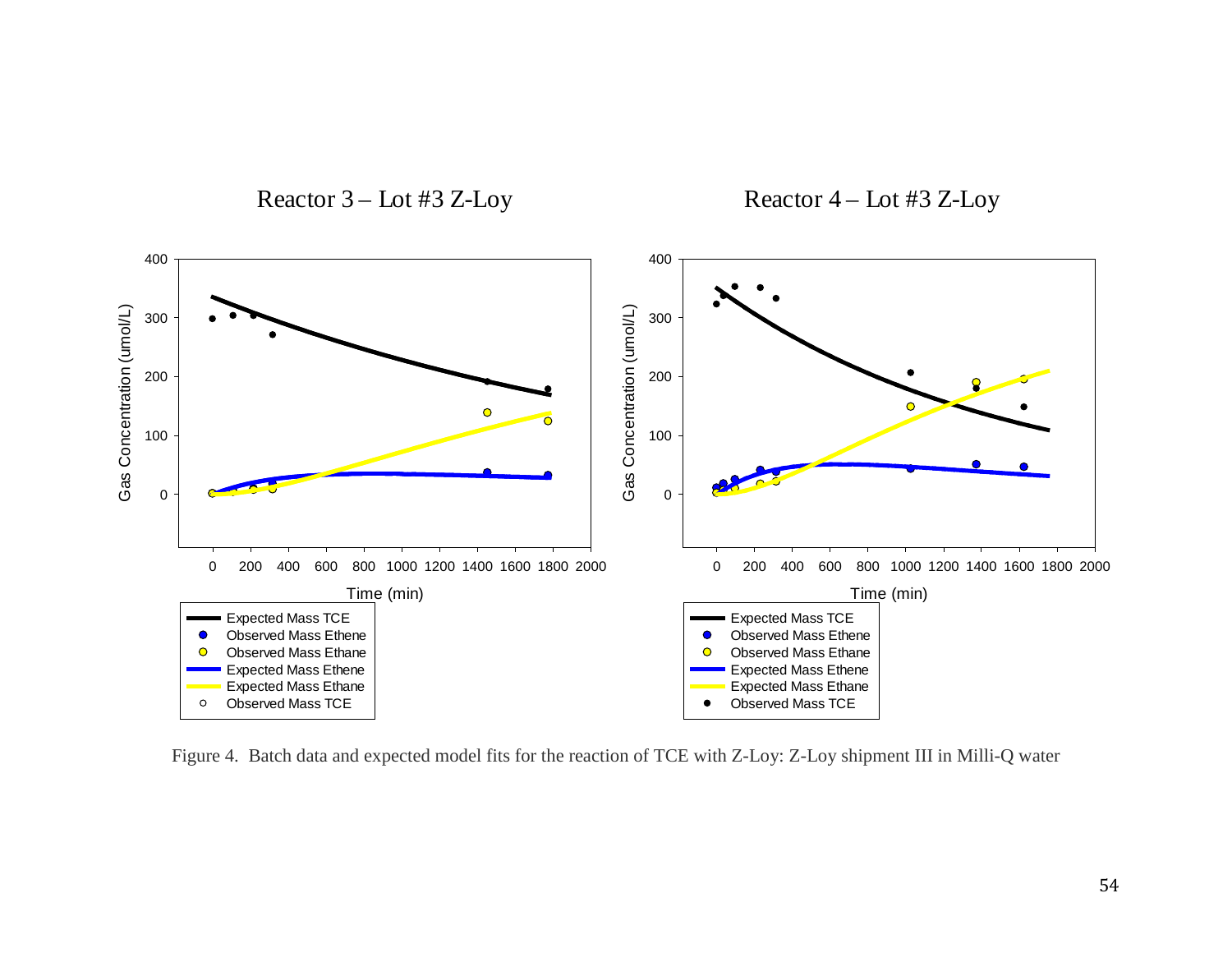Reactor 3 – Lot #3 Z-Loy

Reactor 4 – Lot #3 Z-Loy

Figure 4. Batch data and expected model fits for the reaction of TCE with Z-Loy: Z-Loy shipment III in Milli-Q water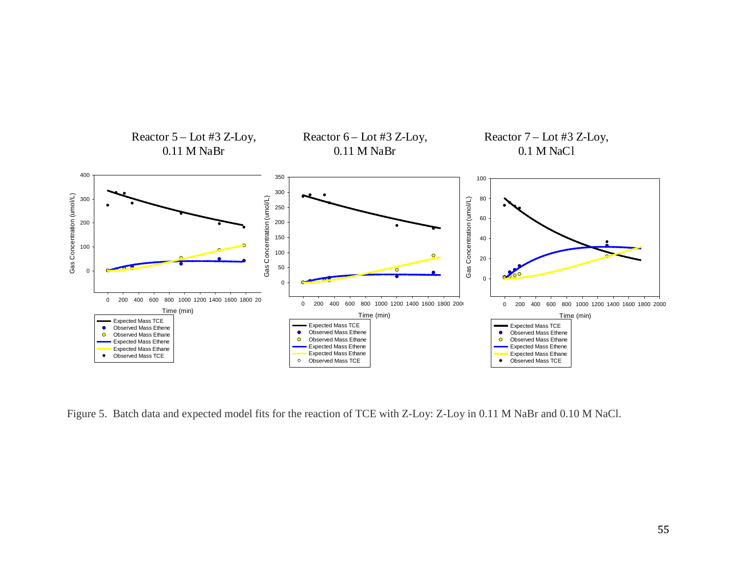Reactor 5 – Lot #3 Z-Loy, 0.11 M NaBr

Reactor 6 – Lot #3 Z-Loy, 0.11 M NaBr

Reactor 7 – Lot #3 Z-Loy, 0.1 M NaCl

Figure 5. Batch data and expected model fits for the reaction of TCE with Z-Loy: Z-Loy in 0.11 M NaBr and 0.10 M NaCl.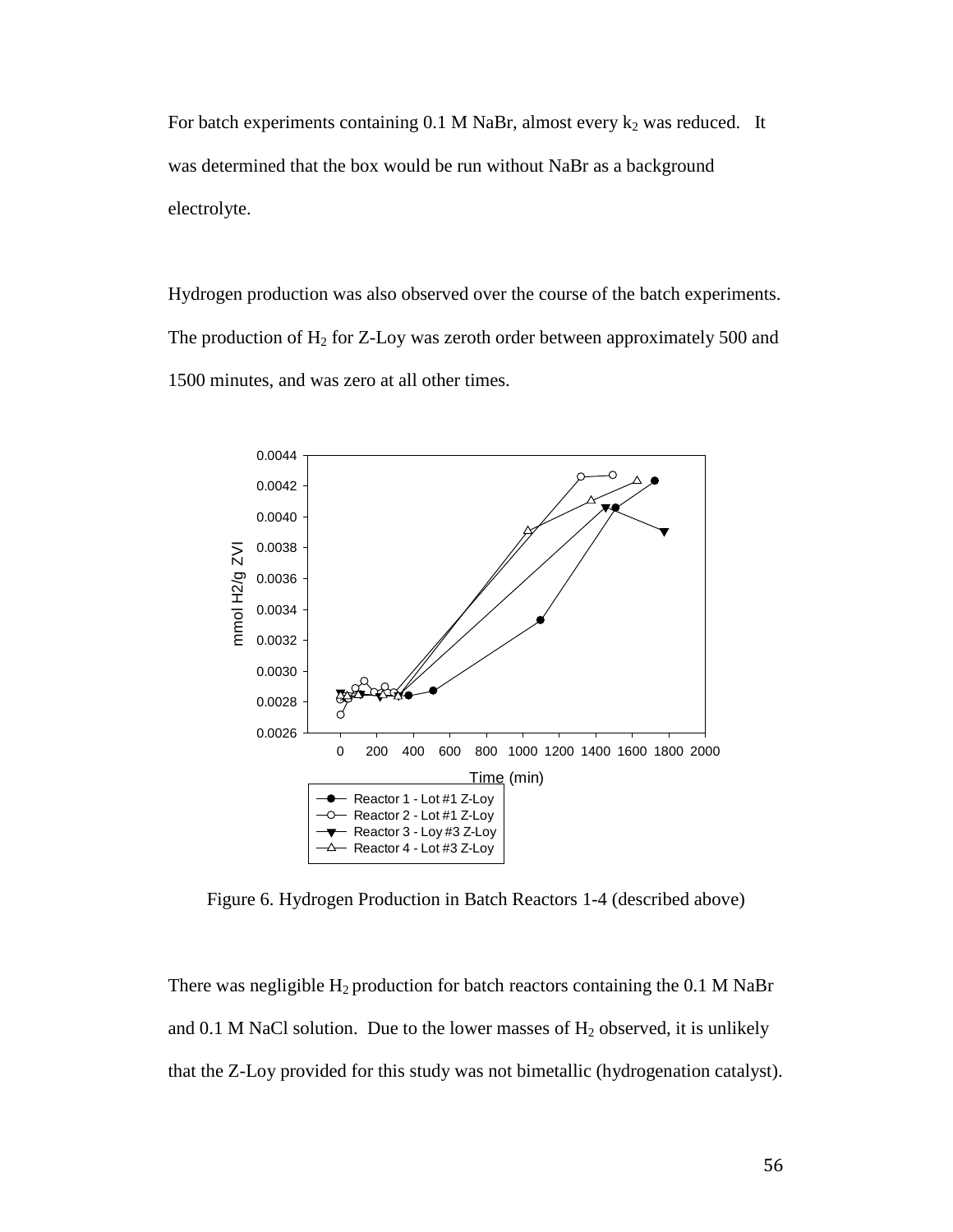For batch experiments containing 0.1 M NaBr, almost every $k_2$ was reduced. It was determined that the box would be run without NaBr as a background electrolyte.

Hydrogen production was also observed over the course of the batch experiments. The production of $H_2$ for Z-Loy was zeroth order between approximately 500 and 1500 minutes, and was zero at all other times.

Figure 6. Hydrogen Production in Batch Reactors 1-4 (described above)

There was negligible $H_2$ production for batch reactors containing the 0.1 M NaBr and 0.1 M NaCl solution. Due to the lower masses of $H_2$ observed, it is unlikely that the Z-Loy provided for this study was not bimetallic (hydrogenation catalyst).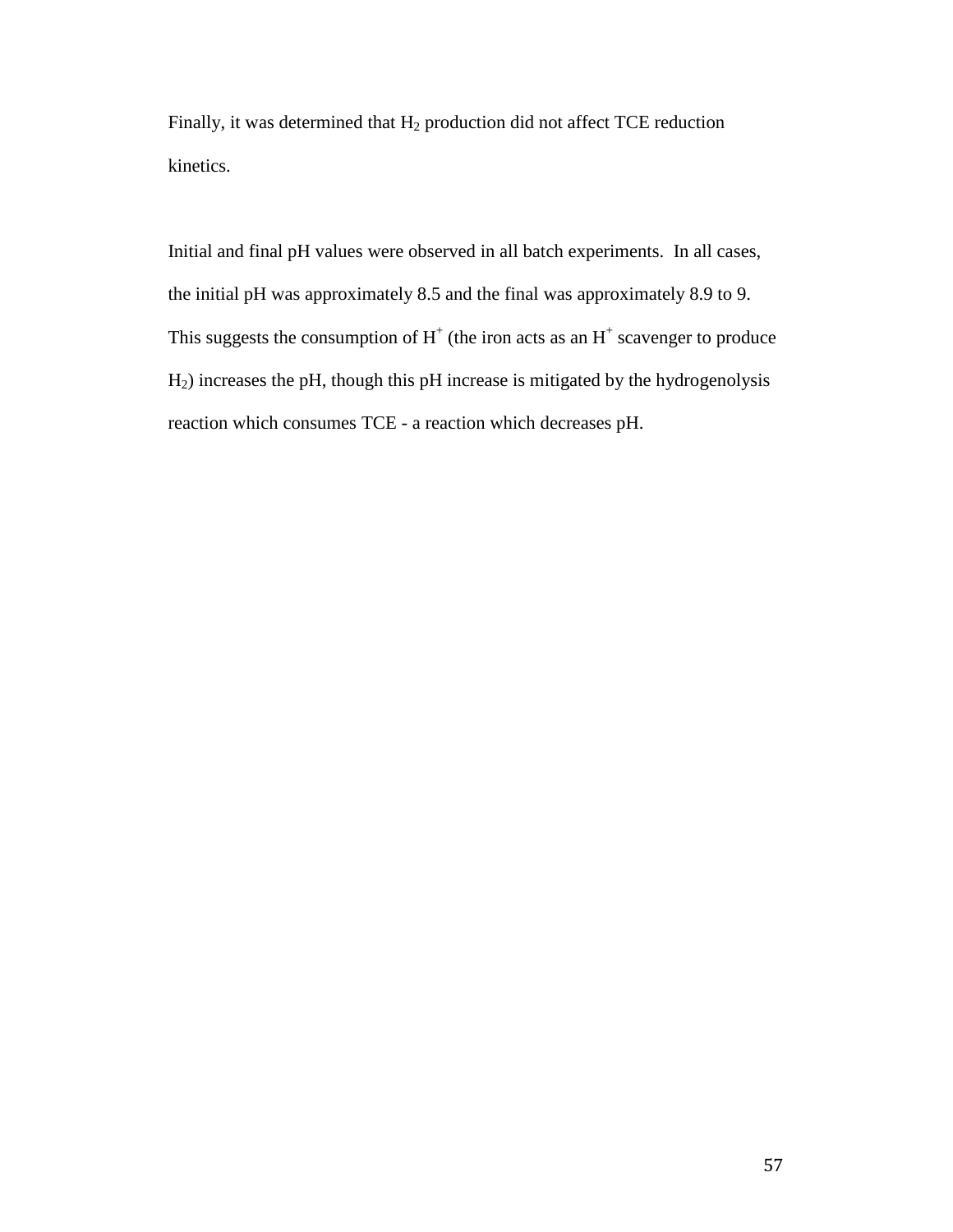Finally, it was determined that $H_2$ production did not affect TCE reduction kinetics.

Initial and final pH values were observed in all batch experiments. In all cases, the initial pH was approximately 8.5 and the final was approximately 8.9 to 9. This suggests the consumption of $H^+$ (the iron acts as an $H^+$ scavenger to produce $H_2$) increases the pH, though this pH increase is mitigated by the hydrogenolysis reaction which consumes TCE - a reaction which decreases pH.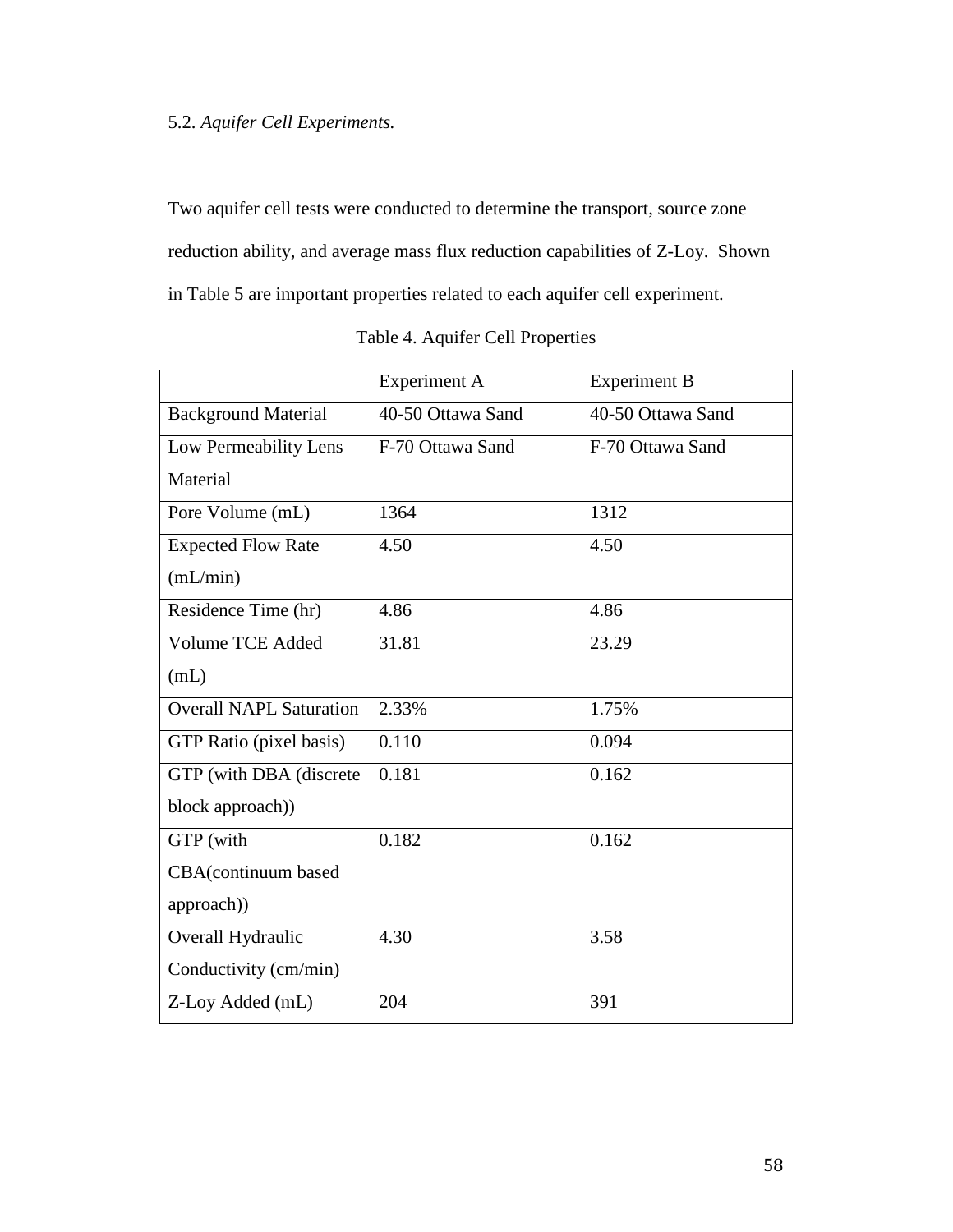5.2. *Aquifer Cell Experiments.*

Two aquifer cell tests were conducted to determine the transport, source zone reduction ability, and average mass flux reduction capabilities of Z-Loy. Shown in Table 5 are important properties related to each aquifer cell experiment.

Table 4. Aquifer Cell Properties

| | Experiment A | Experiment B |
|---|---|---|
| Background Material | 40-50 Ottawa Sand | 40-50 Ottawa Sand |
| Low Permeability Lens Material | F-70 Ottawa Sand | F-70 Ottawa Sand |
| Pore Volume (mL) | 1364 | 1312 |
| Expected Flow Rate (mL/min) | 4.50 | 4.50 |
| Residence Time (hr) | 4.86 | 4.86 |
| Volume TCE Added (mL) | 31.81 | 23.29 |
| Overall NAPL Saturation | 2.33% | 1.75% |
| GTP Ratio (pixel basis) | 0.110 | 0.094 |
| GTP (with DBA (discrete block approach)) | 0.181 | 0.162 |
| GTP (with CBA(continuum based approach)) | 0.182 | 0.162 |
| Overall Hydraulic Conductivity (cm/min) | 4.30 | 3.58 |
| Z-Loy Added (mL) | 204 | 391 |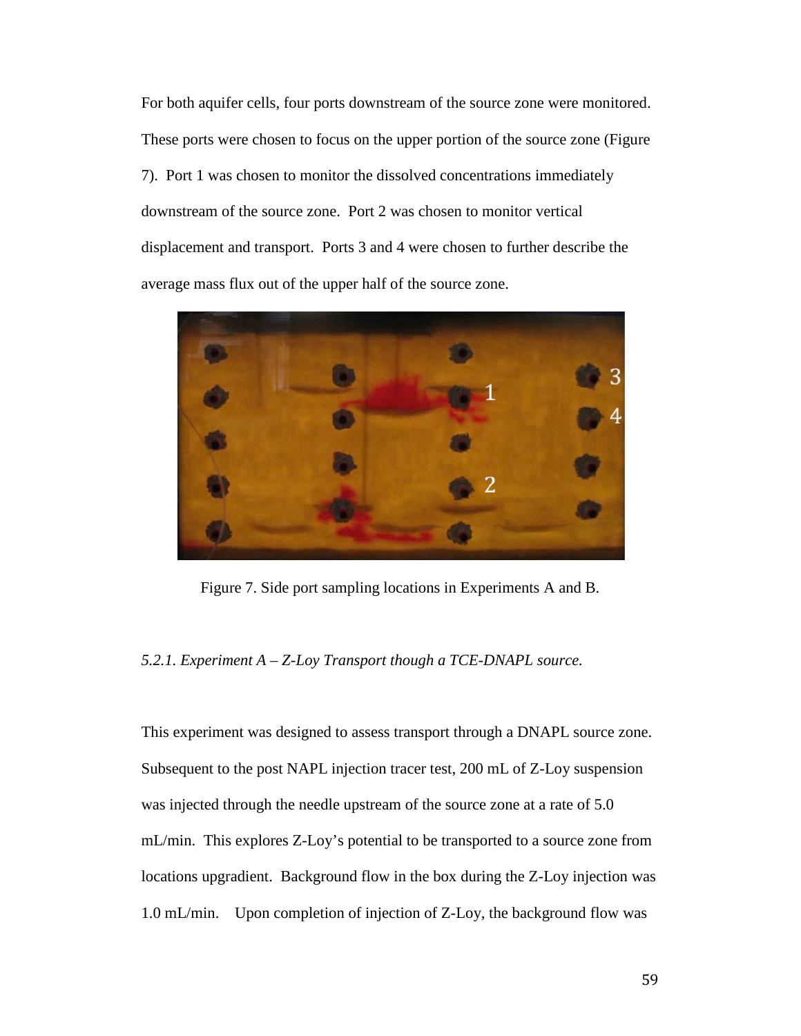For both aquifer cells, four ports downstream of the source zone were monitored. These ports were chosen to focus on the upper portion of the source zone (Figure 7). Port 1 was chosen to monitor the dissolved concentrations immediately downstream of the source zone. Port 2 was chosen to monitor vertical displacement and transport. Ports 3 and 4 were chosen to further describe the average mass flux out of the upper half of the source zone.

Figure 7. Side port sampling locations in Experiments A and B.

### *5.2.1. Experiment A – Z-Loy Transport though a TCE-DNAPL source.*

This experiment was designed to assess transport through a DNAPL source zone. Subsequent to the post NAPL injection tracer test, 200 mL of Z-Loy suspension was injected through the needle upstream of the source zone at a rate of 5.0 mL/min. This explores Z-Loy's potential to be transported to a source zone from locations upgradient. Background flow in the box during the Z-Loy injection was 1.0 mL/min. Upon completion of injection of Z-Loy, the background flow was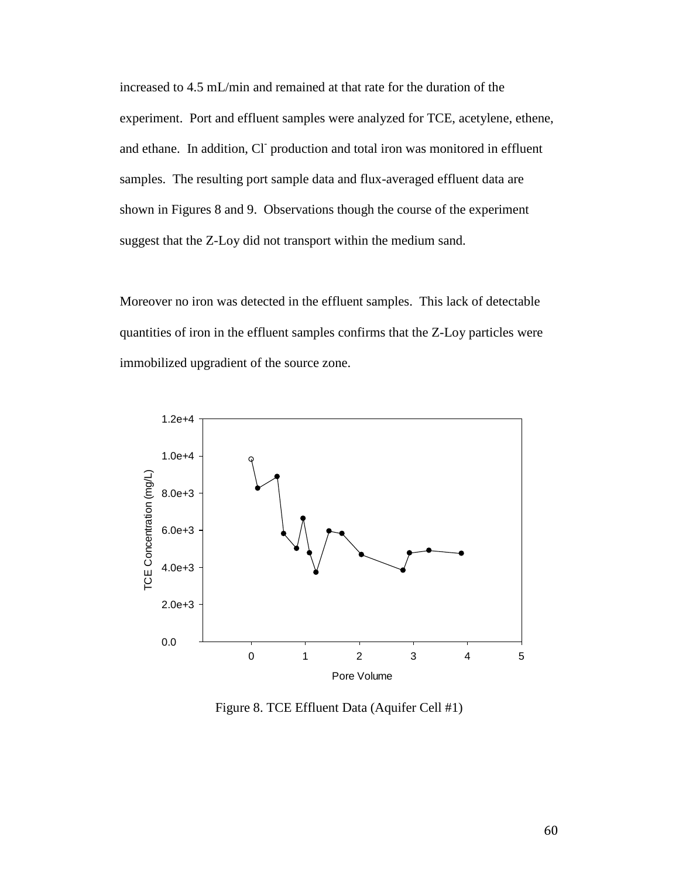increased to 4.5 mL/min and remained at that rate for the duration of the experiment. Port and effluent samples were analyzed for TCE, acetylene, ethene, and ethane. In addition, $Cl^-$ production and total iron was monitored in effluent samples. The resulting port sample data and flux-averaged effluent data are shown in Figures 8 and 9. Observations though the course of the experiment suggest that the Z-Loy did not transport within the medium sand.

Moreover no iron was detected in the effluent samples. This lack of detectable quantities of iron in the effluent samples confirms that the Z-Loy particles were immobilized upgradient of the source zone.

Figure 8. TCE Effluent Data (Aquifer Cell #1)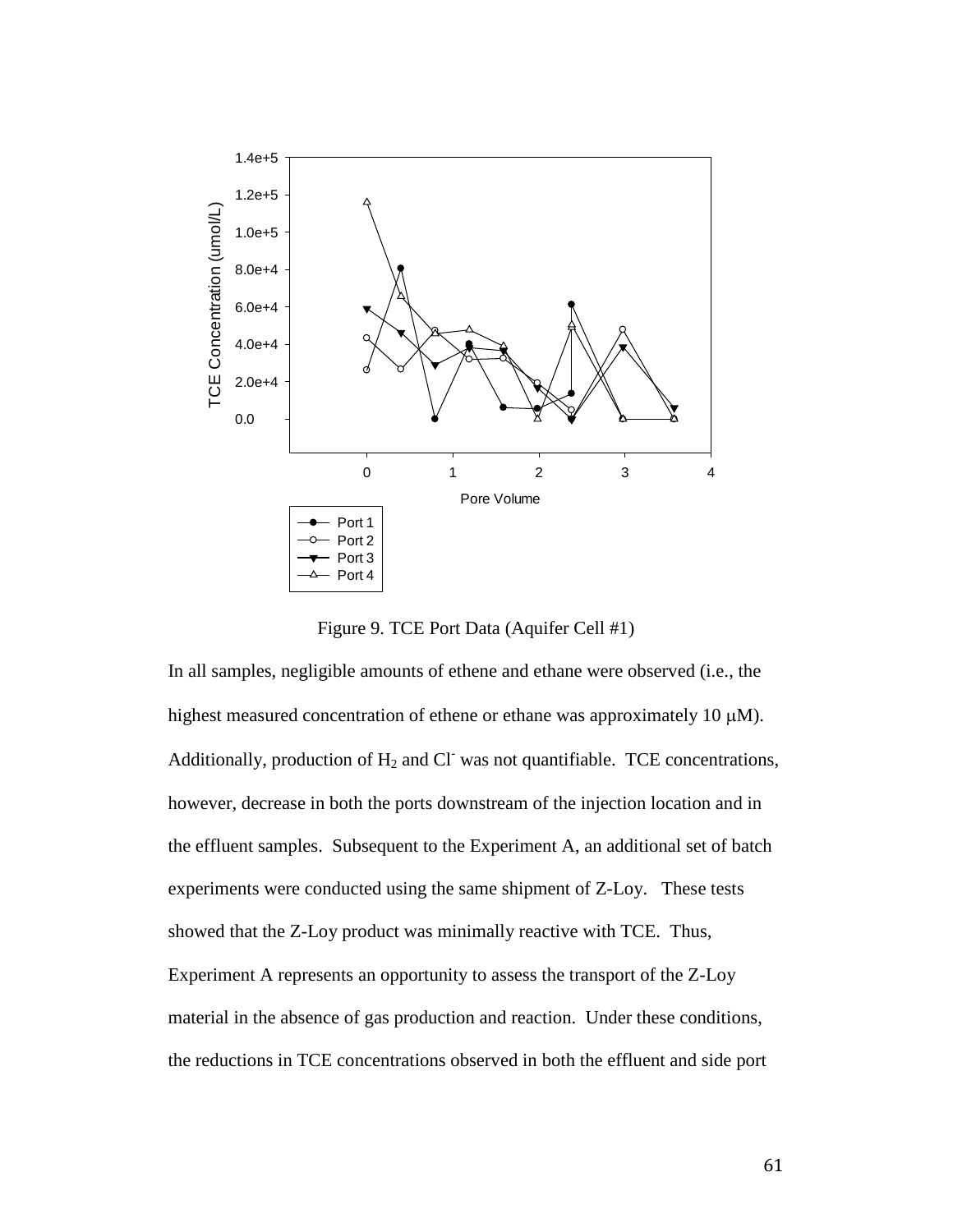Figure 9. TCE Port Data (Aquifer Cell #1)

In all samples, negligible amounts of ethene and ethane were observed (i.e., the highest measured concentration of ethene or ethane was approximately 10 μM). Additionally, production of $H_2$ and $Cl^-$ was not quantifiable. TCE concentrations, however, decrease in both the ports downstream of the injection location and in the effluent samples. Subsequent to the Experiment A, an additional set of batch experiments were conducted using the same shipment of Z-Loy. These tests showed that the Z-Loy product was minimally reactive with TCE. Thus, Experiment A represents an opportunity to assess the transport of the Z-Loy material in the absence of gas production and reaction. Under these conditions, the reductions in TCE concentrations observed in both the effluent and side port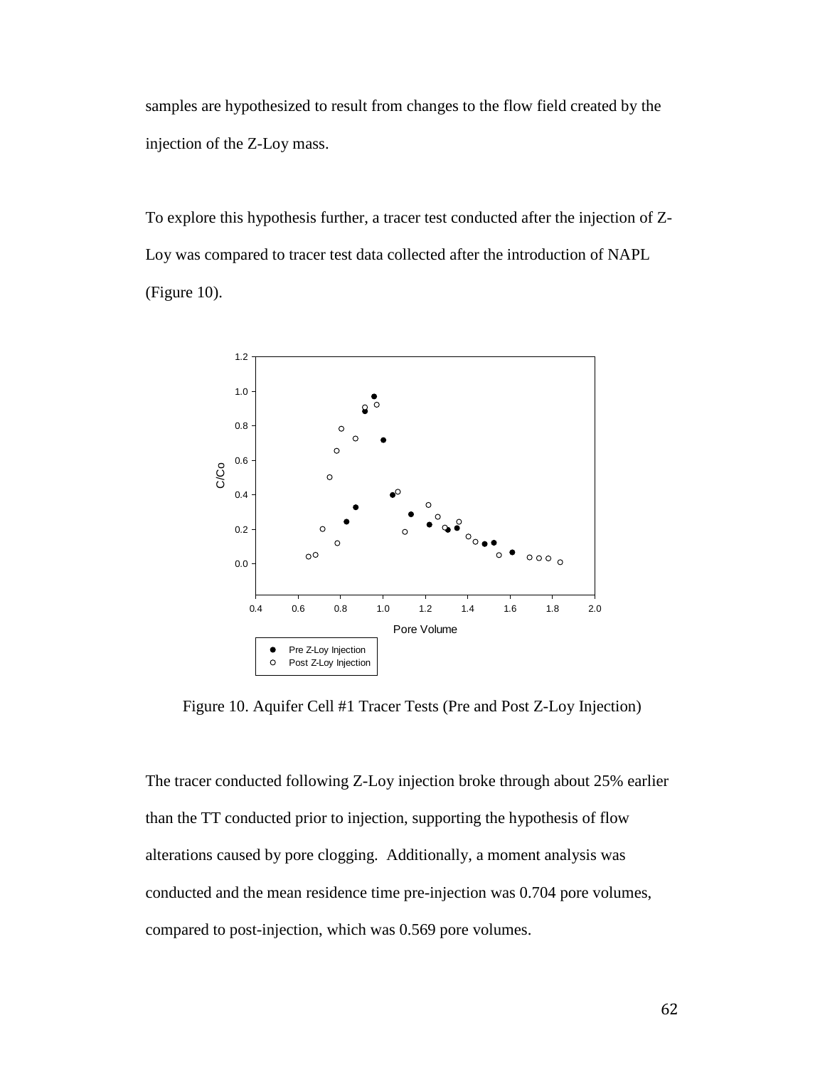samples are hypothesized to result from changes to the flow field created by the injection of the Z-Loy mass.

To explore this hypothesis further, a tracer test conducted after the injection of Z-Loy was compared to tracer test data collected after the introduction of NAPL (Figure 10).

Figure 10. Aquifer Cell #1 Tracer Tests (Pre and Post Z-Loy Injection)

The tracer conducted following Z-Loy injection broke through about 25% earlier than the TT conducted prior to injection, supporting the hypothesis of flow alterations caused by pore clogging. Additionally, a moment analysis was conducted and the mean residence time pre-injection was 0.704 pore volumes, compared to post-injection, which was 0.569 pore volumes.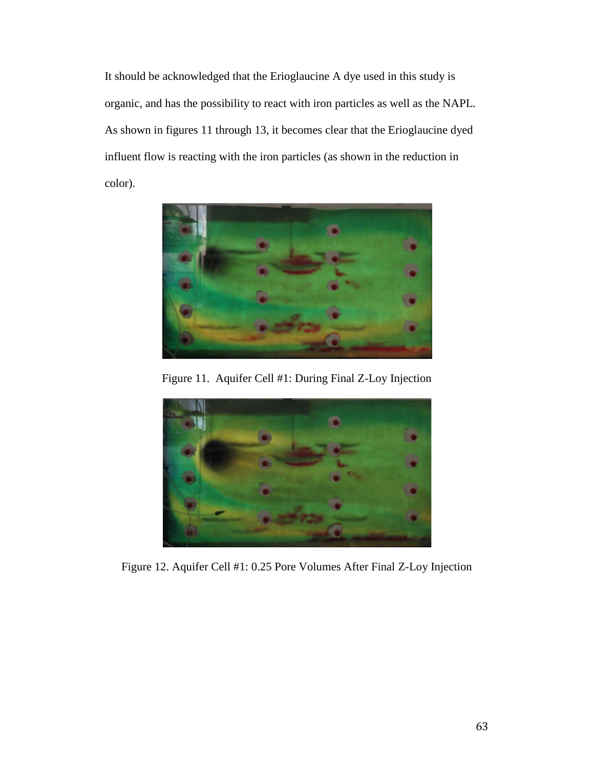It should be acknowledged that the Erioglaucine A dye used in this study is organic, and has the possibility to react with iron particles as well as the NAPL. As shown in figures 11 through 13, it becomes clear that the Erioglaucine dyed influent flow is reacting with the iron particles (as shown in the reduction in color).

Figure 11. Aquifer Cell #1: During Final Z-Loy Injection

Figure 12. Aquifer Cell #1: 0.25 Pore Volumes After Final Z-Loy Injection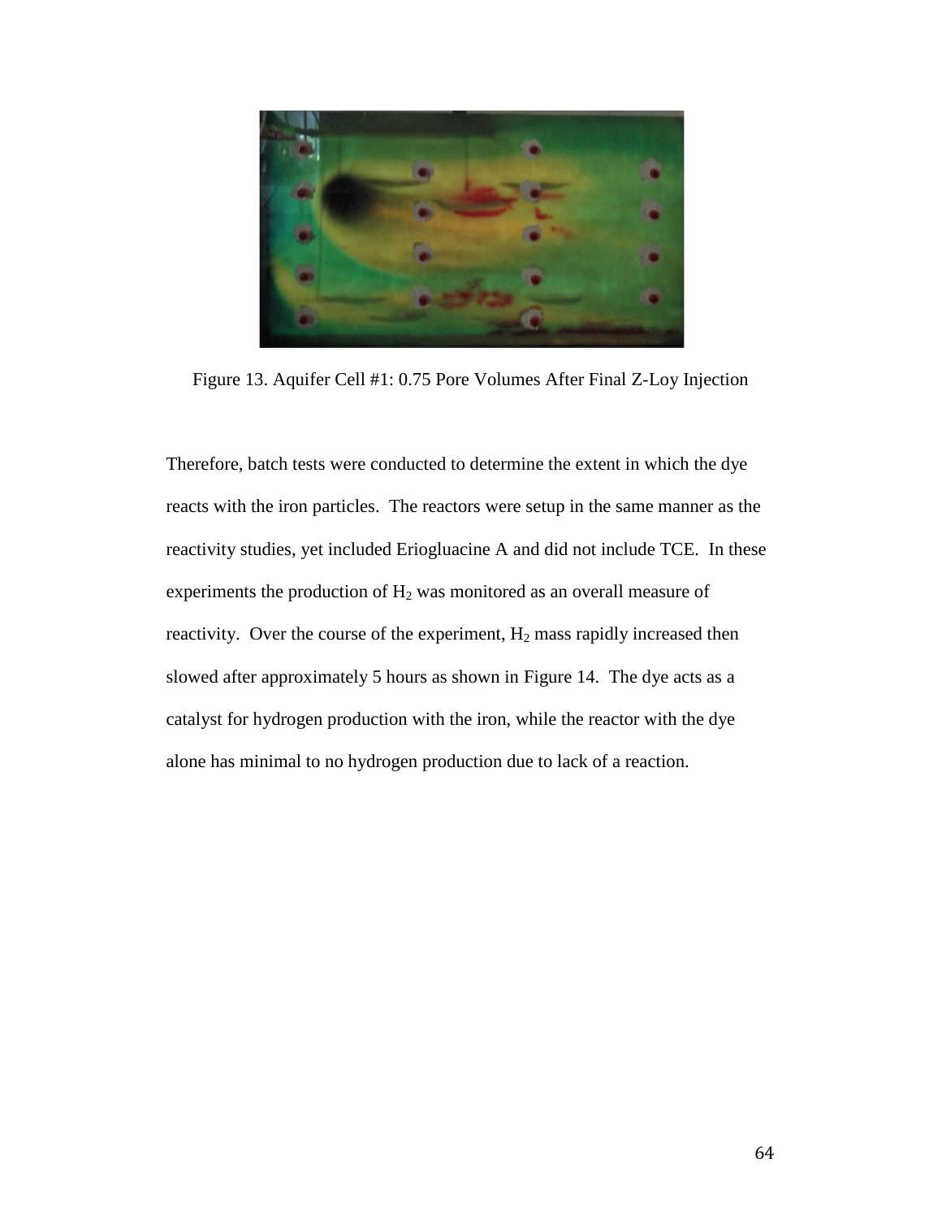Figure 13. Aquifer Cell #1: 0.75 Pore Volumes After Final Z-Loy Injection

Therefore, batch tests were conducted to determine the extent in which the dye reacts with the iron particles. The reactors were setup in the same manner as the reactivity studies, yet included Eriogluacine A and did not include TCE. In these experiments the production of $H_2$ was monitored as an overall measure of reactivity. Over the course of the experiment, $H_2$ mass rapidly increased then slowed after approximately 5 hours as shown in Figure 14. The dye acts as a catalyst for hydrogen production with the iron, while the reactor with the dye alone has minimal to no hydrogen production due to lack of a reaction.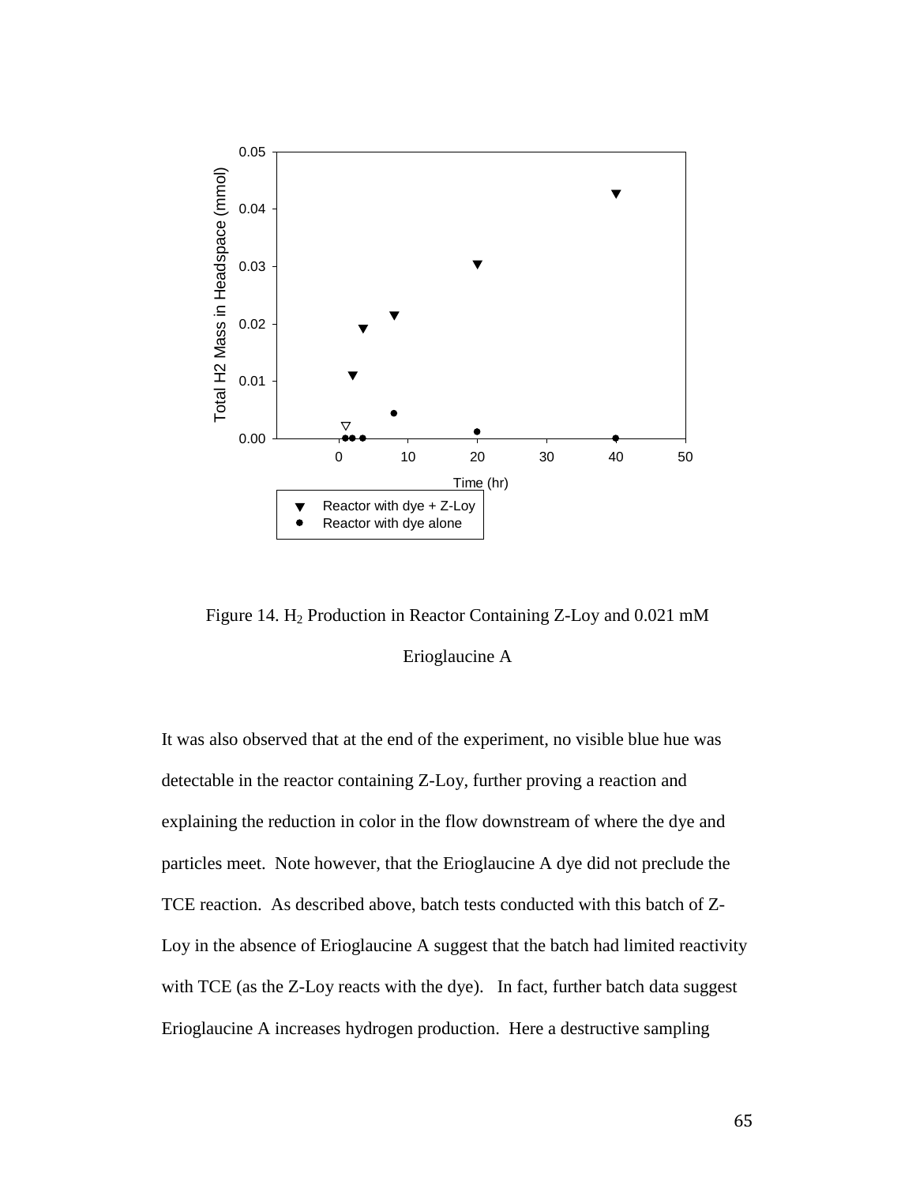Figure 14. $H_2$ Production in Reactor Containing Z-Loy and 0.021 mM Erioglaucine A

It was also observed that at the end of the experiment, no visible blue hue was detectable in the reactor containing Z-Loy, further proving a reaction and explaining the reduction in color in the flow downstream of where the dye and particles meet. Note however, that the Erioglaucine A dye did not preclude the TCE reaction. As described above, batch tests conducted with this batch of Z-Loy in the absence of Erioglaucine A suggest that the batch had limited reactivity with TCE (as the Z-Loy reacts with the dye). In fact, further batch data suggest Erioglaucine A increases hydrogen production. Here a destructive sampling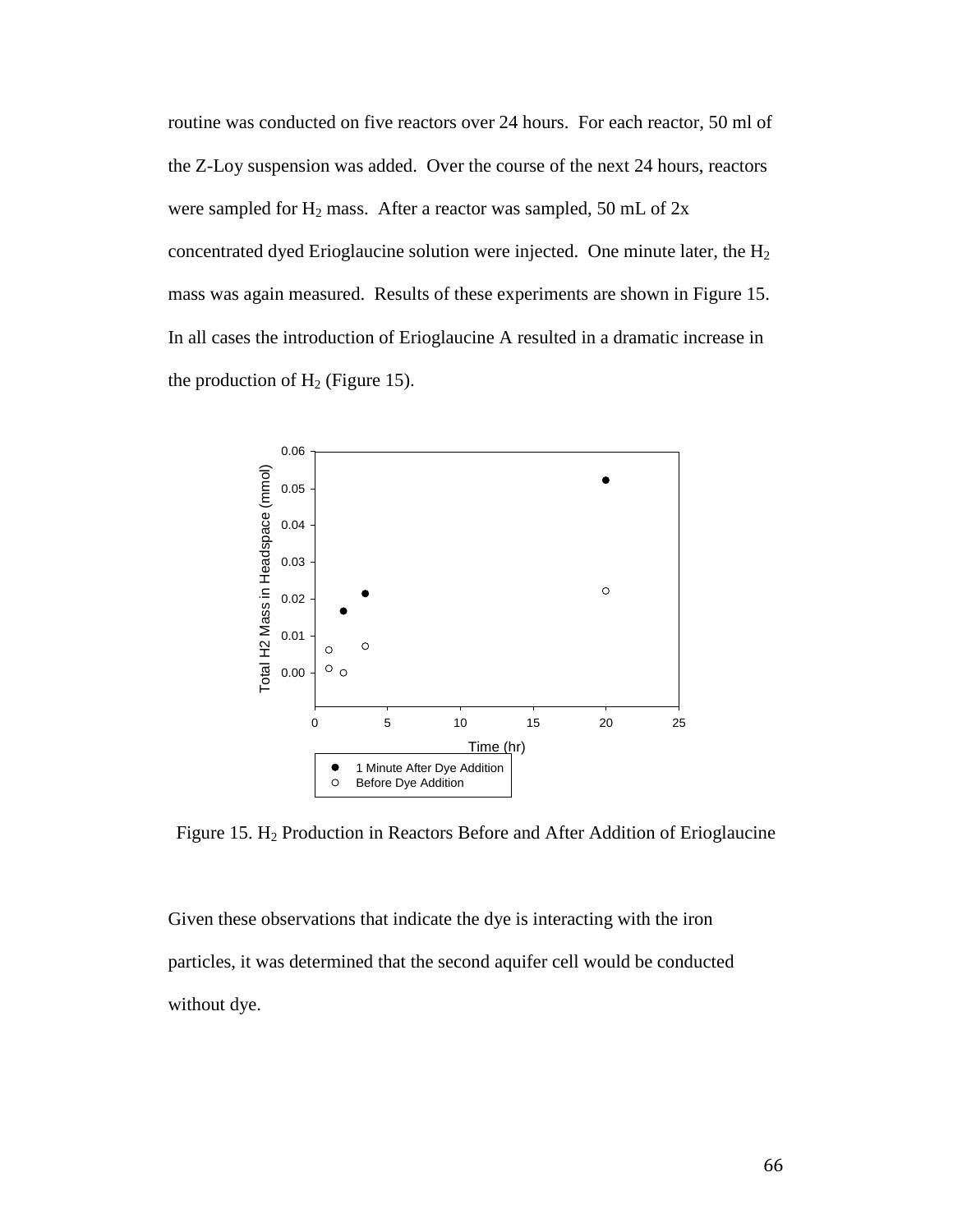routine was conducted on five reactors over 24 hours. For each reactor, 50 ml of the Z-Loy suspension was added. Over the course of the next 24 hours, reactors were sampled for $H_2$ mass. After a reactor was sampled, 50 mL of 2x concentrated dyed Erioglaucine solution were injected. One minute later, the $H_2$ mass was again measured. Results of these experiments are shown in Figure 15. In all cases the introduction of Erioglaucine A resulted in a dramatic increase in the production of $H_2$ (Figure 15).

Figure 15. $H_2$ Production in Reactors Before and After Addition of Erioglaucine

Given these observations that indicate the dye is interacting with the iron particles, it was determined that the second aquifer cell would be conducted without dye.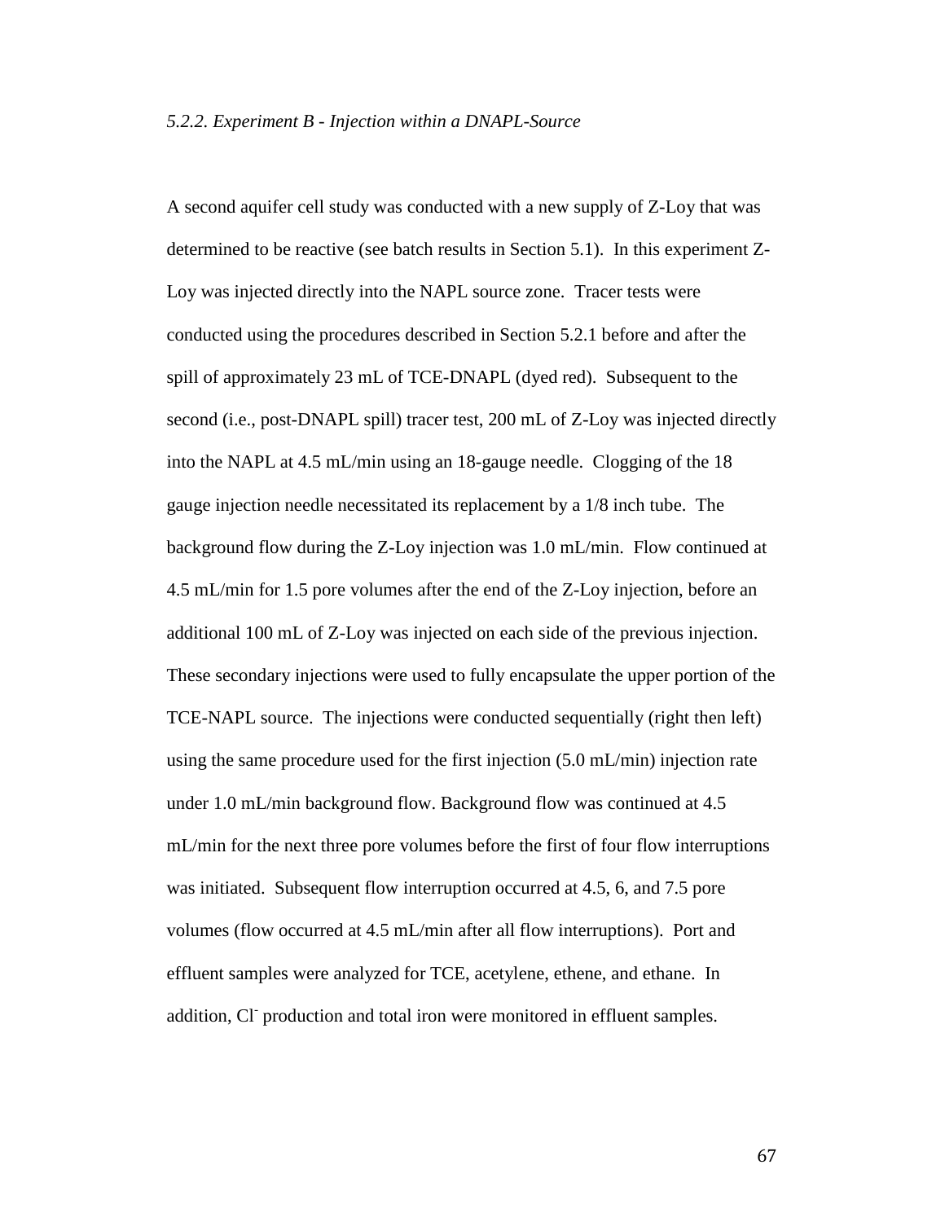*5.2.2. Experiment B - Injection within a DNAPL-Source*

A second aquifer cell study was conducted with a new supply of Z-Loy that was determined to be reactive (see batch results in Section 5.1). In this experiment Z-Loy was injected directly into the NAPL source zone. Tracer tests were conducted using the procedures described in Section 5.2.1 before and after the spill of approximately 23 mL of TCE-DNAPL (dyed red). Subsequent to the second (i.e., post-DNAPL spill) tracer test, 200 mL of Z-Loy was injected directly into the NAPL at 4.5 mL/min using an 18-gauge needle. Clogging of the 18 gauge injection needle necessitated its replacement by a 1/8 inch tube. The background flow during the Z-Loy injection was 1.0 mL/min. Flow continued at 4.5 mL/min for 1.5 pore volumes after the end of the Z-Loy injection, before an additional 100 mL of Z-Loy was injected on each side of the previous injection. These secondary injections were used to fully encapsulate the upper portion of the TCE-NAPL source. The injections were conducted sequentially (right then left) using the same procedure used for the first injection (5.0 mL/min) injection rate under 1.0 mL/min background flow. Background flow was continued at 4.5 mL/min for the next three pore volumes before the first of four flow interruptions was initiated. Subsequent flow interruption occurred at 4.5, 6, and 7.5 pore volumes (flow occurred at 4.5 mL/min after all flow interruptions). Port and effluent samples were analyzed for TCE, acetylene, ethene, and ethane. In addition, $Cl^-$ production and total iron were monitored in effluent samples.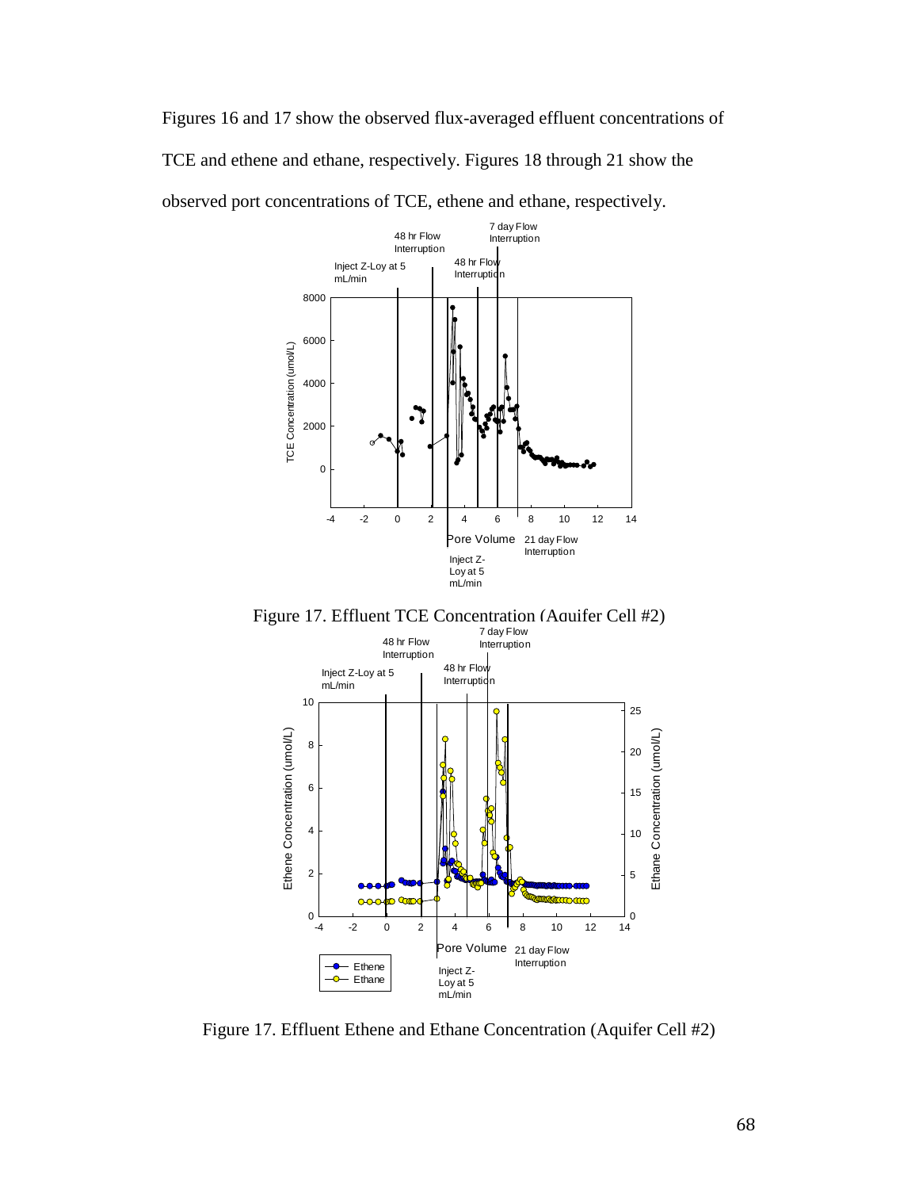Figures 16 and 17 show the observed flux-averaged effluent concentrations of TCE and ethene and ethane, respectively. Figures 18 through 21 show the observed port concentrations of TCE, ethene and ethane, respectively.

Figure 17. Effluent TCE Concentration (Aquifer Cell #2)

Figure 17. Effluent Ethene and Ethane Concentration (Aquifer Cell #2)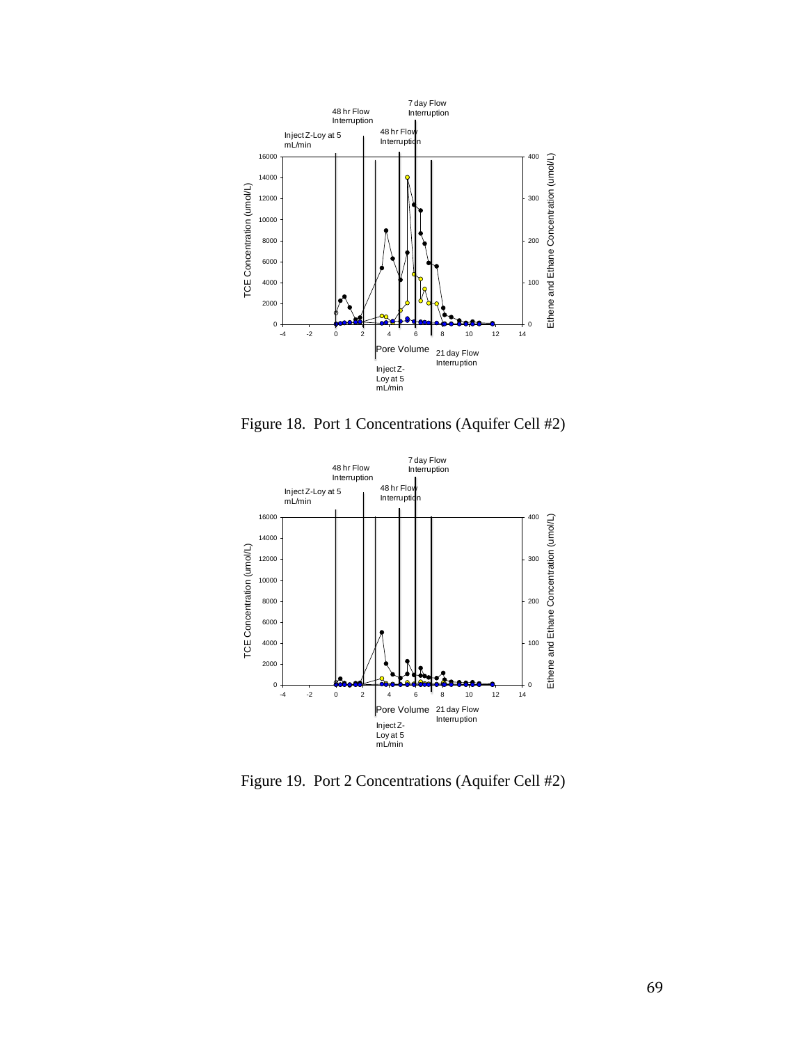Figure 18. Port 1 Concentrations (Aquifer Cell #2)

Figure 19. Port 2 Concentrations (Aquifer Cell #2)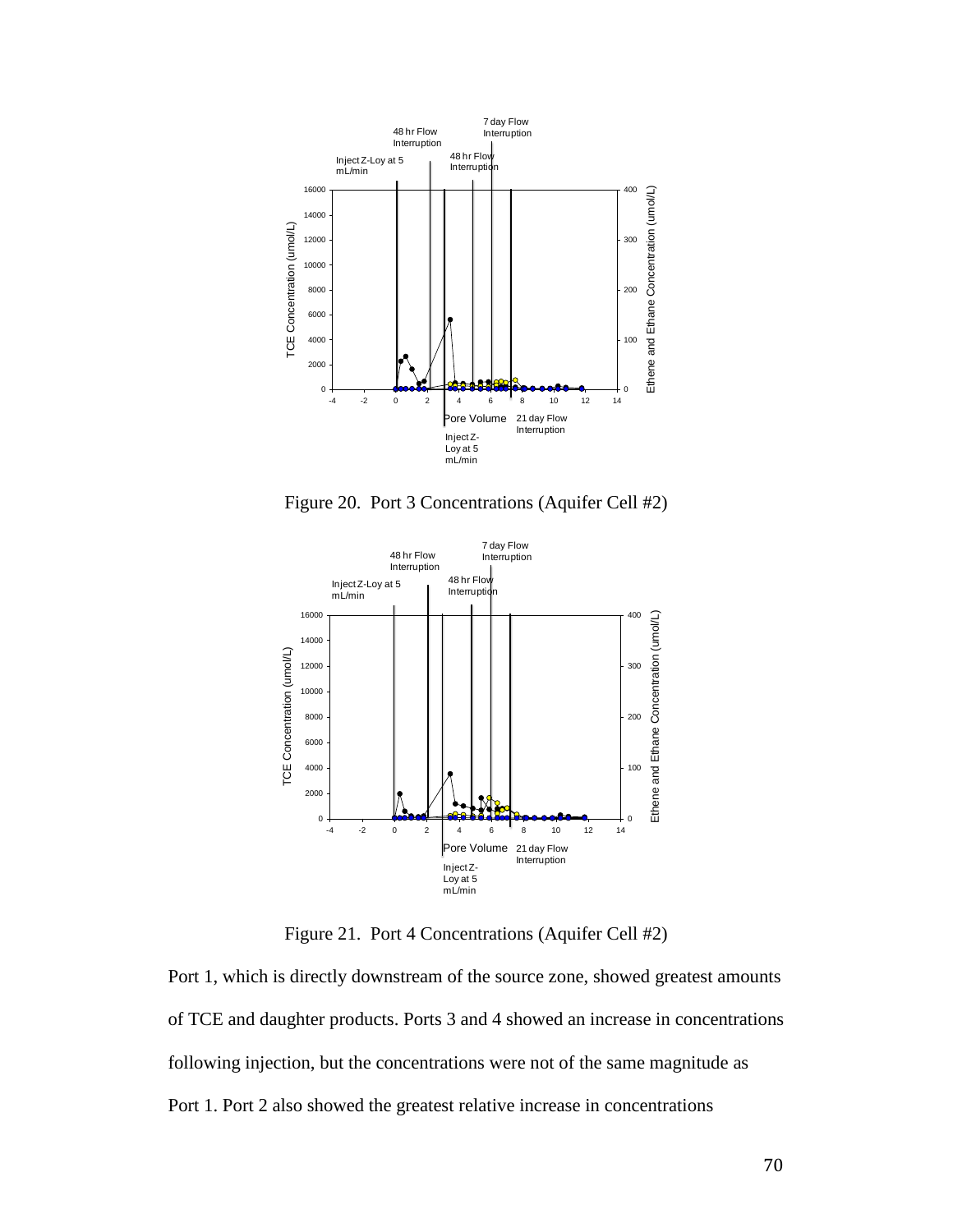Figure 20. Port 3 Concentrations (Aquifer Cell #2)

Figure 21. Port 4 Concentrations (Aquifer Cell #2)

Port 1, which is directly downstream of the source zone, showed greatest amounts of TCE and daughter products. Ports 3 and 4 showed an increase in concentrations following injection, but the concentrations were not of the same magnitude as Port 1. Port 2 also showed the greatest relative increase in concentrations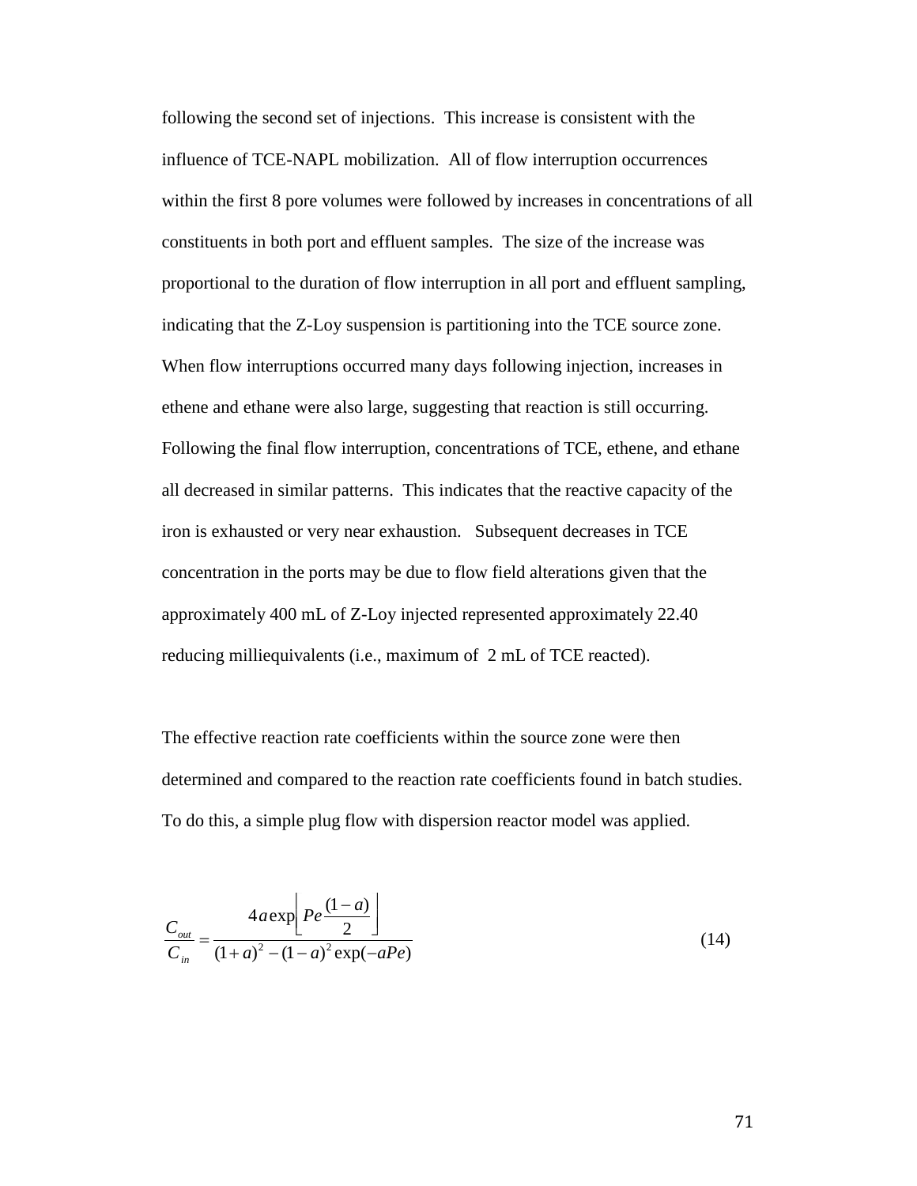following the second set of injections. This increase is consistent with the influence of TCE-NAPL mobilization. All of flow interruption occurrences within the first 8 pore volumes were followed by increases in concentrations of all constituents in both port and effluent samples. The size of the increase was proportional to the duration of flow interruption in all port and effluent sampling, indicating that the Z-Loy suspension is partitioning into the TCE source zone. When flow interruptions occurred many days following injection, increases in ethene and ethane were also large, suggesting that reaction is still occurring. Following the final flow interruption, concentrations of TCE, ethene, and ethane all decreased in similar patterns. This indicates that the reactive capacity of the iron is exhausted or very near exhaustion. Subsequent decreases in TCE concentration in the ports may be due to flow field alterations given that the approximately 400 mL of Z-Loy injected represented approximately 22.40 reducing milliequivalents (i.e., maximum of 2 mL of TCE reacted).

The effective reaction rate coefficients within the source zone were then determined and compared to the reaction rate coefficients found in batch studies. To do this, a simple plug flow with dispersion reactor model was applied.

$$\frac{C_{out}}{C_{in}} = \frac{4a\exp\left[Pe\frac{(1-a)}{2}\right]}{(1+a)^2 - (1-a)^2\exp(-aPe)} \tag{14}$$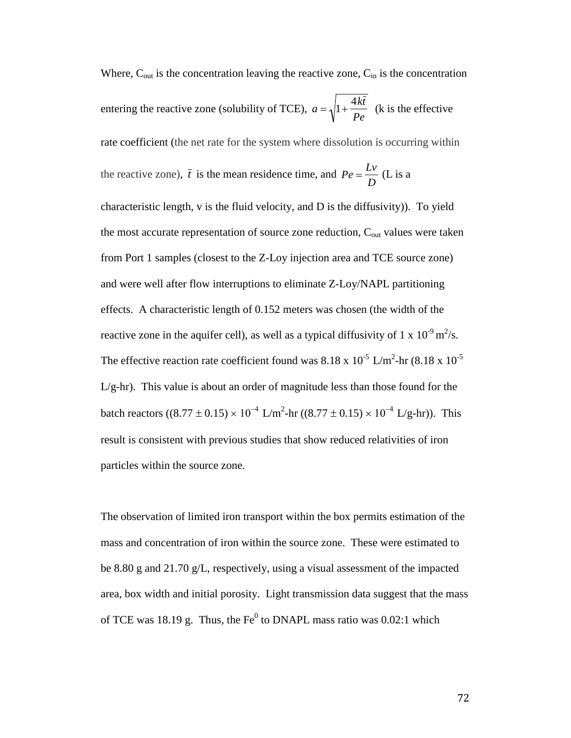Where, $C_{out}$ is the concentration leaving the reactive zone, $C_{in}$ is the concentration entering the reactive zone (solubility of TCE), $a = \sqrt{1 + \frac{4k\bar{t}}{Pe}}$ (k is the effective rate coefficient (the net rate for the system where dissolution is occurring within the reactive zone), $\bar{t}$ is the mean residence time, and $Pe = \frac{Lv}{D}$ (L is a characteristic length, v is the fluid velocity, and D is the diffusivity)). To yield the most accurate representation of source zone reduction, $C_{out}$ values were taken from Port 1 samples (closest to the Z-Loy injection area and TCE source zone) and were well after flow interruptions to eliminate Z-Loy/NAPL partitioning effects. A characteristic length of 0.152 meters was chosen (the width of the reactive zone in the aquifer cell), as well as a typical diffusivity of $1 \times 10^{-9}$ m$^2$/s. The effective reaction rate coefficient found was $8.18 \times 10^{-5}$ L/m$^2$-hr ($8.18 \times 10^{-5}$ L/g-hr). This value is about an order of magnitude less than those found for the batch reactors ($(8.77 \pm 0.15) \times 10^{-4}$ L/m$^2$-hr ($(8.77 \pm 0.15) \times 10^{-4}$ L/g-hr)). This result is consistent with previous studies that show reduced relativities of iron particles within the source zone.

The observation of limited iron transport within the box permits estimation of the mass and concentration of iron within the source zone. These were estimated to be 8.80 g and 21.70 g/L, respectively, using a visual assessment of the impacted area, box width and initial porosity. Light transmission data suggest that the mass of TCE was 18.19 g. Thus, the $Fe^0$ to DNAPL mass ratio was 0.02:1 which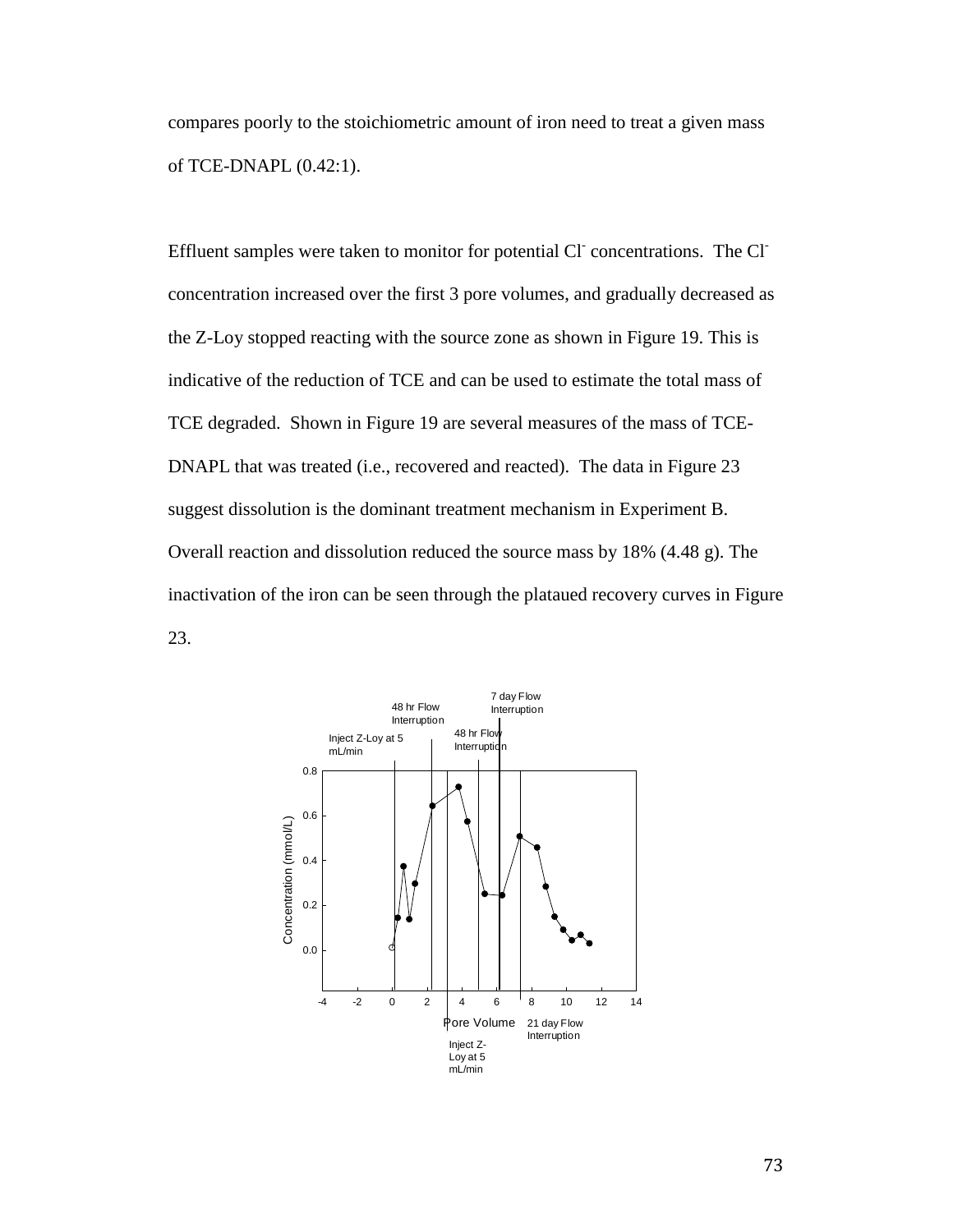compares poorly to the stoichiometric amount of iron need to treat a given mass of TCE-DNAPL (0.42:1).

Effluent samples were taken to monitor for potential $Cl^-$ concentrations. The $Cl^-$ concentration increased over the first 3 pore volumes, and gradually decreased as the Z-Loy stopped reacting with the source zone as shown in Figure 19. This is indicative of the reduction of TCE and can be used to estimate the total mass of TCE degraded. Shown in Figure 19 are several measures of the mass of TCE-DNAPL that was treated (i.e., recovered and reacted). The data in Figure 23 suggest dissolution is the dominant treatment mechanism in Experiment B. Overall reaction and dissolution reduced the source mass by 18% (4.48 g). The inactivation of the iron can be seen through the plataued recovery curves in Figure 23.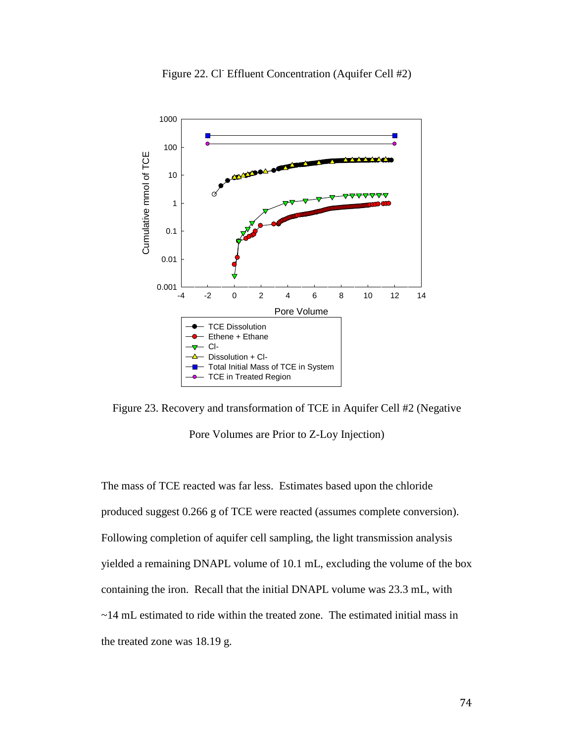Figure 22. $Cl^-$ Effluent Concentration (Aquifer Cell #2)

Figure 23. Recovery and transformation of TCE in Aquifer Cell #2 (Negative Pore Volumes are Prior to Z-Loy Injection)

The mass of TCE reacted was far less. Estimates based upon the chloride produced suggest 0.266 g of TCE were reacted (assumes complete conversion). Following completion of aquifer cell sampling, the light transmission analysis yielded a remaining DNAPL volume of 10.1 mL, excluding the volume of the box containing the iron. Recall that the initial DNAPL volume was 23.3 mL, with ~14 mL estimated to ride within the treated zone. The estimated initial mass in the treated zone was 18.19 g.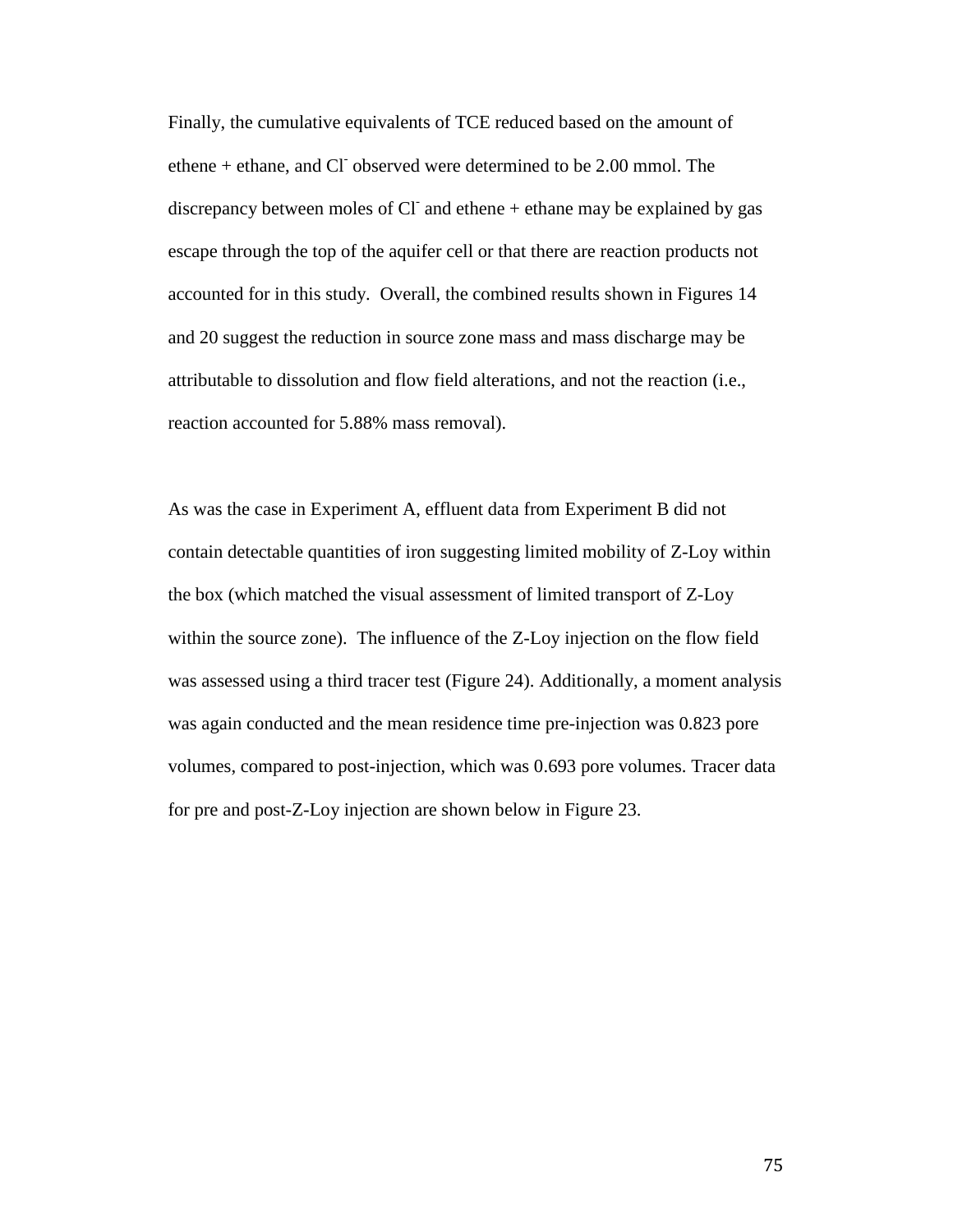Finally, the cumulative equivalents of TCE reduced based on the amount of ethene + ethane, and $Cl^-$ observed were determined to be 2.00 mmol. The discrepancy between moles of $Cl^-$ and ethene + ethane may be explained by gas escape through the top of the aquifer cell or that there are reaction products not accounted for in this study. Overall, the combined results shown in Figures 14 and 20 suggest the reduction in source zone mass and mass discharge may be attributable to dissolution and flow field alterations, and not the reaction (i.e., reaction accounted for 5.88% mass removal).

As was the case in Experiment A, effluent data from Experiment B did not contain detectable quantities of iron suggesting limited mobility of Z-Loy within the box (which matched the visual assessment of limited transport of Z-Loy within the source zone). The influence of the Z-Loy injection on the flow field was assessed using a third tracer test (Figure 24). Additionally, a moment analysis was again conducted and the mean residence time pre-injection was 0.823 pore volumes, compared to post-injection, which was 0.693 pore volumes. Tracer data for pre and post-Z-Loy injection are shown below in Figure 23.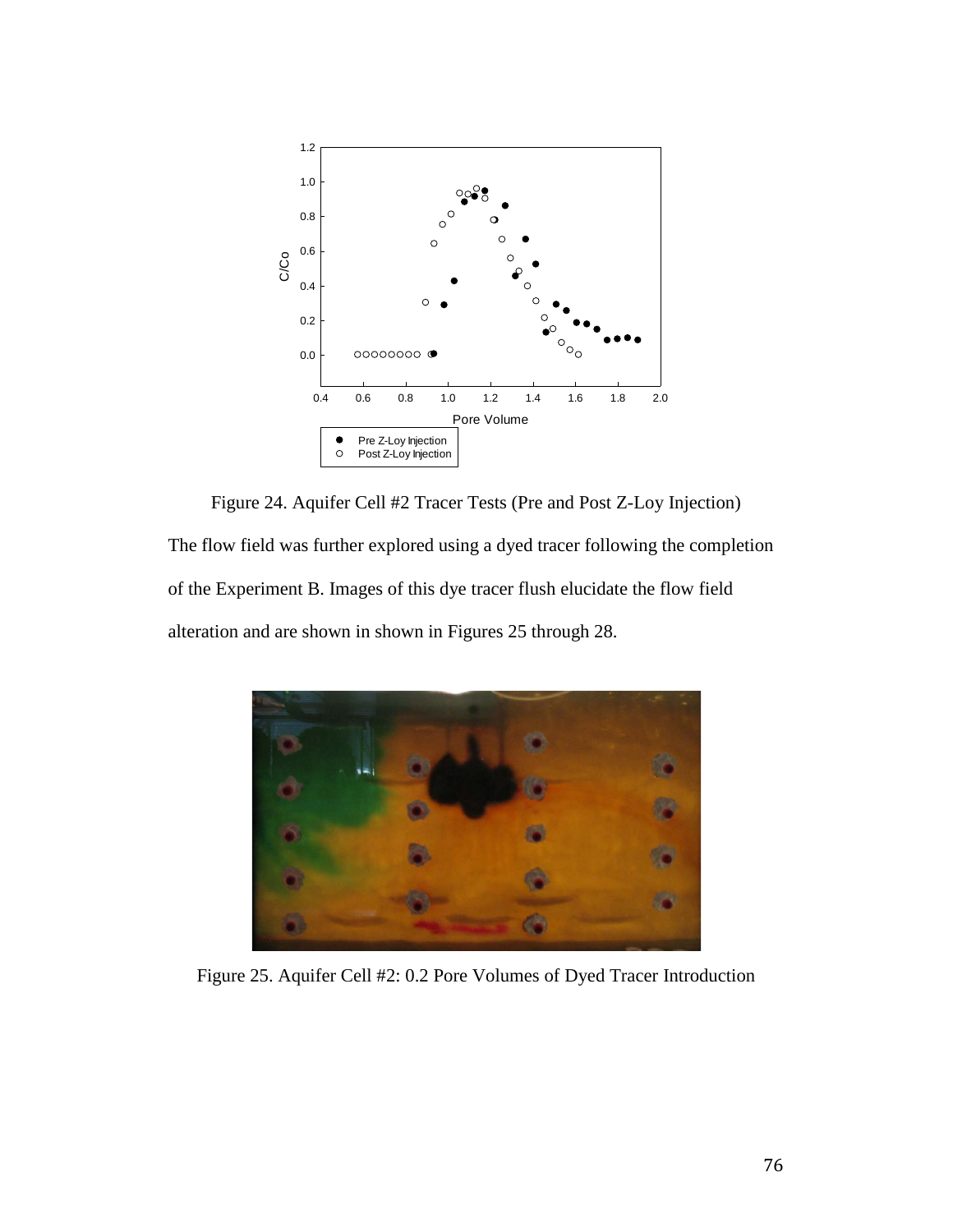Figure 24. Aquifer Cell #2 Tracer Tests (Pre and Post Z-Loy Injection)

The flow field was further explored using a dyed tracer following the completion of the Experiment B. Images of this dye tracer flush elucidate the flow field alteration and are shown in shown in Figures 25 through 28.

Figure 25. Aquifer Cell #2: 0.2 Pore Volumes of Dyed Tracer Introduction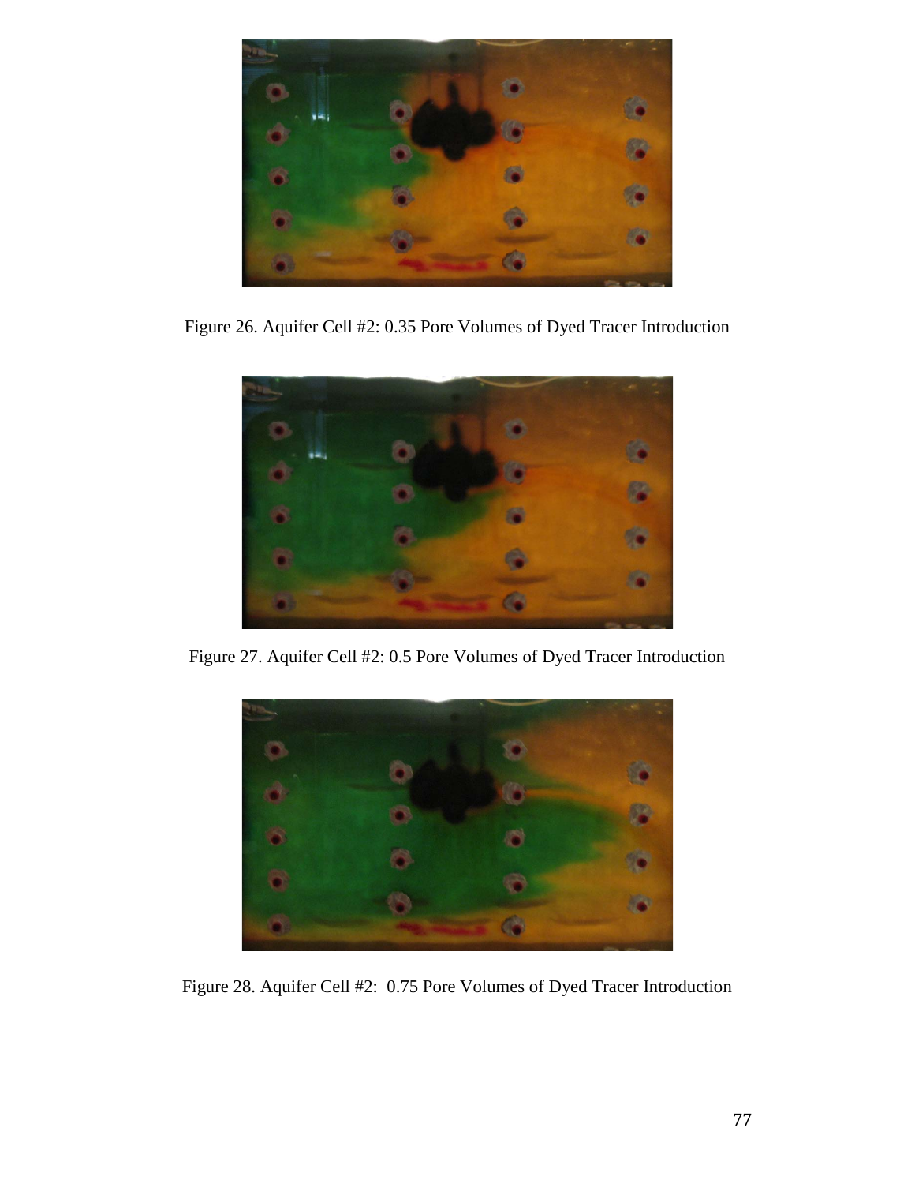Figure 26. Aquifer Cell #2: 0.35 Pore Volumes of Dyed Tracer Introduction

Figure 27. Aquifer Cell #2: 0.5 Pore Volumes of Dyed Tracer Introduction

Figure 28. Aquifer Cell #2: 0.75 Pore Volumes of Dyed Tracer Introduction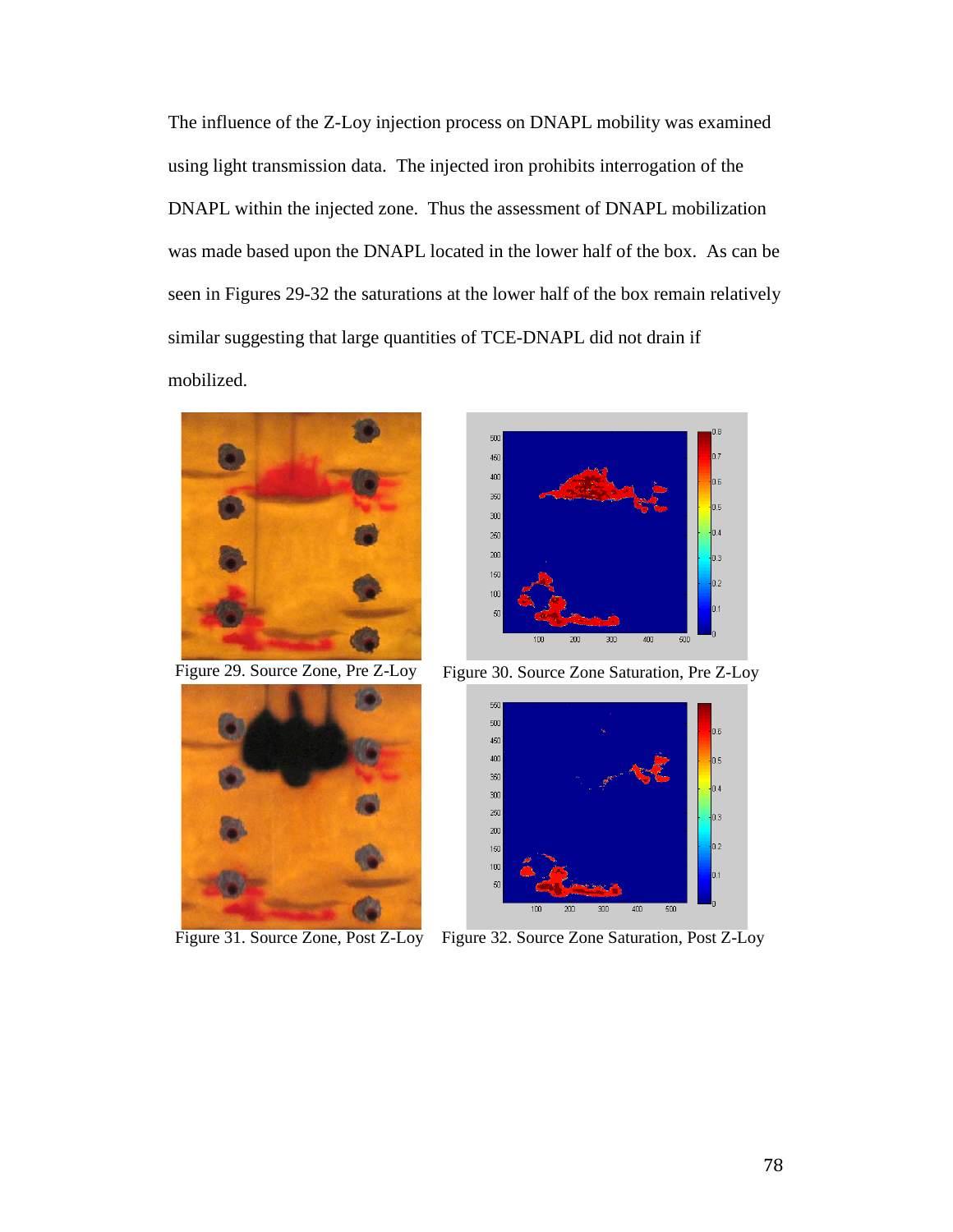The influence of the Z-Loy injection process on DNAPL mobility was examined using light transmission data. The injected iron prohibits interrogation of the DNAPL within the injected zone. Thus the assessment of DNAPL mobilization was made based upon the DNAPL located in the lower half of the box. As can be seen in Figures 29-32 the saturations at the lower half of the box remain relatively similar suggesting that large quantities of TCE-DNAPL did not drain if mobilized.

Figure 29. Source Zone, Pre Z-Loy

Figure 30. Source Zone Saturation, Pre Z-Loy

Figure 31. Source Zone, Post Z-Loy

Figure 32. Source Zone Saturation, Post Z-Loy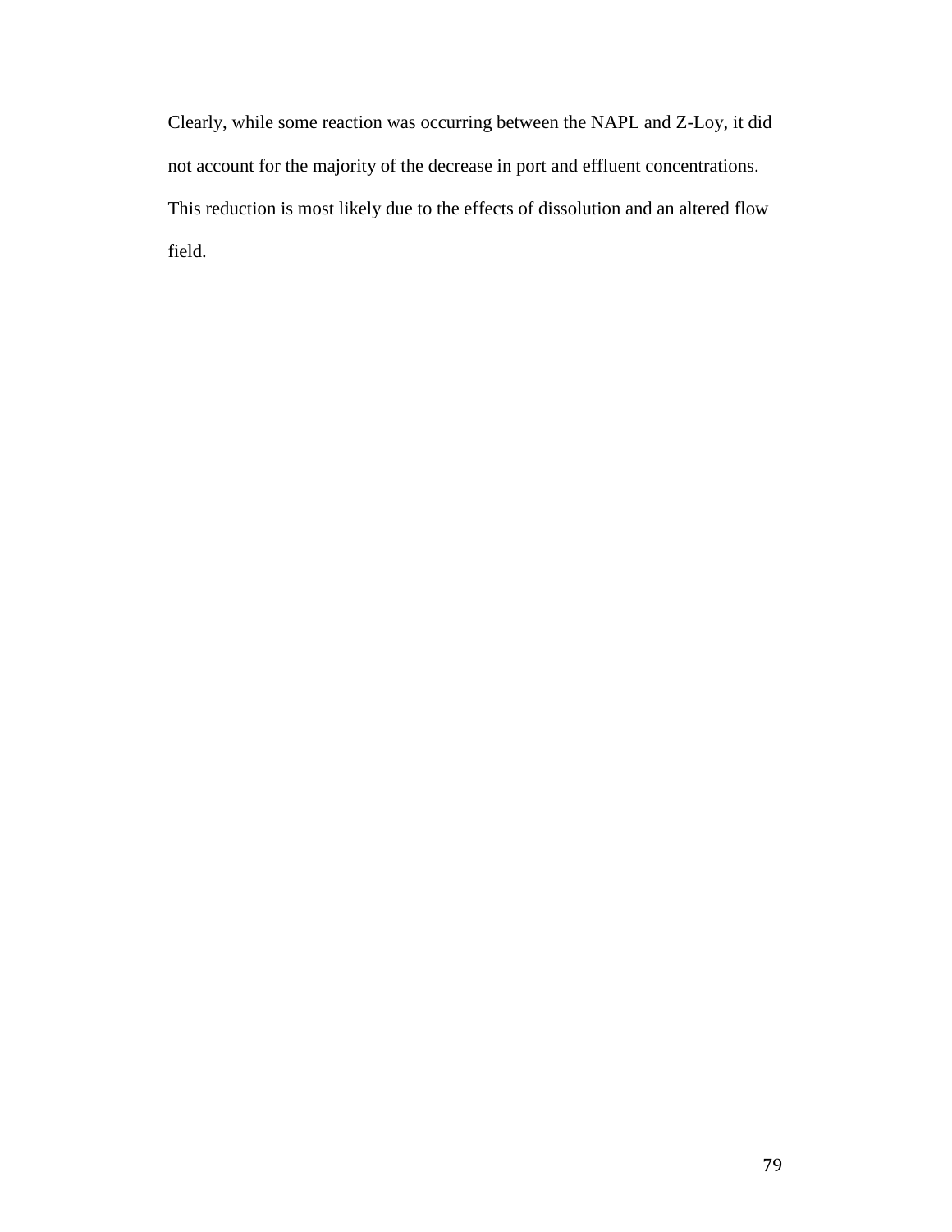Clearly, while some reaction was occurring between the NAPL and Z-Loy, it did not account for the majority of the decrease in port and effluent concentrations. This reduction is most likely due to the effects of dissolution and an altered flow field.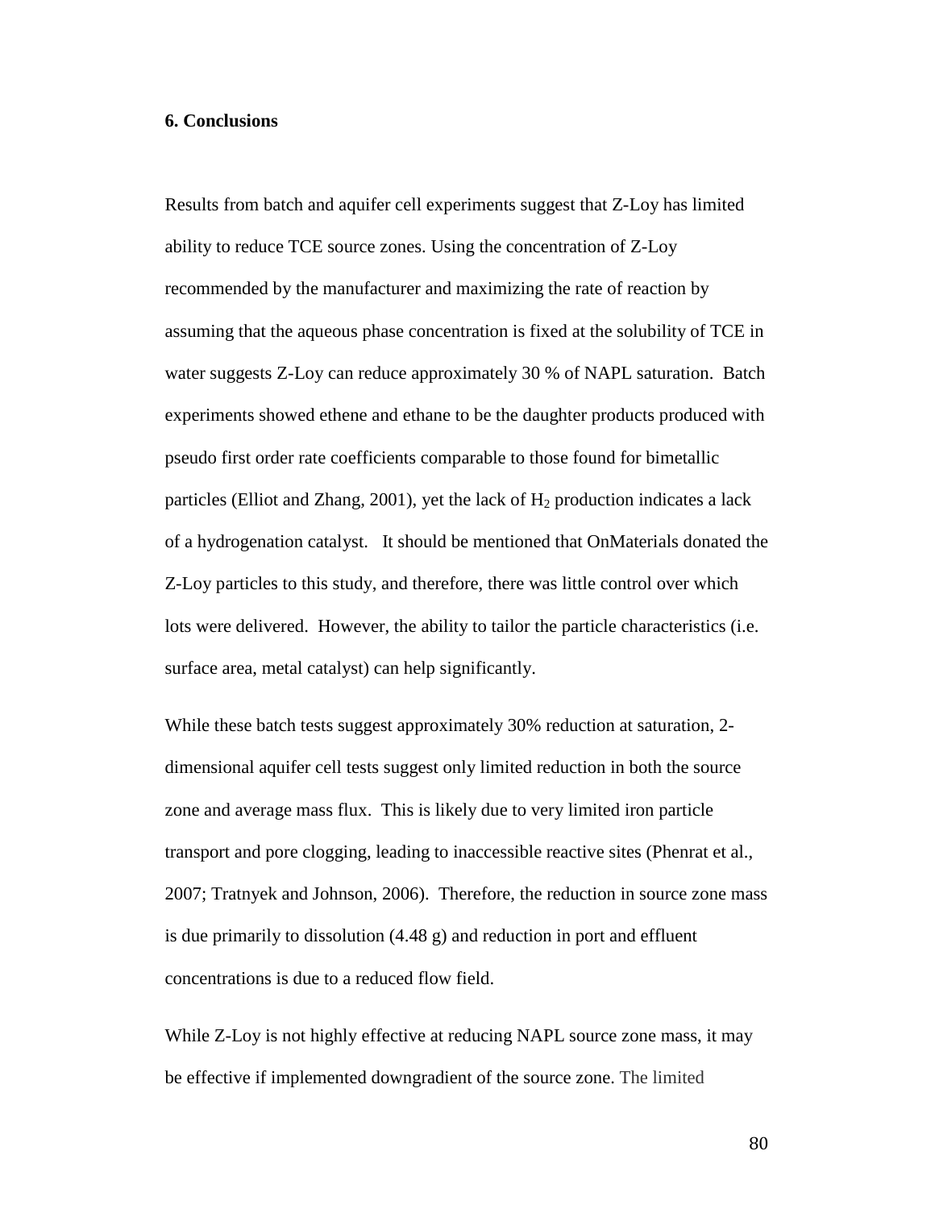## 6. Conclusions

Results from batch and aquifer cell experiments suggest that Z-Loy has limited ability to reduce TCE source zones. Using the concentration of Z-Loy recommended by the manufacturer and maximizing the rate of reaction by assuming that the aqueous phase concentration is fixed at the solubility of TCE in water suggests Z-Loy can reduce approximately 30 % of NAPL saturation. Batch experiments showed ethene and ethane to be the daughter products produced with pseudo first order rate coefficients comparable to those found for bimetallic particles (Elliot and Zhang, 2001), yet the lack of $H_2$ production indicates a lack of a hydrogenation catalyst. It should be mentioned that OnMaterials donated the Z-Loy particles to this study, and therefore, there was little control over which lots were delivered. However, the ability to tailor the particle characteristics (i.e. surface area, metal catalyst) can help significantly.

While these batch tests suggest approximately 30% reduction at saturation, 2-dimensional aquifer cell tests suggest only limited reduction in both the source zone and average mass flux. This is likely due to very limited iron particle transport and pore clogging, leading to inaccessible reactive sites (Phenrat et al., 2007; Tratnyek and Johnson, 2006). Therefore, the reduction in source zone mass is due primarily to dissolution (4.48 g) and reduction in port and effluent concentrations is due to a reduced flow field.

While Z-Loy is not highly effective at reducing NAPL source zone mass, it may be effective if implemented downgradient of the source zone. The limited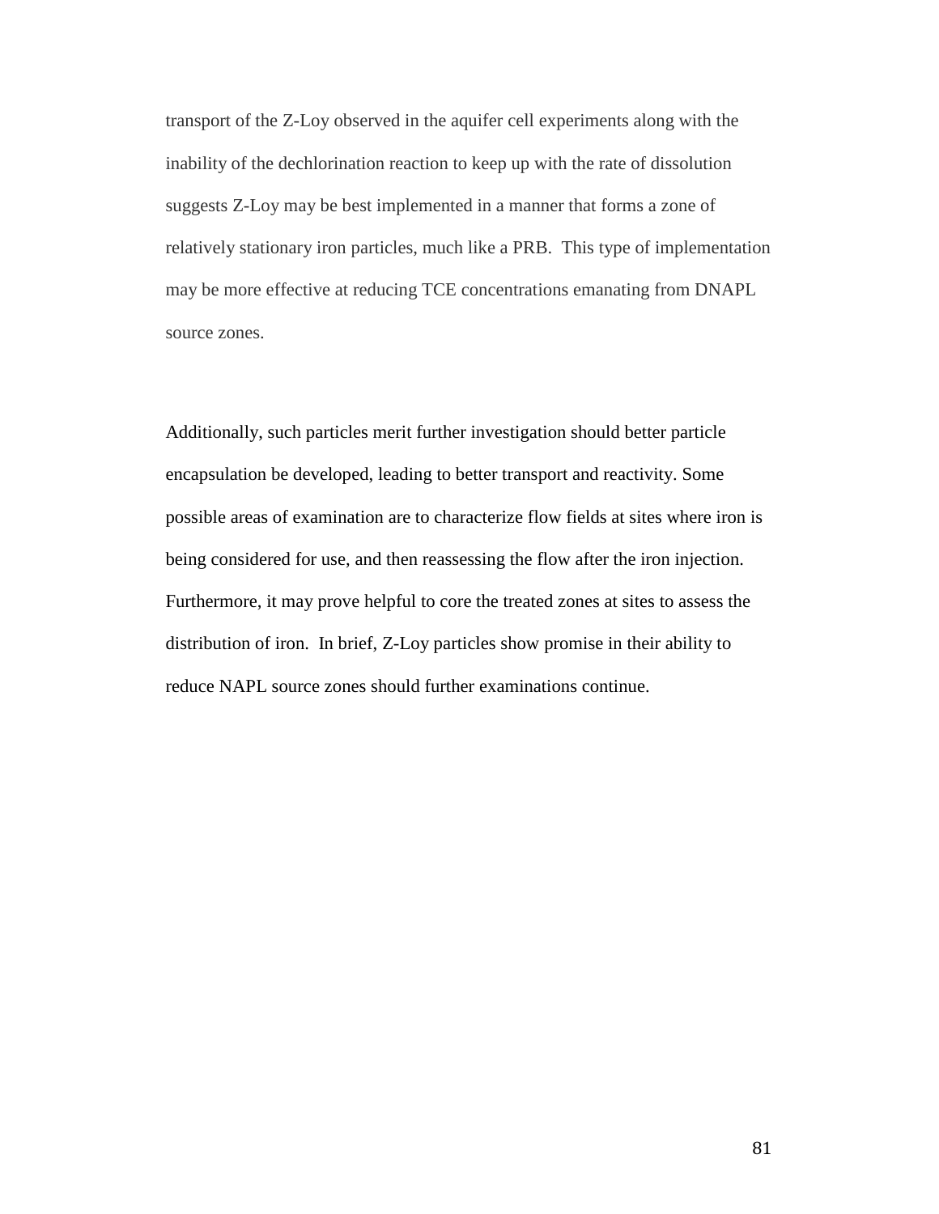transport of the Z-Loy observed in the aquifer cell experiments along with the inability of the dechlorination reaction to keep up with the rate of dissolution suggests Z-Loy may be best implemented in a manner that forms a zone of relatively stationary iron particles, much like a PRB. This type of implementation may be more effective at reducing TCE concentrations emanating from DNAPL source zones.

Additionally, such particles merit further investigation should better particle encapsulation be developed, leading to better transport and reactivity. Some possible areas of examination are to characterize flow fields at sites where iron is being considered for use, and then reassessing the flow after the iron injection. Furthermore, it may prove helpful to core the treated zones at sites to assess the distribution of iron. In brief, Z-Loy particles show promise in their ability to reduce NAPL source zones should further examinations continue.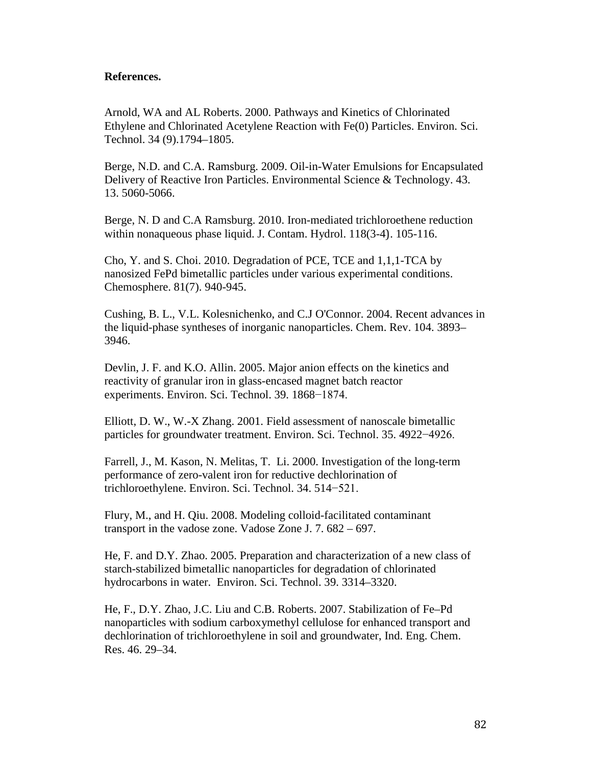**References.**

Arnold, WA and AL Roberts. 2000. Pathways and Kinetics of Chlorinated Ethylene and Chlorinated Acetylene Reaction with Fe(0) Particles. Environ. Sci. Technol. 34 (9).1794–1805.

Berge, N.D. and C.A. Ramsburg. 2009. Oil-in-Water Emulsions for Encapsulated Delivery of Reactive Iron Particles. Environmental Science & Technology. 43. 13. 5060-5066.

Berge, N. D and C.A Ramsburg. 2010. Iron-mediated trichloroethene reduction within nonaqueous phase liquid. J. Contam. Hydrol. 118(3-4). 105-116.

Cho, Y. and S. Choi. 2010. Degradation of PCE, TCE and 1,1,1-TCA by nanosized FePd bimetallic particles under various experimental conditions. Chemosphere. 81(7). 940-945.

Cushing, B. L., V.L. Kolesnichenko, and C.J O'Connor. 2004. Recent advances in the liquid-phase syntheses of inorganic nanoparticles. Chem. Rev. 104. 3893–3946.

Devlin, J. F. and K.O. Allin. 2005. Major anion effects on the kinetics and reactivity of granular iron in glass-encased magnet batch reactor experiments. Environ. Sci. Technol. 39. 1868−1874.

Elliott, D. W., W.-X Zhang. 2001. Field assessment of nanoscale bimetallic particles for groundwater treatment. Environ. Sci. Technol. 35. 4922−4926.

Farrell, J., M. Kason, N. Melitas, T. Li. 2000. Investigation of the long-term performance of zero-valent iron for reductive dechlorination of trichloroethylene. Environ. Sci. Technol. 34. 514−521.

Flury, M., and H. Qiu. 2008. Modeling colloid-facilitated contaminant transport in the vadose zone. Vadose Zone J. 7. 682 – 697.

He, F. and D.Y. Zhao. 2005. Preparation and characterization of a new class of starch-stabilized bimetallic nanoparticles for degradation of chlorinated hydrocarbons in water. Environ. Sci. Technol. 39. 3314–3320.

He, F., D.Y. Zhao, J.C. Liu and C.B. Roberts. 2007. Stabilization of Fe–Pd nanoparticles with sodium carboxymethyl cellulose for enhanced transport and dechlorination of trichloroethylene in soil and groundwater, Ind. Eng. Chem. Res. 46. 29–34.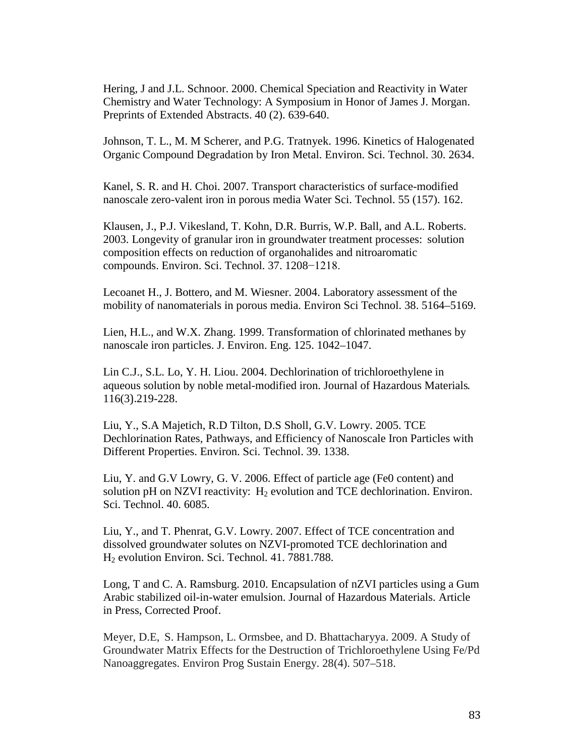Hering, J and J.L. Schnoor. 2000. Chemical Speciation and Reactivity in Water Chemistry and Water Technology: A Symposium in Honor of James J. Morgan. Preprints of Extended Abstracts. 40 (2). 639-640.

Johnson, T. L., M. M Scherer, and P.G. Tratnyek. 1996. Kinetics of Halogenated Organic Compound Degradation by Iron Metal. Environ. Sci. Technol. 30. 2634.

Kanel, S. R. and H. Choi. 2007. Transport characteristics of surface-modified nanoscale zero-valent iron in porous media Water Sci. Technol. 55 (157). 162.

Klausen, J., P.J. Vikesland, T. Kohn, D.R. Burris, W.P. Ball, and A.L. Roberts. 2003. Longevity of granular iron in groundwater treatment processes: solution composition effects on reduction of organohalides and nitroaromatic compounds. Environ. Sci. Technol. 37. 1208−1218.

Lecoanet H., J. Bottero, and M. Wiesner. 2004. Laboratory assessment of the mobility of nanomaterials in porous media. Environ Sci Technol. 38. 5164–5169.

Lien, H.L., and W.X. Zhang. 1999. Transformation of chlorinated methanes by nanoscale iron particles. J. Environ. Eng. 125. 1042–1047.

Lin C.J., S.L. Lo, Y. H. Liou. 2004. Dechlorination of trichloroethylene in aqueous solution by noble metal-modified iron. Journal of Hazardous Materials. 116(3).219-228.

Liu, Y., S.A Majetich, R.D Tilton, D.S Sholl, G.V. Lowry. 2005. TCE Dechlorination Rates, Pathways, and Efficiency of Nanoscale Iron Particles with Different Properties. Environ. Sci. Technol. 39. 1338.

Liu, Y. and G.V Lowry, G. V. 2006. Effect of particle age (Fe0 content) and solution pH on NZVI reactivity: $H_2$ evolution and TCE dechlorination. Environ. Sci. Technol. 40. 6085.

Liu, Y., and T. Phenrat, G.V. Lowry. 2007. Effect of TCE concentration and dissolved groundwater solutes on NZVI-promoted TCE dechlorination and $H_2$ evolution Environ. Sci. Technol. 41. 7881.788.

Long, T and C. A. Ramsburg. 2010. Encapsulation of nZVI particles using a Gum Arabic stabilized oil-in-water emulsion. Journal of Hazardous Materials. Article in Press, Corrected Proof.

Meyer, D.E, S. Hampson, L. Ormsbee, and D. Bhattacharyya. 2009. A Study of Groundwater Matrix Effects for the Destruction of Trichloroethylene Using Fe/Pd Nanoaggregates. Environ Prog Sustain Energy. 28(4). 507–518.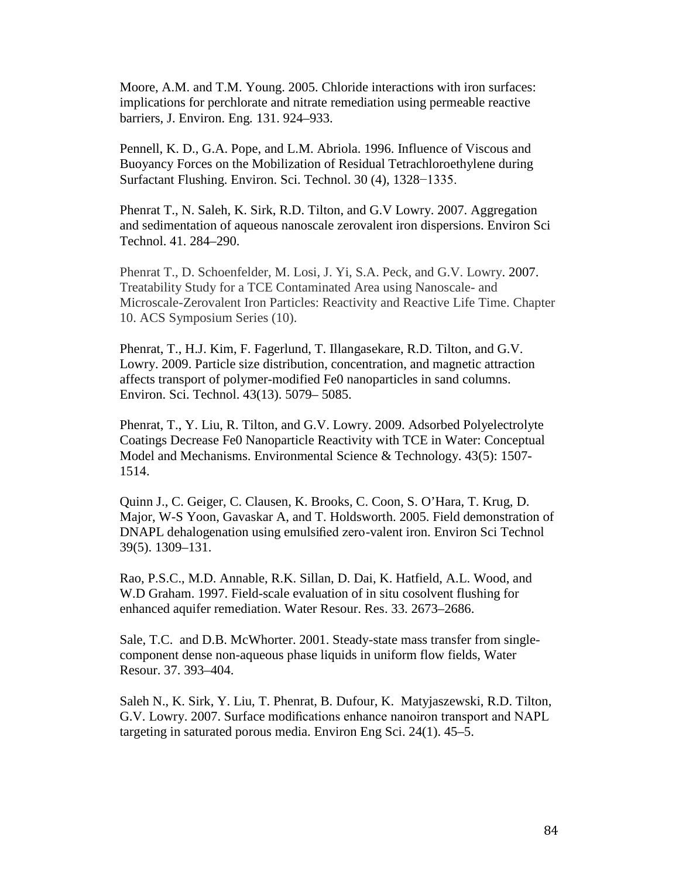Moore, A.M. and T.M. Young. 2005. Chloride interactions with iron surfaces: implications for perchlorate and nitrate remediation using permeable reactive barriers, J. Environ. Eng. 131. 924–933.

Pennell, K. D., G.A. Pope, and L.M. Abriola. 1996. Influence of Viscous and Buoyancy Forces on the Mobilization of Residual Tetrachloroethylene during Surfactant Flushing. Environ. Sci. Technol. 30 (4), 1328−1335.

Phenrat T., N. Saleh, K. Sirk, R.D. Tilton, and G.V Lowry. 2007. Aggregation and sedimentation of aqueous nanoscale zerovalent iron dispersions. Environ Sci Technol. 41. 284–290.

Phenrat T., D. Schoenfelder, M. Losi, J. Yi, S.A. Peck, and G.V. Lowry. 2007. Treatability Study for a TCE Contaminated Area using Nanoscale- and Microscale-Zerovalent Iron Particles: Reactivity and Reactive Life Time. Chapter 10. ACS Symposium Series (10).

Phenrat, T., H.J. Kim, F. Fagerlund, T. Illangasekare, R.D. Tilton, and G.V. Lowry. 2009. Particle size distribution, concentration, and magnetic attraction affects transport of polymer-modified Fe0 nanoparticles in sand columns. Environ. Sci. Technol. 43(13). 5079– 5085.

Phenrat, T., Y. Liu, R. Tilton, and G.V. Lowry. 2009. Adsorbed Polyelectrolyte Coatings Decrease Fe0 Nanoparticle Reactivity with TCE in Water: Conceptual Model and Mechanisms. Environmental Science & Technology. 43(5): 1507-1514.

Quinn J., C. Geiger, C. Clausen, K. Brooks, C. Coon, S. O'Hara, T. Krug, D. Major, W-S Yoon, Gavaskar A, and T. Holdsworth. 2005. Field demonstration of DNAPL dehalogenation using emulsified zero-valent iron. Environ Sci Technol 39(5). 1309–131.

Rao, P.S.C., M.D. Annable, R.K. Sillan, D. Dai, K. Hatfield, A.L. Wood, and W.D Graham. 1997. Field-scale evaluation of in situ cosolvent flushing for enhanced aquifer remediation. Water Resour. Res. 33. 2673–2686.

Sale, T.C. and D.B. McWhorter. 2001. Steady-state mass transfer from single-component dense non-aqueous phase liquids in uniform flow fields, Water Resour. 37. 393–404.

Saleh N., K. Sirk, Y. Liu, T. Phenrat, B. Dufour, K. Matyjaszewski, R.D. Tilton, G.V. Lowry. 2007. Surface modifications enhance nanoiron transport and NAPL targeting in saturated porous media. Environ Eng Sci. 24(1). 45–5.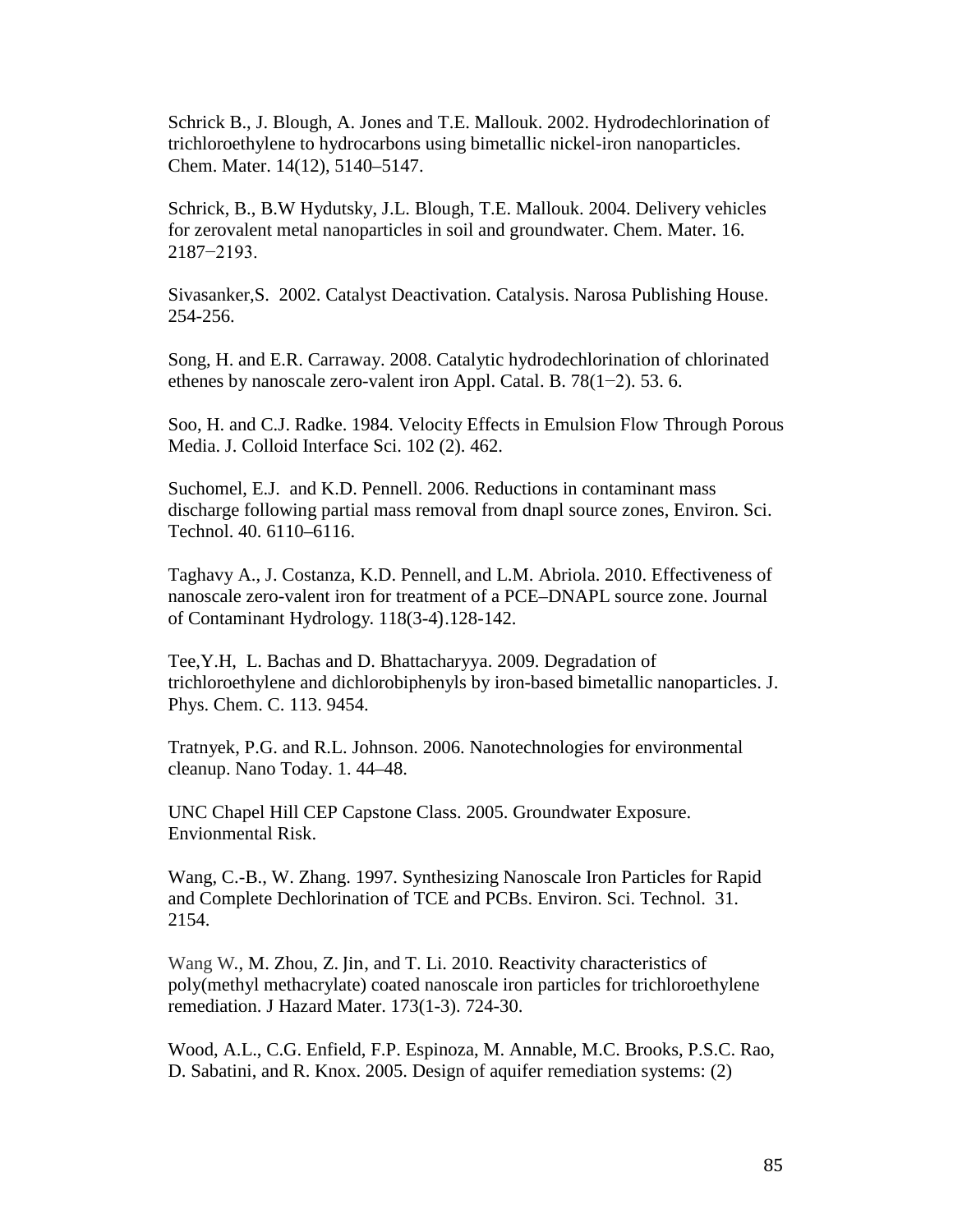Schrick B., J. Blough, A. Jones and T.E. Mallouk. 2002. Hydrodechlorination of trichloroethylene to hydrocarbons using bimetallic nickel-iron nanoparticles. Chem. Mater. 14(12), 5140–5147.

Schrick, B., B.W Hydutsky, J.L. Blough, T.E. Mallouk. 2004. Delivery vehicles for zerovalent metal nanoparticles in soil and groundwater. Chem. Mater. 16. 2187−2193.

Sivasanker,S. 2002. Catalyst Deactivation. Catalysis. Narosa Publishing House. 254-256.

Song, H. and E.R. Carraway. 2008. Catalytic hydrodechlorination of chlorinated ethenes by nanoscale zero-valent iron Appl. Catal. B. 78(1−2). 53. 6.

Soo, H. and C.J. Radke. 1984. Velocity Effects in Emulsion Flow Through Porous Media. J. Colloid Interface Sci. 102 (2). 462.

Suchomel, E.J. and K.D. Pennell. 2006. Reductions in contaminant mass discharge following partial mass removal from dnapl source zones, Environ. Sci. Technol. 40. 6110–6116.

Taghavy A., J. Costanza, K.D. Pennell, and L.M. Abriola. 2010. Effectiveness of nanoscale zero-valent iron for treatment of a PCE–DNAPL source zone. Journal of Contaminant Hydrology. 118(3-4).128-142.

Tee,Y.H, L. Bachas and D. Bhattacharyya. 2009. Degradation of trichloroethylene and dichlorobiphenyls by iron-based bimetallic nanoparticles. J. Phys. Chem. C. 113. 9454.

Tratnyek, P.G. and R.L. Johnson. 2006. Nanotechnologies for environmental cleanup. Nano Today. 1. 44–48.

UNC Chapel Hill CEP Capstone Class. 2005. Groundwater Exposure. Envionmental Risk.

Wang, C.-B., W. Zhang. 1997. Synthesizing Nanoscale Iron Particles for Rapid and Complete Dechlorination of TCE and PCBs. Environ. Sci. Technol. 31. 2154.

Wang W., M. Zhou, Z. Jin, and T. Li. 2010. Reactivity characteristics of poly(methyl methacrylate) coated nanoscale iron particles for trichloroethylene remediation. J Hazard Mater. 173(1-3). 724-30.

Wood, A.L., C.G. Enfield, F.P. Espinoza, M. Annable, M.C. Brooks, P.S.C. Rao, D. Sabatini, and R. Knox. 2005. Design of aquifer remediation systems: (2)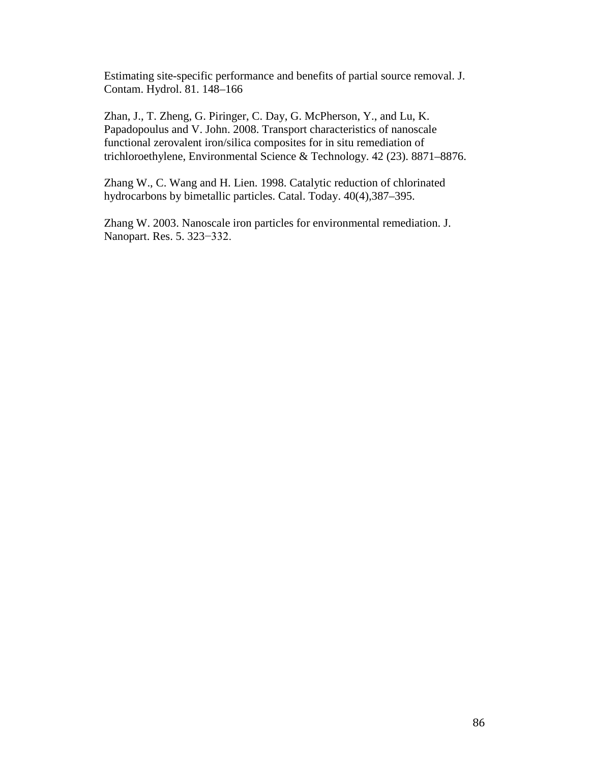Estimating site-specific performance and benefits of partial source removal. J. Contam. Hydrol. 81. 148–166

Zhan, J., T. Zheng, G. Piringer, C. Day, G. McPherson, Y., and Lu, K. Papadopoulus and V. John. 2008. Transport characteristics of nanoscale functional zerovalent iron/silica composites for in situ remediation of trichloroethylene, Environmental Science & Technology. 42 (23). 8871–8876.

Zhang W., C. Wang and H. Lien. 1998. Catalytic reduction of chlorinated hydrocarbons by bimetallic particles. Catal. Today. 40(4),387–395.

Zhang W. 2003. Nanoscale iron particles for environmental remediation. J. Nanopart. Res. 5. 323−332.